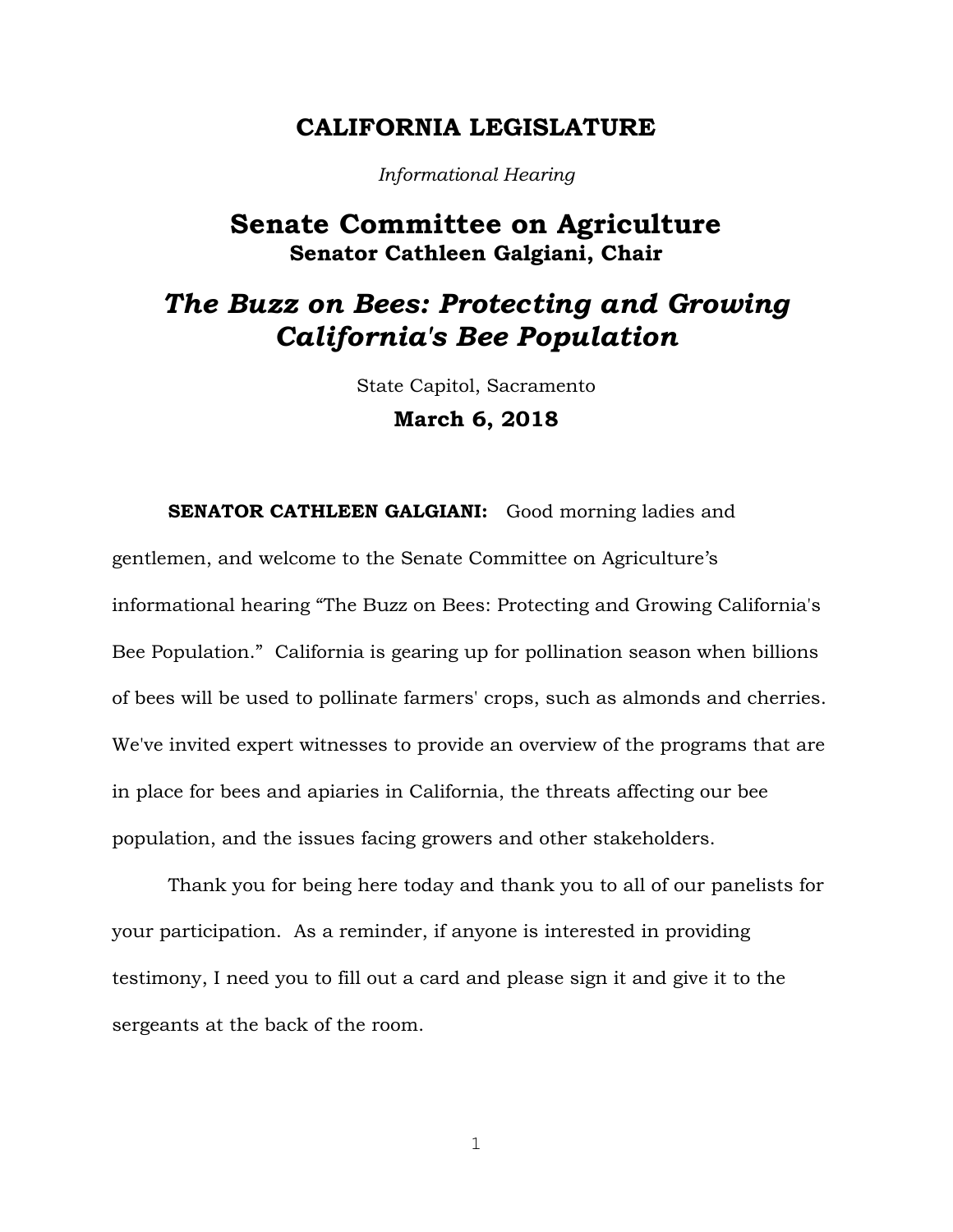# CALIFORNIA LEGISLATURE

*Informational Hearing*

## Senate Committee on Agriculture
**Senator Cathleen Galgiani, Chair**

## *The Buzz on Bees: Protecting and Growing California's Bee Population*

State Capitol, Sacramento

**March 6, 2018**

**SENATOR CATHLEEN GALGIANI:** Good morning ladies and gentlemen, and welcome to the Senate Committee on Agriculture's informational hearing "The Buzz on Bees: Protecting and Growing California's Bee Population." California is gearing up for pollination season when billions of bees will be used to pollinate farmers' crops, such as almonds and cherries. We've invited expert witnesses to provide an overview of the programs that are in place for bees and apiaries in California, the threats affecting our bee population, and the issues facing growers and other stakeholders.

Thank you for being here today and thank you to all of our panelists for your participation. As a reminder, if anyone is interested in providing testimony, I need you to fill out a card and please sign it and give it to the sergeants at the back of the room.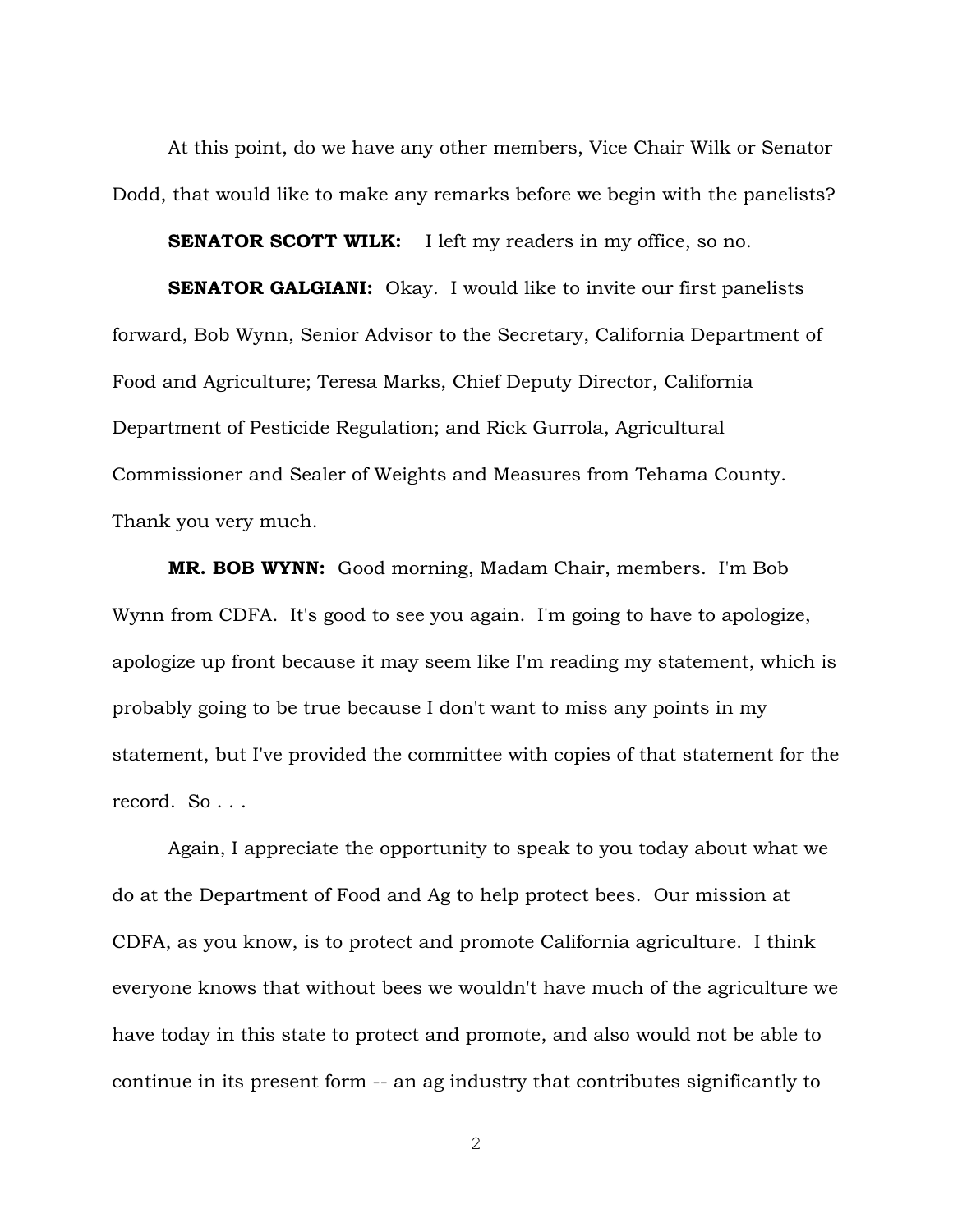At this point, do we have any other members, Vice Chair Wilk or Senator Dodd, that would like to make any remarks before we begin with the panelists?

**SENATOR SCOTT WILK:** I left my readers in my office, so no.

**SENATOR GALGIANI:** Okay. I would like to invite our first panelists forward, Bob Wynn, Senior Advisor to the Secretary, California Department of Food and Agriculture; Teresa Marks, Chief Deputy Director, California Department of Pesticide Regulation; and Rick Gurrola, Agricultural Commissioner and Sealer of Weights and Measures from Tehama County. Thank you very much.

**MR. BOB WYNN:** Good morning, Madam Chair, members. I'm Bob Wynn from CDFA. It's good to see you again. I'm going to have to apologize, apologize up front because it may seem like I'm reading my statement, which is probably going to be true because I don't want to miss any points in my statement, but I've provided the committee with copies of that statement for the record. So . . .

Again, I appreciate the opportunity to speak to you today about what we do at the Department of Food and Ag to help protect bees. Our mission at CDFA, as you know, is to protect and promote California agriculture. I think everyone knows that without bees we wouldn't have much of the agriculture we have today in this state to protect and promote, and also would not be able to continue in its present form -- an ag industry that contributes significantly to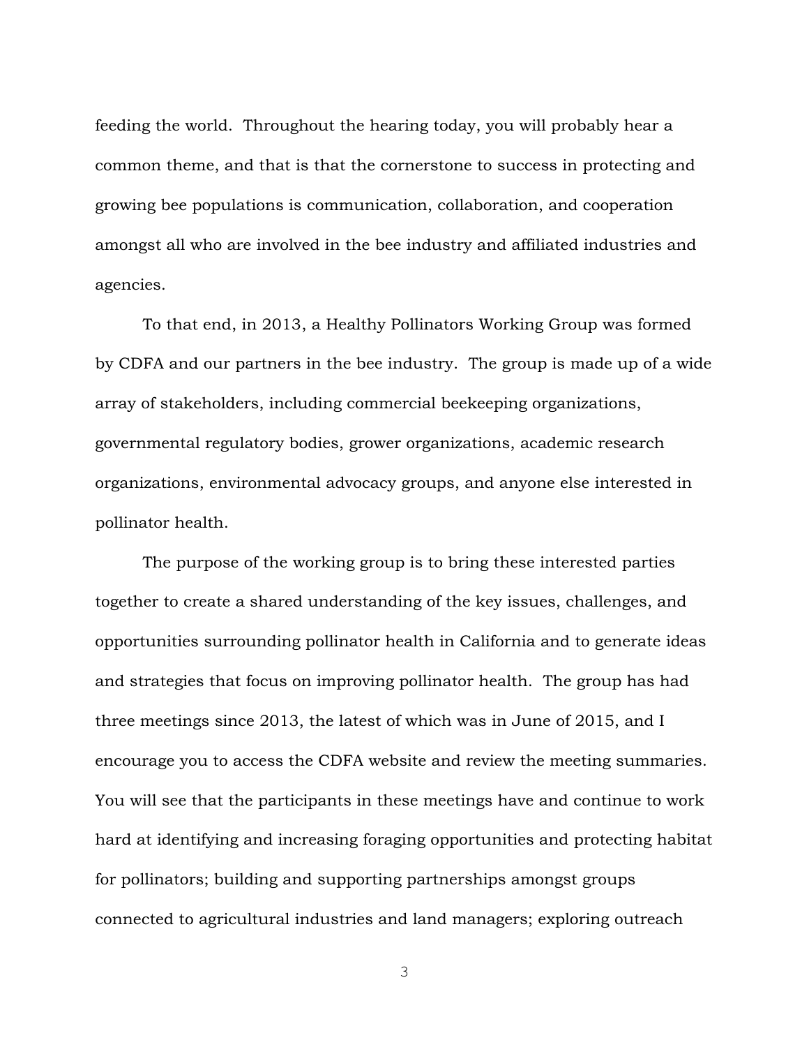feeding the world. Throughout the hearing today, you will probably hear a common theme, and that is that the cornerstone to success in protecting and growing bee populations is communication, collaboration, and cooperation amongst all who are involved in the bee industry and affiliated industries and agencies.

To that end, in 2013, a Healthy Pollinators Working Group was formed by CDFA and our partners in the bee industry. The group is made up of a wide array of stakeholders, including commercial beekeeping organizations, governmental regulatory bodies, grower organizations, academic research organizations, environmental advocacy groups, and anyone else interested in pollinator health.

The purpose of the working group is to bring these interested parties together to create a shared understanding of the key issues, challenges, and opportunities surrounding pollinator health in California and to generate ideas and strategies that focus on improving pollinator health. The group has had three meetings since 2013, the latest of which was in June of 2015, and I encourage you to access the CDFA website and review the meeting summaries. You will see that the participants in these meetings have and continue to work hard at identifying and increasing foraging opportunities and protecting habitat for pollinators; building and supporting partnerships amongst groups connected to agricultural industries and land managers; exploring outreach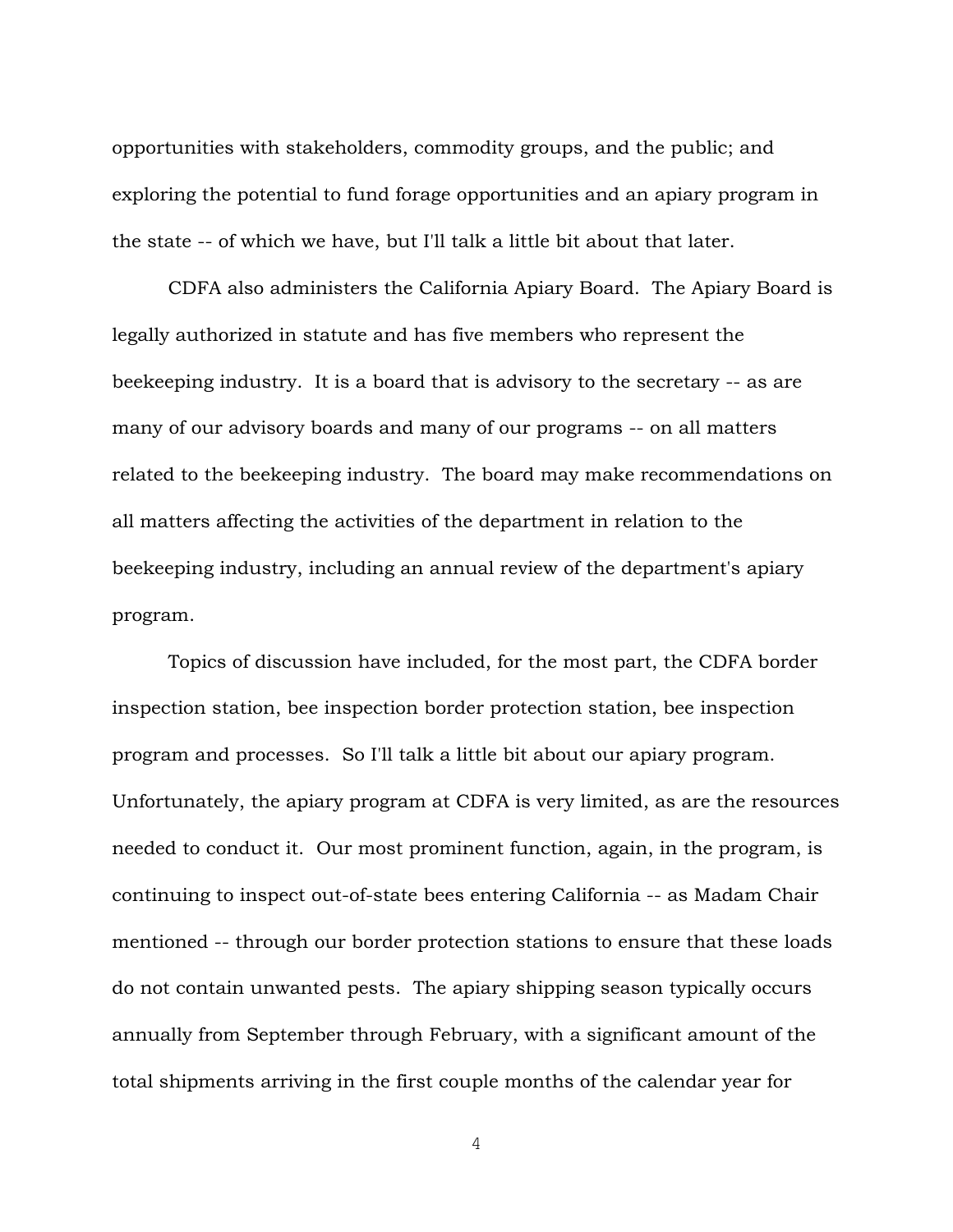opportunities with stakeholders, commodity groups, and the public; and exploring the potential to fund forage opportunities and an apiary program in the state -- of which we have, but I'll talk a little bit about that later.

CDFA also administers the California Apiary Board. The Apiary Board is legally authorized in statute and has five members who represent the beekeeping industry. It is a board that is advisory to the secretary -- as are many of our advisory boards and many of our programs -- on all matters related to the beekeeping industry. The board may make recommendations on all matters affecting the activities of the department in relation to the beekeeping industry, including an annual review of the department's apiary program.

Topics of discussion have included, for the most part, the CDFA border inspection station, bee inspection border protection station, bee inspection program and processes. So I'll talk a little bit about our apiary program. Unfortunately, the apiary program at CDFA is very limited, as are the resources needed to conduct it. Our most prominent function, again, in the program, is continuing to inspect out-of-state bees entering California -- as Madam Chair mentioned -- through our border protection stations to ensure that these loads do not contain unwanted pests. The apiary shipping season typically occurs annually from September through February, with a significant amount of the total shipments arriving in the first couple months of the calendar year for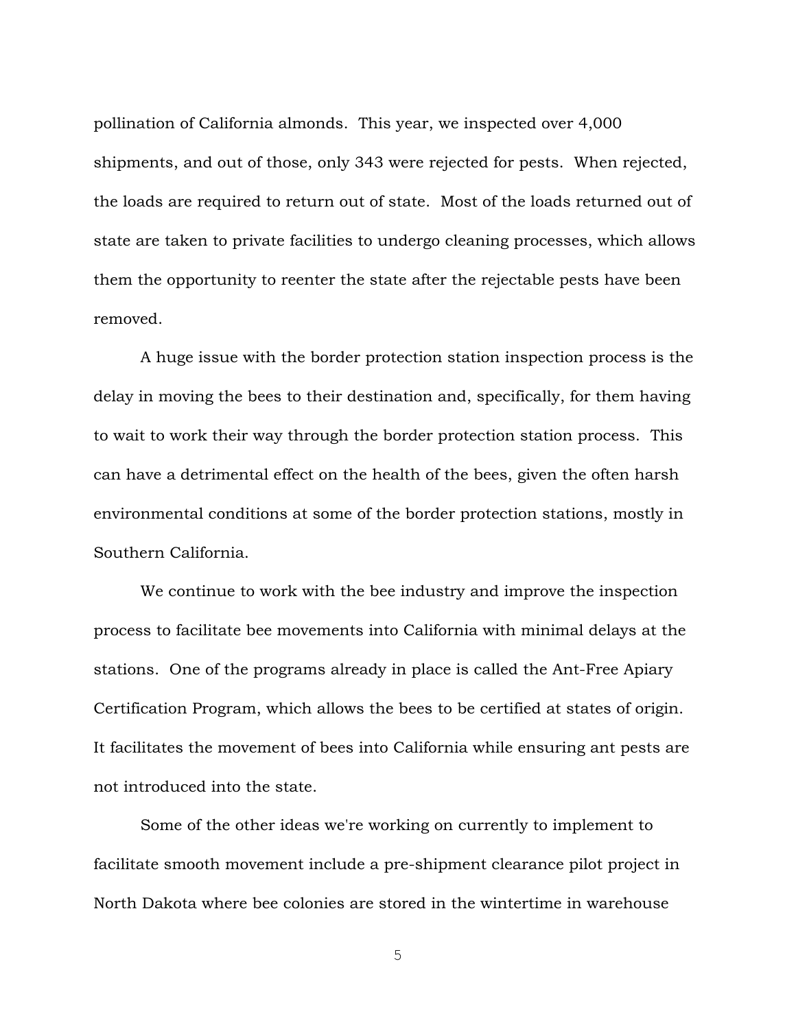pollination of California almonds. This year, we inspected over 4,000 shipments, and out of those, only 343 were rejected for pests. When rejected, the loads are required to return out of state. Most of the loads returned out of state are taken to private facilities to undergo cleaning processes, which allows them the opportunity to reenter the state after the rejectable pests have been removed.

A huge issue with the border protection station inspection process is the delay in moving the bees to their destination and, specifically, for them having to wait to work their way through the border protection station process. This can have a detrimental effect on the health of the bees, given the often harsh environmental conditions at some of the border protection stations, mostly in Southern California.

We continue to work with the bee industry and improve the inspection process to facilitate bee movements into California with minimal delays at the stations. One of the programs already in place is called the Ant-Free Apiary Certification Program, which allows the bees to be certified at states of origin. It facilitates the movement of bees into California while ensuring ant pests are not introduced into the state.

Some of the other ideas we're working on currently to implement to facilitate smooth movement include a pre-shipment clearance pilot project in North Dakota where bee colonies are stored in the wintertime in warehouse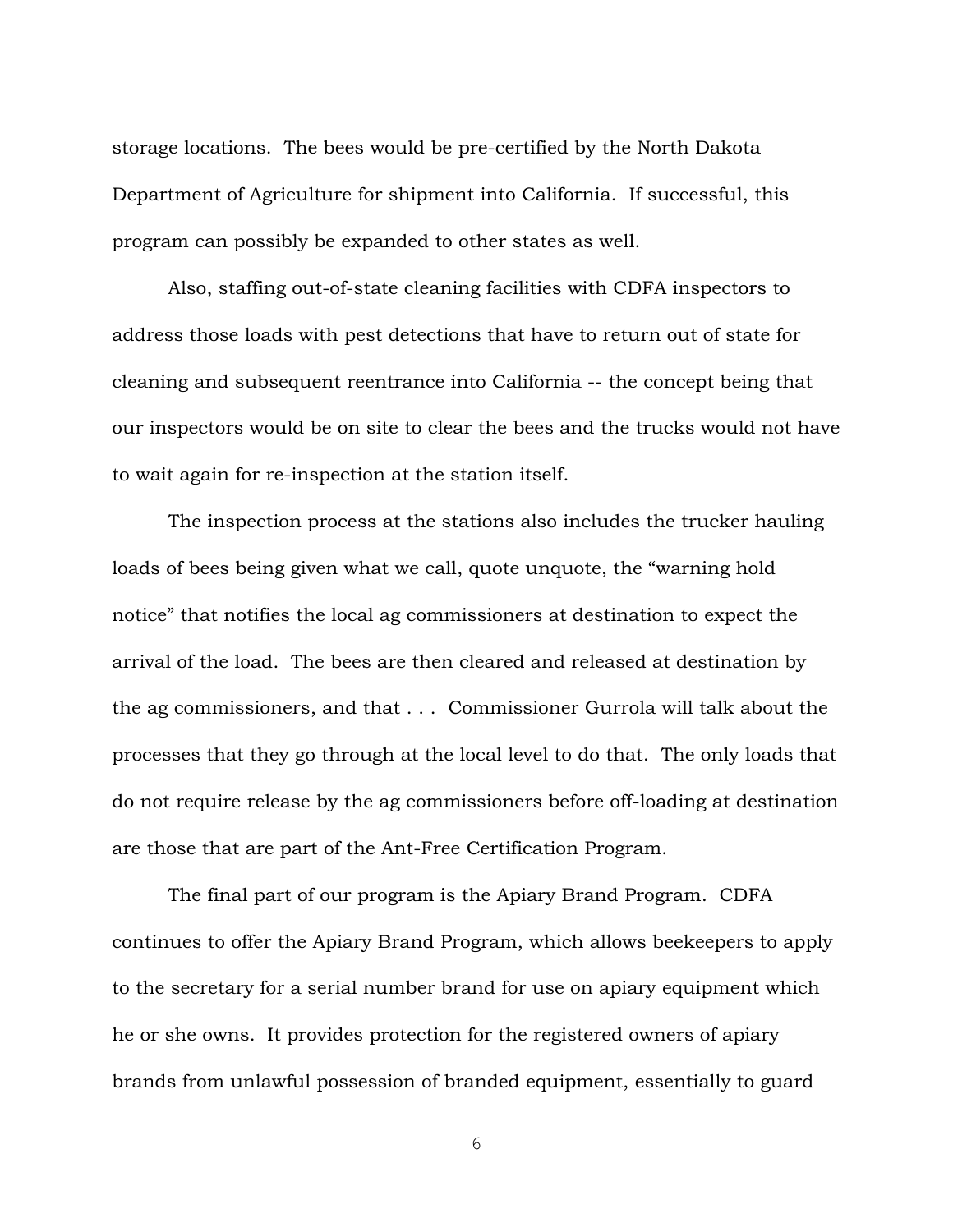storage locations. The bees would be pre-certified by the North Dakota Department of Agriculture for shipment into California. If successful, this program can possibly be expanded to other states as well.

Also, staffing out-of-state cleaning facilities with CDFA inspectors to address those loads with pest detections that have to return out of state for cleaning and subsequent reentrance into California -- the concept being that our inspectors would be on site to clear the bees and the trucks would not have to wait again for re-inspection at the station itself.

The inspection process at the stations also includes the trucker hauling loads of bees being given what we call, quote unquote, the "warning hold notice" that notifies the local ag commissioners at destination to expect the arrival of the load. The bees are then cleared and released at destination by the ag commissioners, and that . . . Commissioner Gurrola will talk about the processes that they go through at the local level to do that. The only loads that do not require release by the ag commissioners before off-loading at destination are those that are part of the Ant-Free Certification Program.

The final part of our program is the Apiary Brand Program. CDFA continues to offer the Apiary Brand Program, which allows beekeepers to apply to the secretary for a serial number brand for use on apiary equipment which he or she owns. It provides protection for the registered owners of apiary brands from unlawful possession of branded equipment, essentially to guard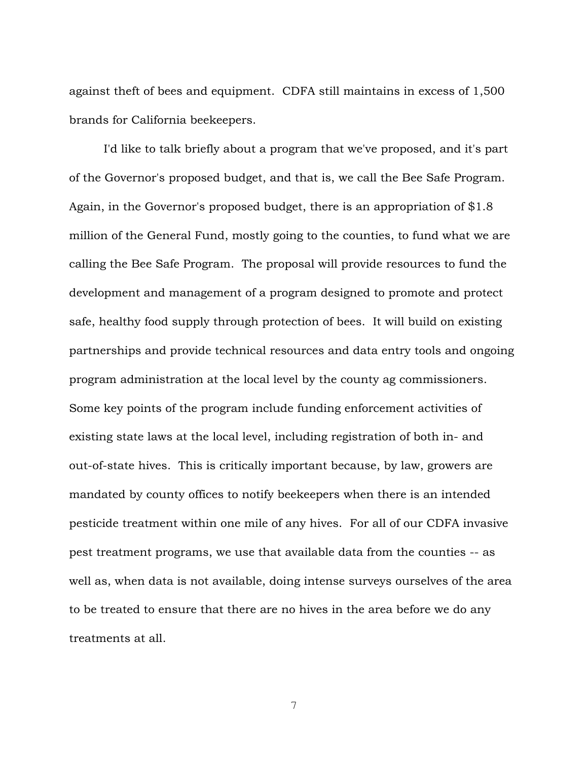against theft of bees and equipment. CDFA still maintains in excess of 1,500 brands for California beekeepers.

I'd like to talk briefly about a program that we've proposed, and it's part of the Governor's proposed budget, and that is, we call the Bee Safe Program. Again, in the Governor's proposed budget, there is an appropriation of $1.8 million of the General Fund, mostly going to the counties, to fund what we are calling the Bee Safe Program. The proposal will provide resources to fund the development and management of a program designed to promote and protect safe, healthy food supply through protection of bees. It will build on existing partnerships and provide technical resources and data entry tools and ongoing program administration at the local level by the county ag commissioners. Some key points of the program include funding enforcement activities of existing state laws at the local level, including registration of both in- and out-of-state hives. This is critically important because, by law, growers are mandated by county offices to notify beekeepers when there is an intended pesticide treatment within one mile of any hives. For all of our CDFA invasive pest treatment programs, we use that available data from the counties -- as well as, when data is not available, doing intense surveys ourselves of the area to be treated to ensure that there are no hives in the area before we do any treatments at all.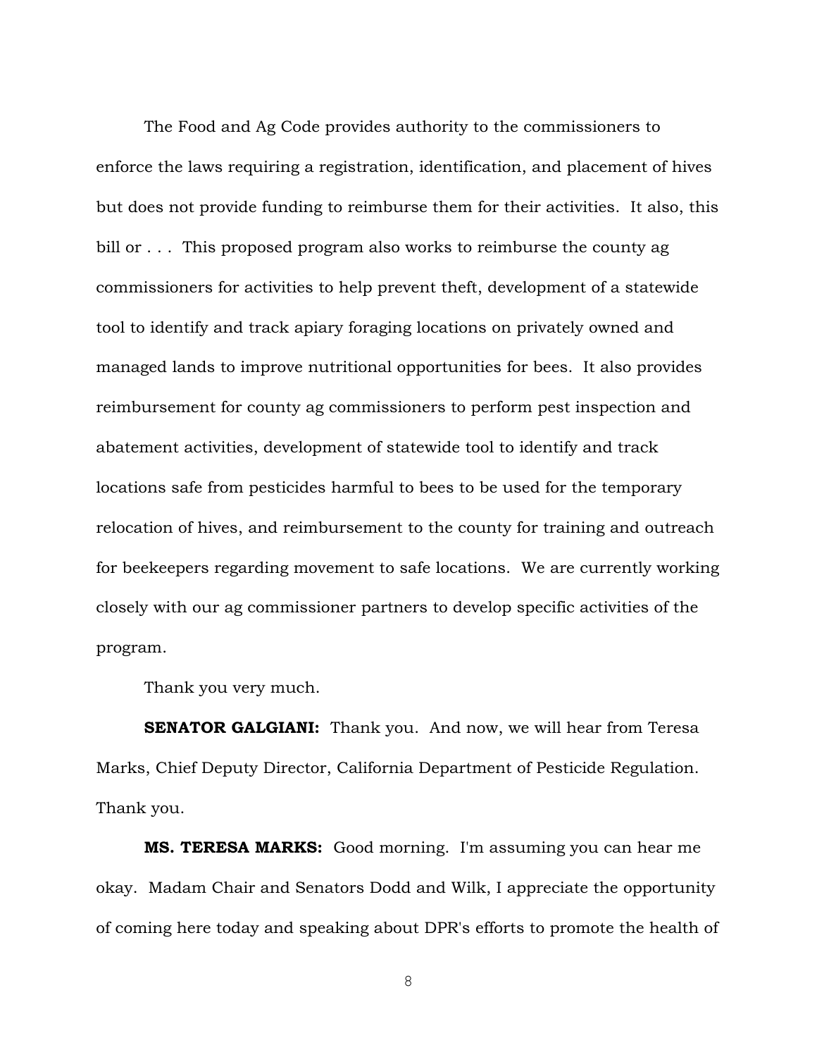The Food and Ag Code provides authority to the commissioners to enforce the laws requiring a registration, identification, and placement of hives but does not provide funding to reimburse them for their activities. It also, this bill or . . . This proposed program also works to reimburse the county ag commissioners for activities to help prevent theft, development of a statewide tool to identify and track apiary foraging locations on privately owned and managed lands to improve nutritional opportunities for bees. It also provides reimbursement for county ag commissioners to perform pest inspection and abatement activities, development of statewide tool to identify and track locations safe from pesticides harmful to bees to be used for the temporary relocation of hives, and reimbursement to the county for training and outreach for beekeepers regarding movement to safe locations. We are currently working closely with our ag commissioner partners to develop specific activities of the program.

Thank you very much.

**SENATOR GALGIANI:** Thank you. And now, we will hear from Teresa Marks, Chief Deputy Director, California Department of Pesticide Regulation. Thank you.

**MS. TERESA MARKS:** Good morning. I'm assuming you can hear me okay. Madam Chair and Senators Dodd and Wilk, I appreciate the opportunity of coming here today and speaking about DPR's efforts to promote the health of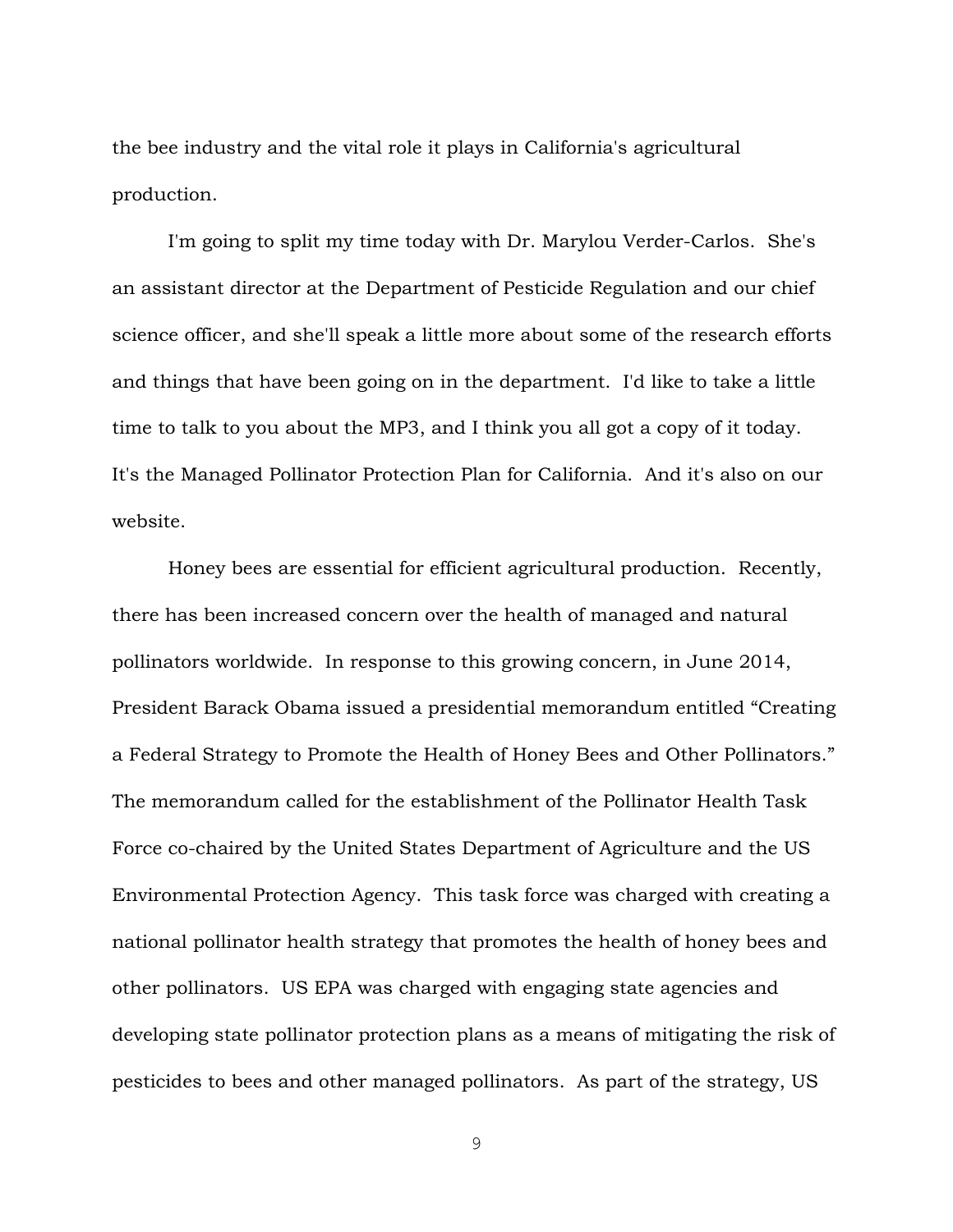the bee industry and the vital role it plays in California's agricultural production.

I'm going to split my time today with Dr. Marylou Verder-Carlos. She's an assistant director at the Department of Pesticide Regulation and our chief science officer, and she'll speak a little more about some of the research efforts and things that have been going on in the department. I'd like to take a little time to talk to you about the MP3, and I think you all got a copy of it today. It's the Managed Pollinator Protection Plan for California. And it's also on our website.

Honey bees are essential for efficient agricultural production. Recently, there has been increased concern over the health of managed and natural pollinators worldwide. In response to this growing concern, in June 2014, President Barack Obama issued a presidential memorandum entitled "Creating a Federal Strategy to Promote the Health of Honey Bees and Other Pollinators." The memorandum called for the establishment of the Pollinator Health Task Force co-chaired by the United States Department of Agriculture and the US Environmental Protection Agency. This task force was charged with creating a national pollinator health strategy that promotes the health of honey bees and other pollinators. US EPA was charged with engaging state agencies and developing state pollinator protection plans as a means of mitigating the risk of pesticides to bees and other managed pollinators. As part of the strategy, US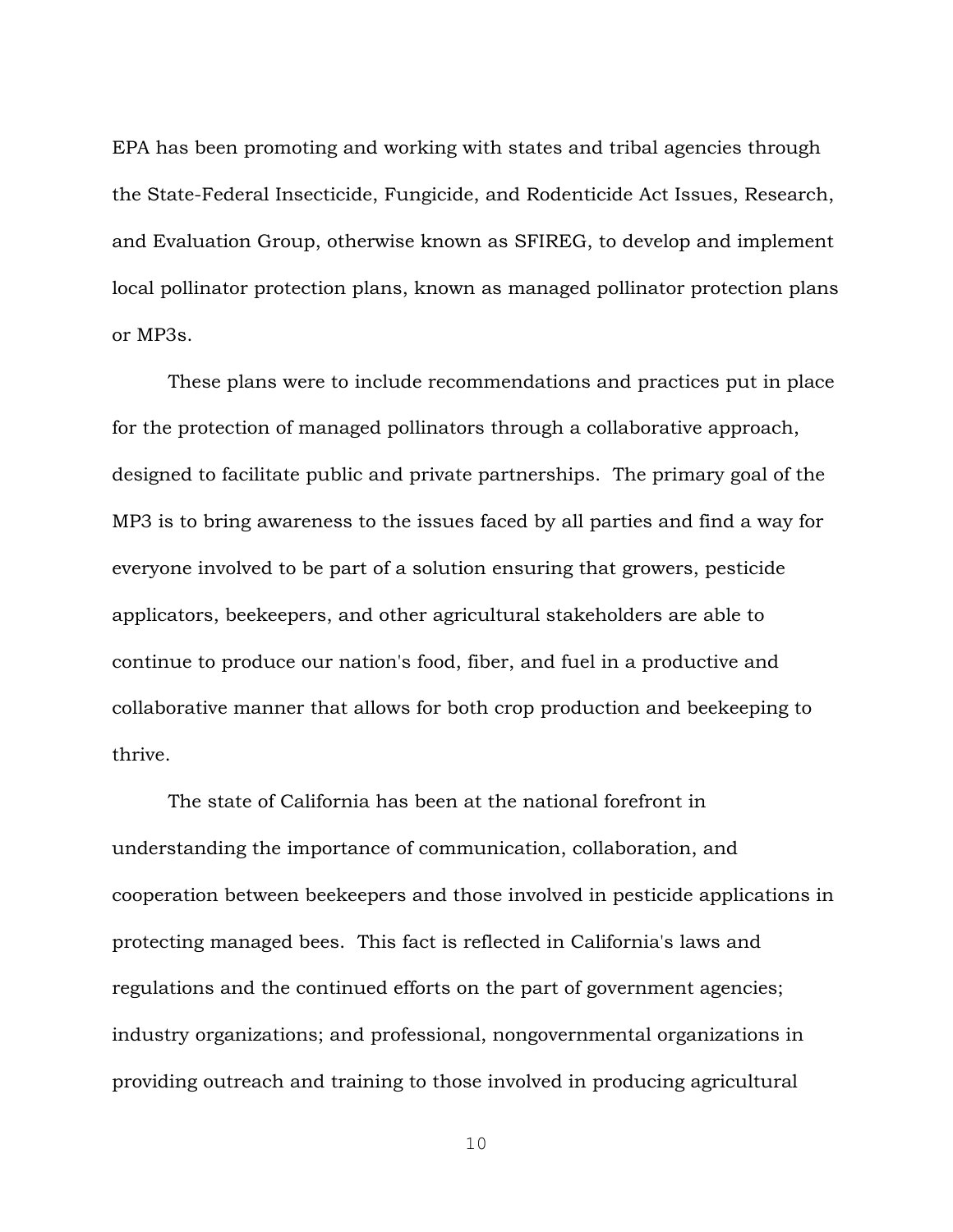EPA has been promoting and working with states and tribal agencies through the State-Federal Insecticide, Fungicide, and Rodenticide Act Issues, Research, and Evaluation Group, otherwise known as SFIREG, to develop and implement local pollinator protection plans, known as managed pollinator protection plans or MP3s.

These plans were to include recommendations and practices put in place for the protection of managed pollinators through a collaborative approach, designed to facilitate public and private partnerships. The primary goal of the MP3 is to bring awareness to the issues faced by all parties and find a way for everyone involved to be part of a solution ensuring that growers, pesticide applicators, beekeepers, and other agricultural stakeholders are able to continue to produce our nation's food, fiber, and fuel in a productive and collaborative manner that allows for both crop production and beekeeping to thrive.

The state of California has been at the national forefront in understanding the importance of communication, collaboration, and cooperation between beekeepers and those involved in pesticide applications in protecting managed bees. This fact is reflected in California's laws and regulations and the continued efforts on the part of government agencies; industry organizations; and professional, nongovernmental organizations in providing outreach and training to those involved in producing agricultural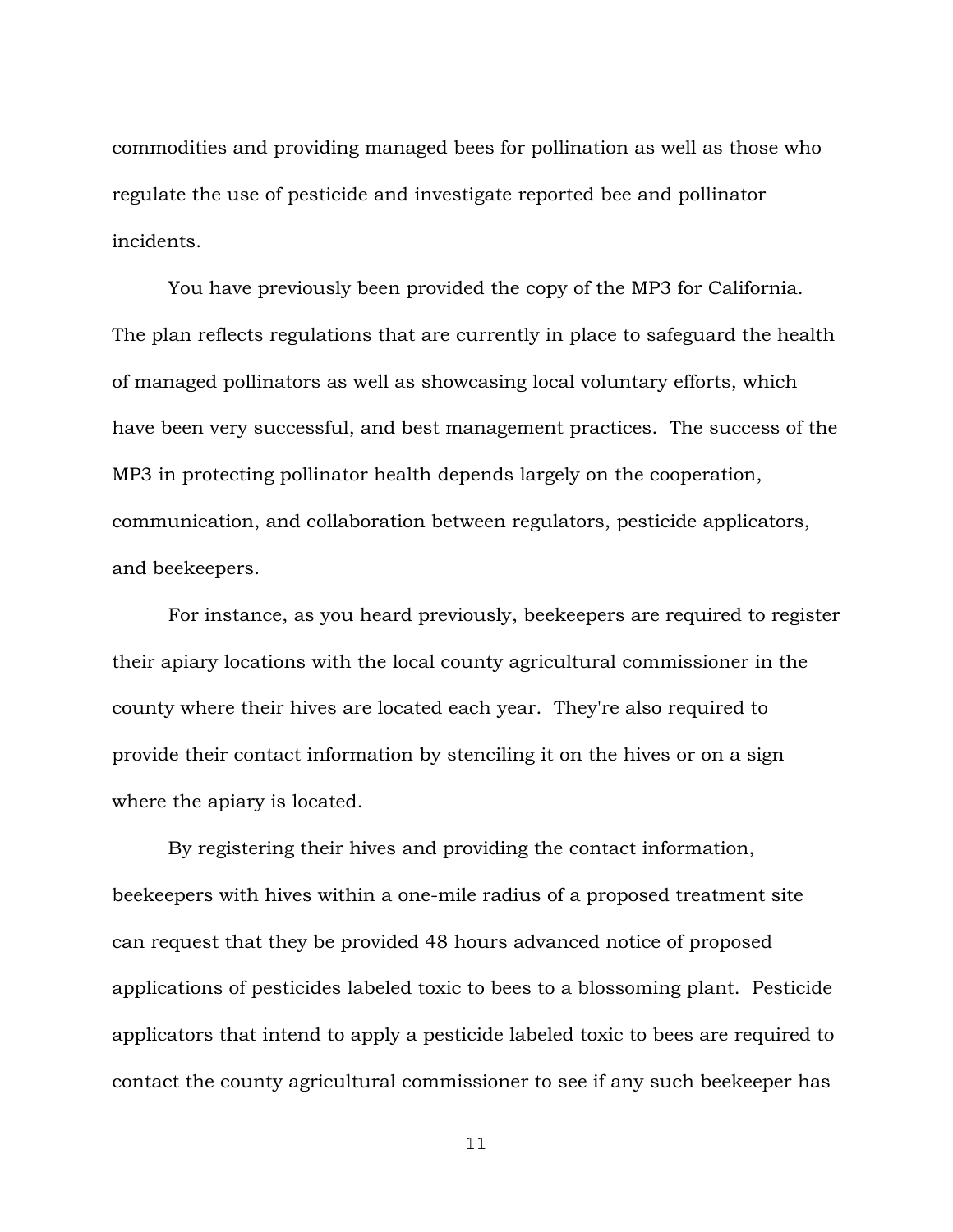commodities and providing managed bees for pollination as well as those who regulate the use of pesticide and investigate reported bee and pollinator incidents.

You have previously been provided the copy of the MP3 for California. The plan reflects regulations that are currently in place to safeguard the health of managed pollinators as well as showcasing local voluntary efforts, which have been very successful, and best management practices. The success of the MP3 in protecting pollinator health depends largely on the cooperation, communication, and collaboration between regulators, pesticide applicators, and beekeepers.

For instance, as you heard previously, beekeepers are required to register their apiary locations with the local county agricultural commissioner in the county where their hives are located each year. They're also required to provide their contact information by stenciling it on the hives or on a sign where the apiary is located.

By registering their hives and providing the contact information, beekeepers with hives within a one-mile radius of a proposed treatment site can request that they be provided 48 hours advanced notice of proposed applications of pesticides labeled toxic to bees to a blossoming plant. Pesticide applicators that intend to apply a pesticide labeled toxic to bees are required to contact the county agricultural commissioner to see if any such beekeeper has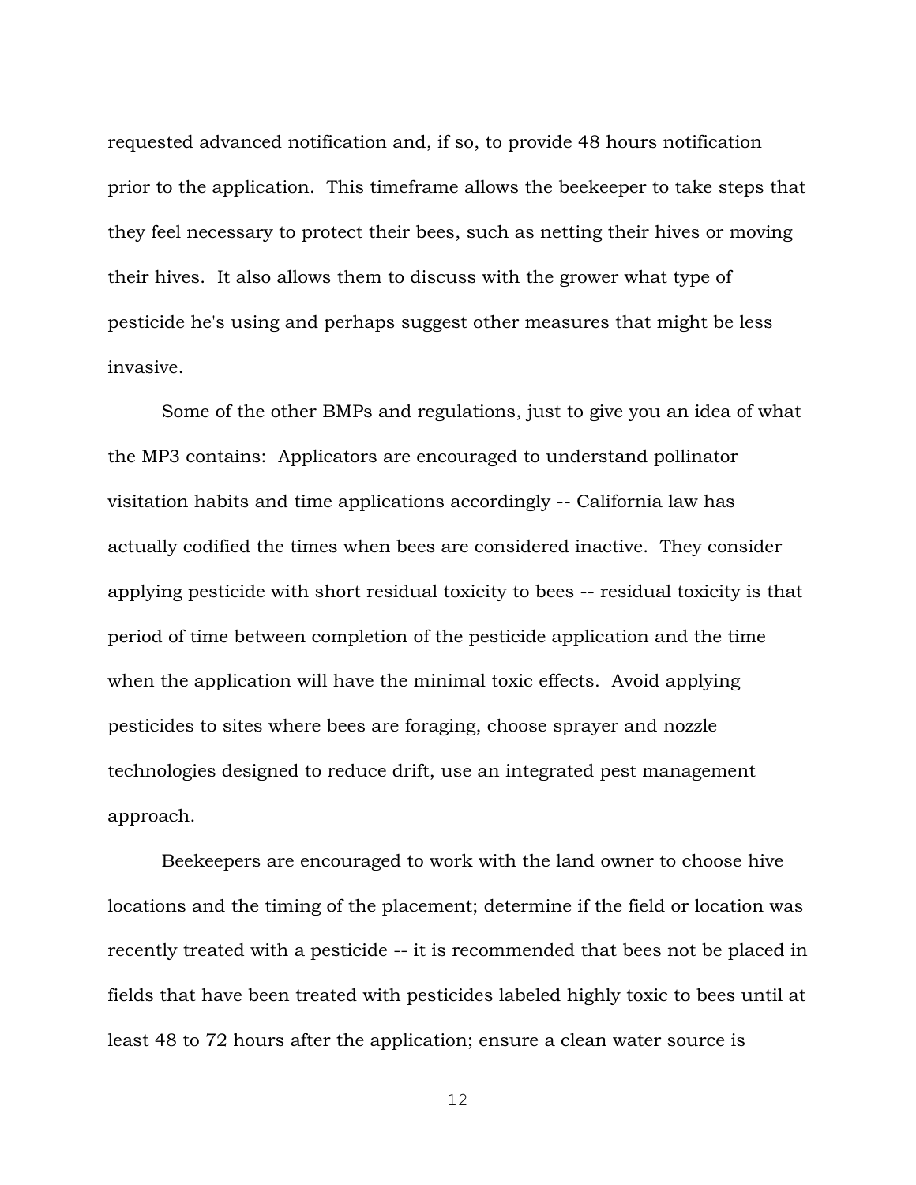requested advanced notification and, if so, to provide 48 hours notification prior to the application. This timeframe allows the beekeeper to take steps that they feel necessary to protect their bees, such as netting their hives or moving their hives. It also allows them to discuss with the grower what type of pesticide he's using and perhaps suggest other measures that might be less invasive.

Some of the other BMPs and regulations, just to give you an idea of what the MP3 contains: Applicators are encouraged to understand pollinator visitation habits and time applications accordingly -- California law has actually codified the times when bees are considered inactive. They consider applying pesticide with short residual toxicity to bees -- residual toxicity is that period of time between completion of the pesticide application and the time when the application will have the minimal toxic effects. Avoid applying pesticides to sites where bees are foraging, choose sprayer and nozzle technologies designed to reduce drift, use an integrated pest management approach.

Beekeepers are encouraged to work with the land owner to choose hive locations and the timing of the placement; determine if the field or location was recently treated with a pesticide -- it is recommended that bees not be placed in fields that have been treated with pesticides labeled highly toxic to bees until at least 48 to 72 hours after the application; ensure a clean water source is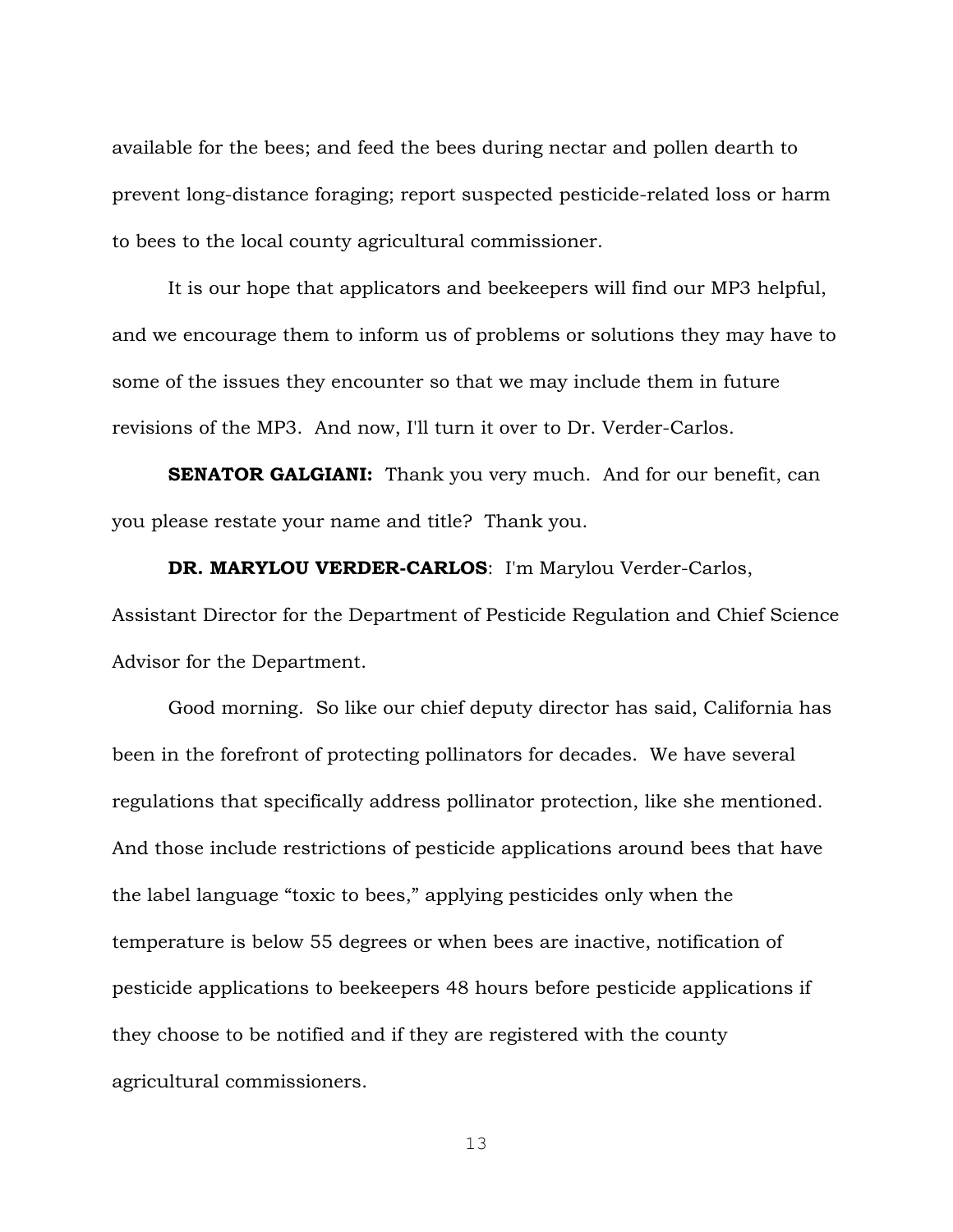available for the bees; and feed the bees during nectar and pollen dearth to prevent long-distance foraging; report suspected pesticide-related loss or harm to bees to the local county agricultural commissioner.

It is our hope that applicators and beekeepers will find our MP3 helpful, and we encourage them to inform us of problems or solutions they may have to some of the issues they encounter so that we may include them in future revisions of the MP3. And now, I'll turn it over to Dr. Verder-Carlos.

**SENATOR GALGIANI:** Thank you very much. And for our benefit, can you please restate your name and title? Thank you.

**DR. MARYLOU VERDER-CARLOS**: I'm Marylou Verder-Carlos, Assistant Director for the Department of Pesticide Regulation and Chief Science Advisor for the Department.

Good morning. So like our chief deputy director has said, California has been in the forefront of protecting pollinators for decades. We have several regulations that specifically address pollinator protection, like she mentioned. And those include restrictions of pesticide applications around bees that have the label language "toxic to bees," applying pesticides only when the temperature is below 55 degrees or when bees are inactive, notification of pesticide applications to beekeepers 48 hours before pesticide applications if they choose to be notified and if they are registered with the county agricultural commissioners.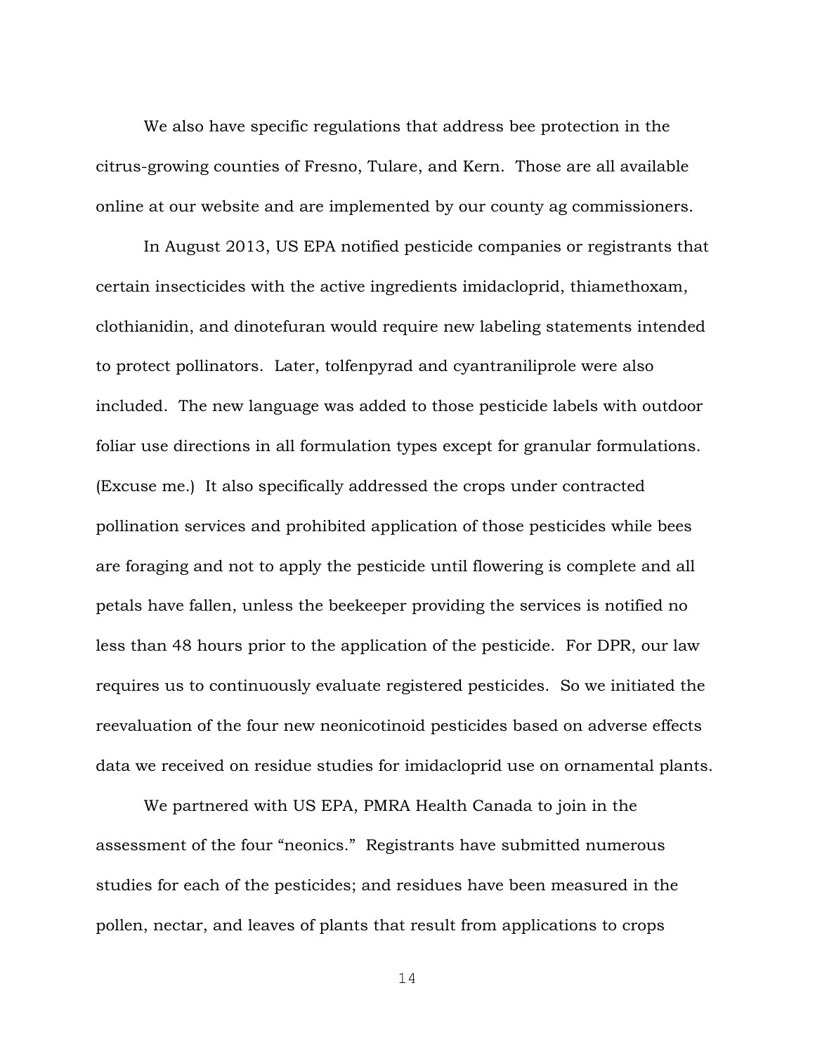We also have specific regulations that address bee protection in the citrus-growing counties of Fresno, Tulare, and Kern. Those are all available online at our website and are implemented by our county ag commissioners.

In August 2013, US EPA notified pesticide companies or registrants that certain insecticides with the active ingredients imidacloprid, thiamethoxam, clothianidin, and dinotefuran would require new labeling statements intended to protect pollinators. Later, tolfenpyrad and cyantraniliprole were also included. The new language was added to those pesticide labels with outdoor foliar use directions in all formulation types except for granular formulations. (Excuse me.) It also specifically addressed the crops under contracted pollination services and prohibited application of those pesticides while bees are foraging and not to apply the pesticide until flowering is complete and all petals have fallen, unless the beekeeper providing the services is notified no less than 48 hours prior to the application of the pesticide. For DPR, our law requires us to continuously evaluate registered pesticides. So we initiated the reevaluation of the four new neonicotinoid pesticides based on adverse effects data we received on residue studies for imidacloprid use on ornamental plants.

We partnered with US EPA, PMRA Health Canada to join in the assessment of the four "neonics." Registrants have submitted numerous studies for each of the pesticides; and residues have been measured in the pollen, nectar, and leaves of plants that result from applications to crops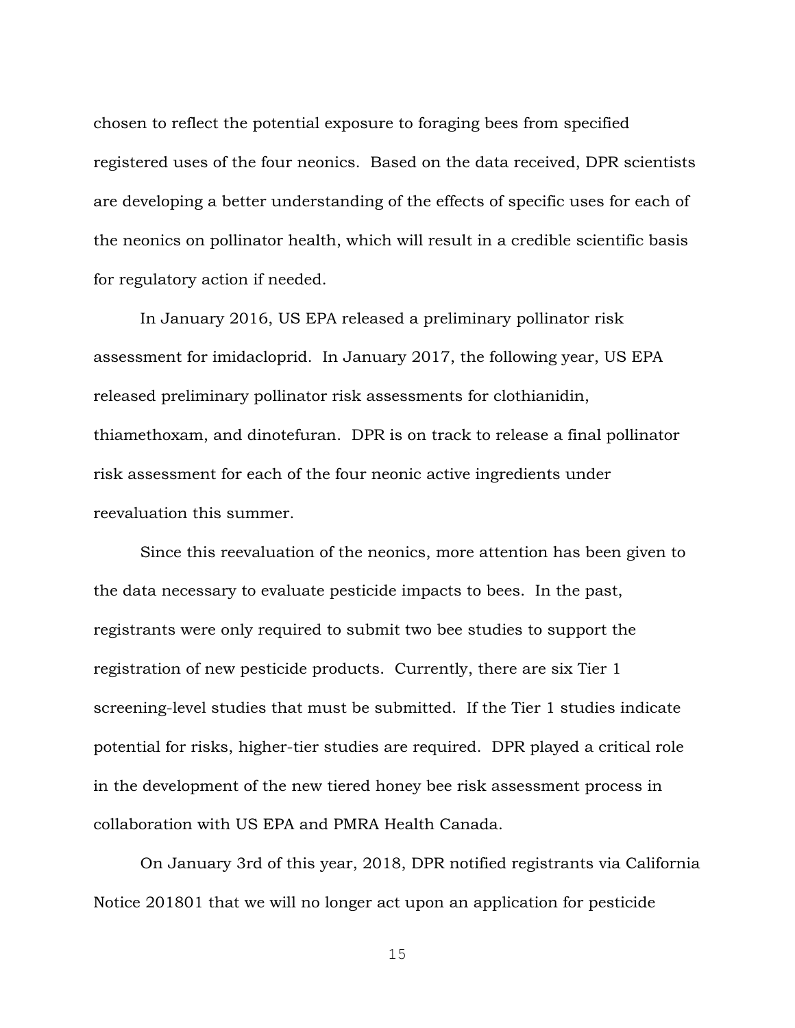chosen to reflect the potential exposure to foraging bees from specified registered uses of the four neonics. Based on the data received, DPR scientists are developing a better understanding of the effects of specific uses for each of the neonics on pollinator health, which will result in a credible scientific basis for regulatory action if needed.

In January 2016, US EPA released a preliminary pollinator risk assessment for imidacloprid. In January 2017, the following year, US EPA released preliminary pollinator risk assessments for clothianidin, thiamethoxam, and dinotefuran. DPR is on track to release a final pollinator risk assessment for each of the four neonic active ingredients under reevaluation this summer.

Since this reevaluation of the neonics, more attention has been given to the data necessary to evaluate pesticide impacts to bees. In the past, registrants were only required to submit two bee studies to support the registration of new pesticide products. Currently, there are six Tier 1 screening-level studies that must be submitted. If the Tier 1 studies indicate potential for risks, higher-tier studies are required. DPR played a critical role in the development of the new tiered honey bee risk assessment process in collaboration with US EPA and PMRA Health Canada.

On January 3rd of this year, 2018, DPR notified registrants via California Notice 201801 that we will no longer act upon an application for pesticide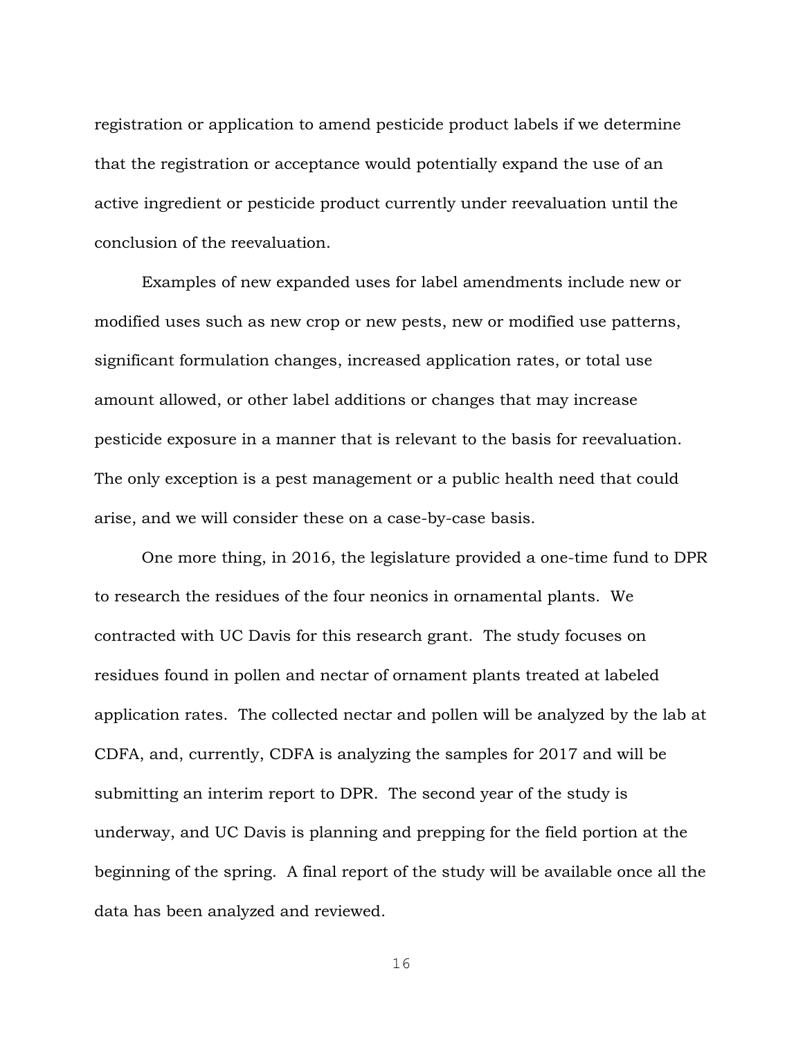registration or application to amend pesticide product labels if we determine that the registration or acceptance would potentially expand the use of an active ingredient or pesticide product currently under reevaluation until the conclusion of the reevaluation.

Examples of new expanded uses for label amendments include new or modified uses such as new crop or new pests, new or modified use patterns, significant formulation changes, increased application rates, or total use amount allowed, or other label additions or changes that may increase pesticide exposure in a manner that is relevant to the basis for reevaluation. The only exception is a pest management or a public health need that could arise, and we will consider these on a case-by-case basis.

One more thing, in 2016, the legislature provided a one-time fund to DPR to research the residues of the four neonics in ornamental plants. We contracted with UC Davis for this research grant. The study focuses on residues found in pollen and nectar of ornament plants treated at labeled application rates. The collected nectar and pollen will be analyzed by the lab at CDFA, and, currently, CDFA is analyzing the samples for 2017 and will be submitting an interim report to DPR. The second year of the study is underway, and UC Davis is planning and prepping for the field portion at the beginning of the spring. A final report of the study will be available once all the data has been analyzed and reviewed.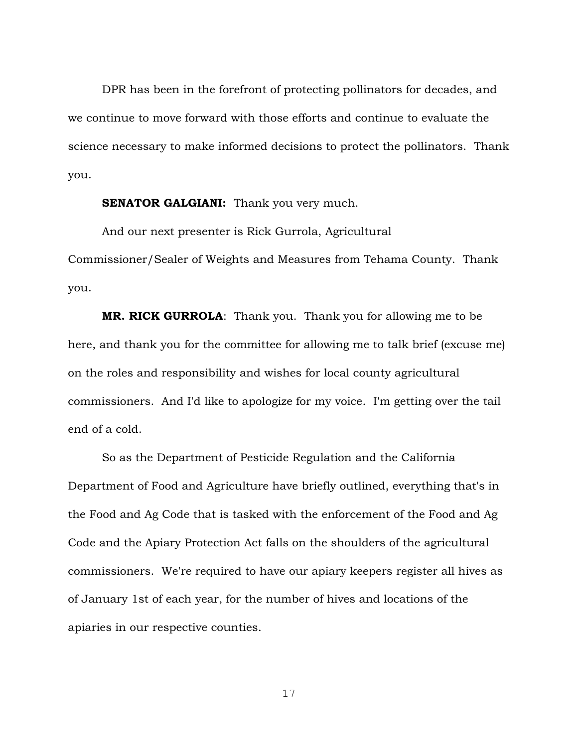DPR has been in the forefront of protecting pollinators for decades, and we continue to move forward with those efforts and continue to evaluate the science necessary to make informed decisions to protect the pollinators. Thank you.

**SENATOR GALGIANI:** Thank you very much.

And our next presenter is Rick Gurrola, Agricultural Commissioner/Sealer of Weights and Measures from Tehama County. Thank you.

**MR. RICK GURROLA**: Thank you. Thank you for allowing me to be here, and thank you for the committee for allowing me to talk brief (excuse me) on the roles and responsibility and wishes for local county agricultural commissioners. And I'd like to apologize for my voice. I'm getting over the tail end of a cold.

So as the Department of Pesticide Regulation and the California Department of Food and Agriculture have briefly outlined, everything that's in the Food and Ag Code that is tasked with the enforcement of the Food and Ag Code and the Apiary Protection Act falls on the shoulders of the agricultural commissioners. We're required to have our apiary keepers register all hives as of January 1st of each year, for the number of hives and locations of the apiaries in our respective counties.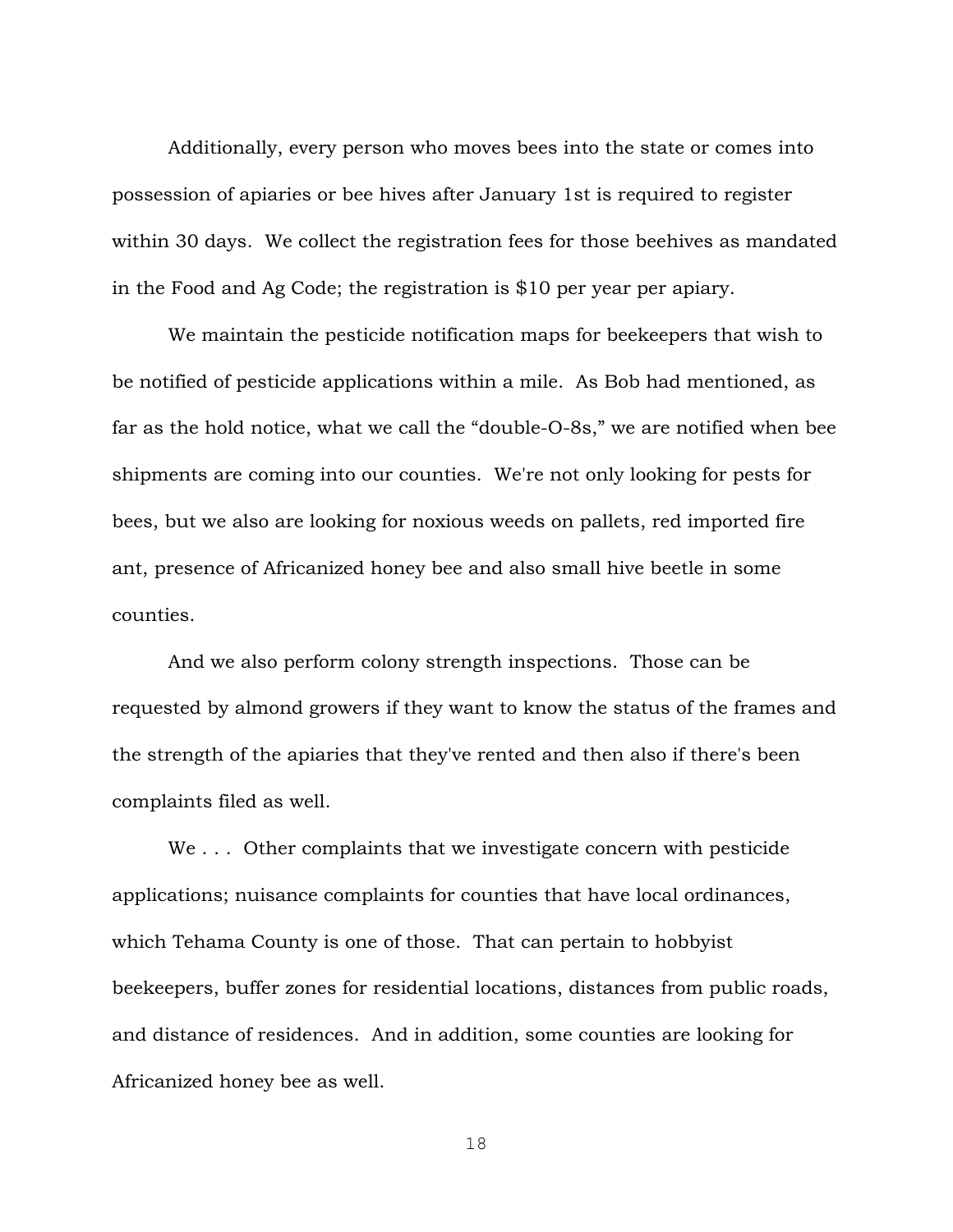Additionally, every person who moves bees into the state or comes into possession of apiaries or bee hives after January 1st is required to register within 30 days. We collect the registration fees for those beehives as mandated in the Food and Ag Code; the registration is $10 per year per apiary.

We maintain the pesticide notification maps for beekeepers that wish to be notified of pesticide applications within a mile. As Bob had mentioned, as far as the hold notice, what we call the "double-O-8s," we are notified when bee shipments are coming into our counties. We're not only looking for pests for bees, but we also are looking for noxious weeds on pallets, red imported fire ant, presence of Africanized honey bee and also small hive beetle in some counties.

And we also perform colony strength inspections. Those can be requested by almond growers if they want to know the status of the frames and the strength of the apiaries that they've rented and then also if there's been complaints filed as well.

We . . . Other complaints that we investigate concern with pesticide applications; nuisance complaints for counties that have local ordinances, which Tehama County is one of those. That can pertain to hobbyist beekeepers, buffer zones for residential locations, distances from public roads, and distance of residences. And in addition, some counties are looking for Africanized honey bee as well.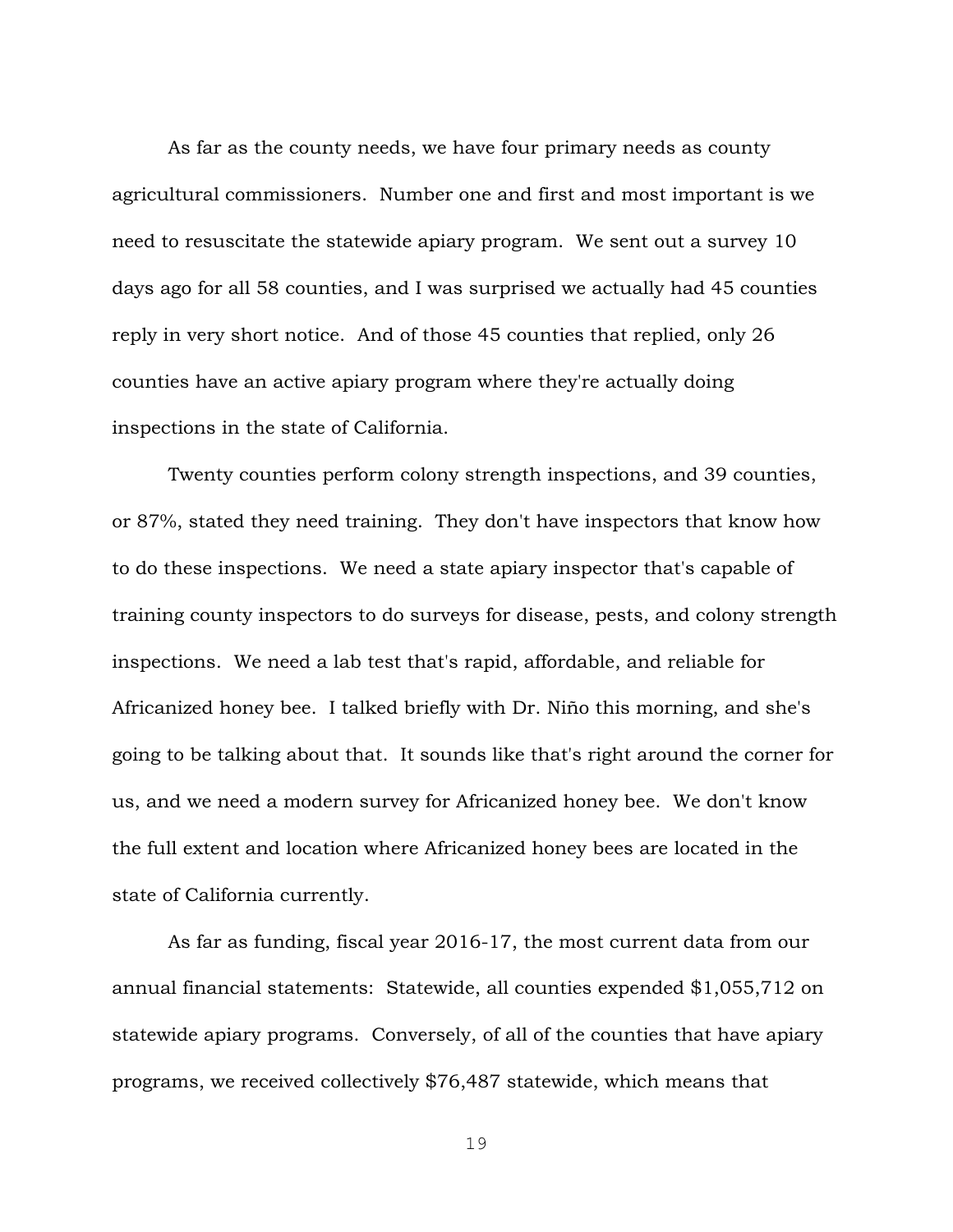As far as the county needs, we have four primary needs as county agricultural commissioners. Number one and first and most important is we need to resuscitate the statewide apiary program. We sent out a survey 10 days ago for all 58 counties, and I was surprised we actually had 45 counties reply in very short notice. And of those 45 counties that replied, only 26 counties have an active apiary program where they're actually doing inspections in the state of California.

Twenty counties perform colony strength inspections, and 39 counties, or 87%, stated they need training. They don't have inspectors that know how to do these inspections. We need a state apiary inspector that's capable of training county inspectors to do surveys for disease, pests, and colony strength inspections. We need a lab test that's rapid, affordable, and reliable for Africanized honey bee. I talked briefly with Dr. Niño this morning, and she's going to be talking about that. It sounds like that's right around the corner for us, and we need a modern survey for Africanized honey bee. We don't know the full extent and location where Africanized honey bees are located in the state of California currently.

As far as funding, fiscal year 2016-17, the most current data from our annual financial statements: Statewide, all counties expended $1,055,712 on statewide apiary programs. Conversely, of all of the counties that have apiary programs, we received collectively $76,487 statewide, which means that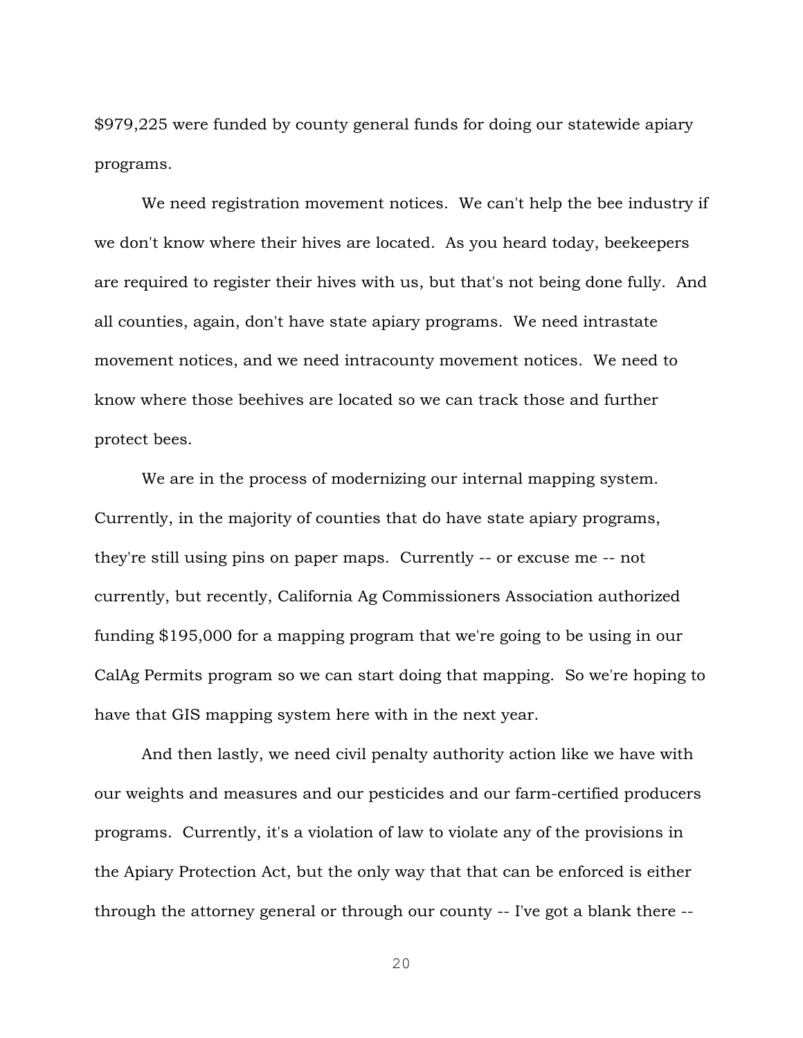$979,225 were funded by county general funds for doing our statewide apiary programs.

We need registration movement notices. We can't help the bee industry if we don't know where their hives are located. As you heard today, beekeepers are required to register their hives with us, but that's not being done fully. And all counties, again, don't have state apiary programs. We need intrastate movement notices, and we need intracounty movement notices. We need to know where those beehives are located so we can track those and further protect bees.

We are in the process of modernizing our internal mapping system. Currently, in the majority of counties that do have state apiary programs, they're still using pins on paper maps. Currently -- or excuse me -- not currently, but recently, California Ag Commissioners Association authorized funding $195,000 for a mapping program that we're going to be using in our CalAg Permits program so we can start doing that mapping. So we're hoping to have that GIS mapping system here with in the next year.

And then lastly, we need civil penalty authority action like we have with our weights and measures and our pesticides and our farm-certified producers programs. Currently, it's a violation of law to violate any of the provisions in the Apiary Protection Act, but the only way that that can be enforced is either through the attorney general or through our county -- I've got a blank there --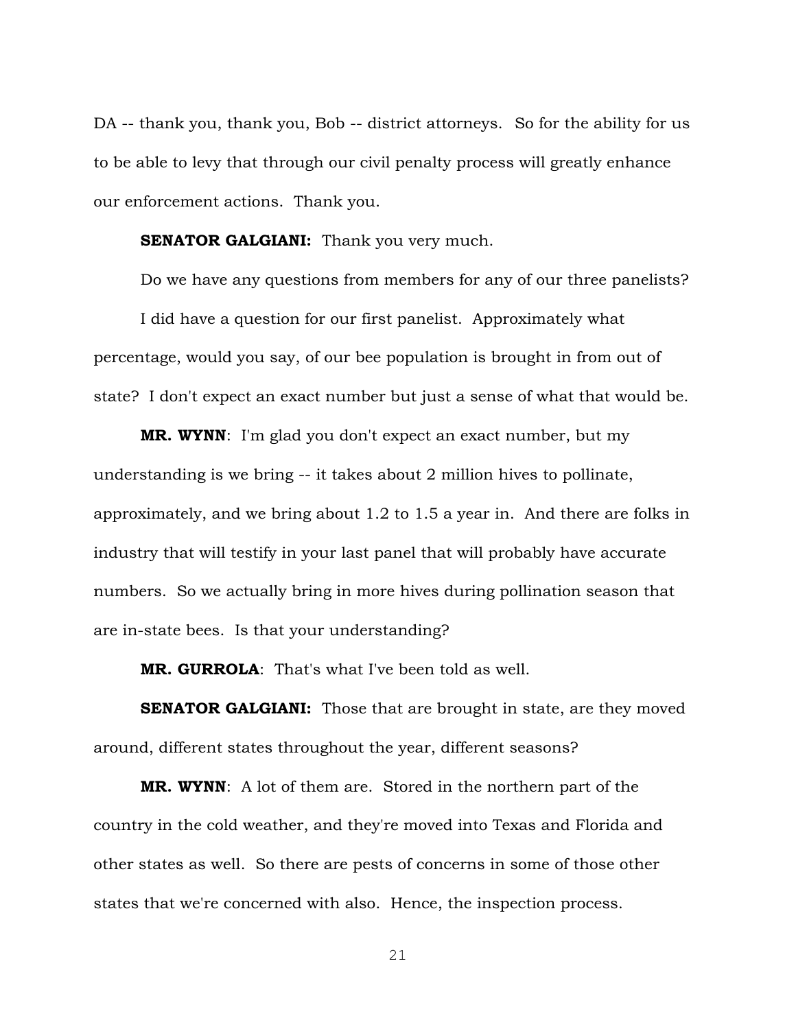DA -- thank you, thank you, Bob -- district attorneys. So for the ability for us to be able to levy that through our civil penalty process will greatly enhance our enforcement actions. Thank you.

**SENATOR GALGIANI:** Thank you very much.

Do we have any questions from members for any of our three panelists?

I did have a question for our first panelist. Approximately what percentage, would you say, of our bee population is brought in from out of state? I don't expect an exact number but just a sense of what that would be.

**MR. WYNN**: I'm glad you don't expect an exact number, but my understanding is we bring -- it takes about 2 million hives to pollinate, approximately, and we bring about 1.2 to 1.5 a year in. And there are folks in industry that will testify in your last panel that will probably have accurate numbers. So we actually bring in more hives during pollination season that are in-state bees. Is that your understanding?

**MR. GURROLA**: That's what I've been told as well.

**SENATOR GALGIANI:** Those that are brought in state, are they moved around, different states throughout the year, different seasons?

**MR. WYNN**: A lot of them are. Stored in the northern part of the country in the cold weather, and they're moved into Texas and Florida and other states as well. So there are pests of concerns in some of those other states that we're concerned with also. Hence, the inspection process.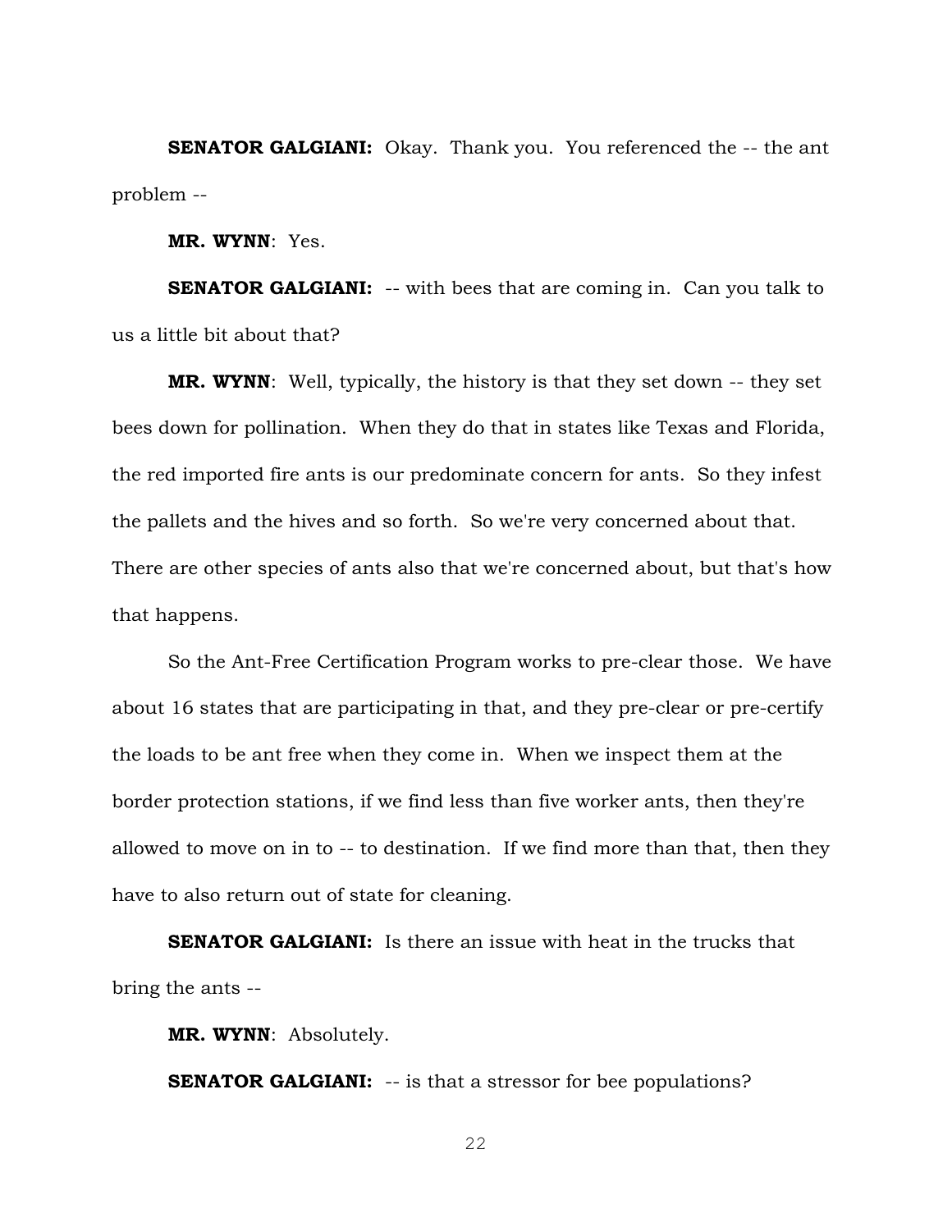**SENATOR GALGIANI:** Okay. Thank you. You referenced the -- the ant problem --

**MR. WYNN**: Yes.

**SENATOR GALGIANI:** -- with bees that are coming in. Can you talk to us a little bit about that?

**MR. WYNN**: Well, typically, the history is that they set down -- they set bees down for pollination. When they do that in states like Texas and Florida, the red imported fire ants is our predominate concern for ants. So they infest the pallets and the hives and so forth. So we're very concerned about that. There are other species of ants also that we're concerned about, but that's how that happens.

So the Ant-Free Certification Program works to pre-clear those. We have about 16 states that are participating in that, and they pre-clear or pre-certify the loads to be ant free when they come in. When we inspect them at the border protection stations, if we find less than five worker ants, then they're allowed to move on in to -- to destination. If we find more than that, then they have to also return out of state for cleaning.

**SENATOR GALGIANI:** Is there an issue with heat in the trucks that bring the ants --

**MR. WYNN**: Absolutely.

**SENATOR GALGIANI:** -- is that a stressor for bee populations?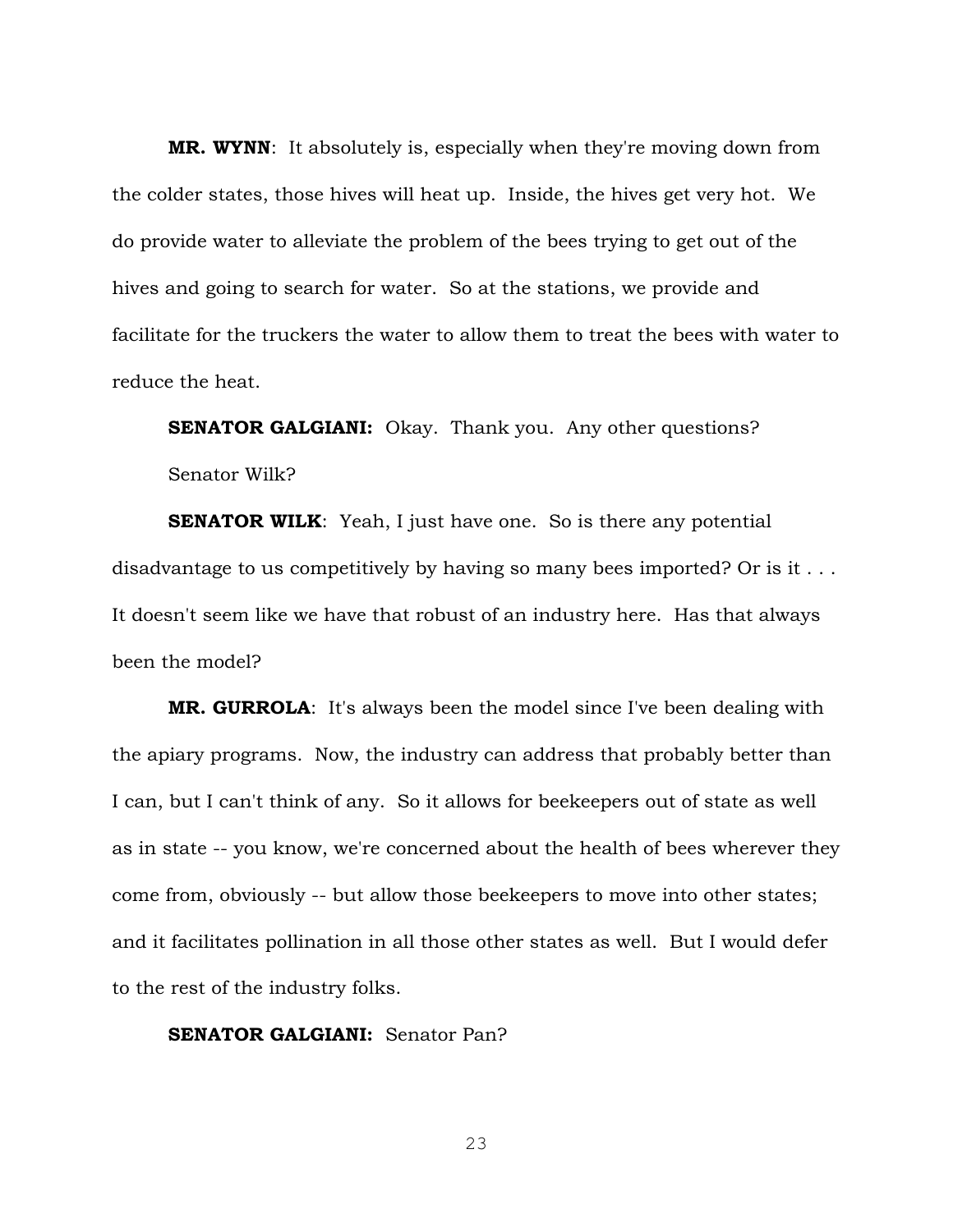**MR. WYNN**: It absolutely is, especially when they're moving down from the colder states, those hives will heat up. Inside, the hives get very hot. We do provide water to alleviate the problem of the bees trying to get out of the hives and going to search for water. So at the stations, we provide and facilitate for the truckers the water to allow them to treat the bees with water to reduce the heat.

**SENATOR GALGIANI:** Okay. Thank you. Any other questions? Senator Wilk?

**SENATOR WILK**: Yeah, I just have one. So is there any potential disadvantage to us competitively by having so many bees imported? Or is it . . . It doesn't seem like we have that robust of an industry here. Has that always been the model?

**MR. GURROLA**: It's always been the model since I've been dealing with the apiary programs. Now, the industry can address that probably better than I can, but I can't think of any. So it allows for beekeepers out of state as well as in state -- you know, we're concerned about the health of bees wherever they come from, obviously -- but allow those beekeepers to move into other states; and it facilitates pollination in all those other states as well. But I would defer to the rest of the industry folks.

**SENATOR GALGIANI:** Senator Pan?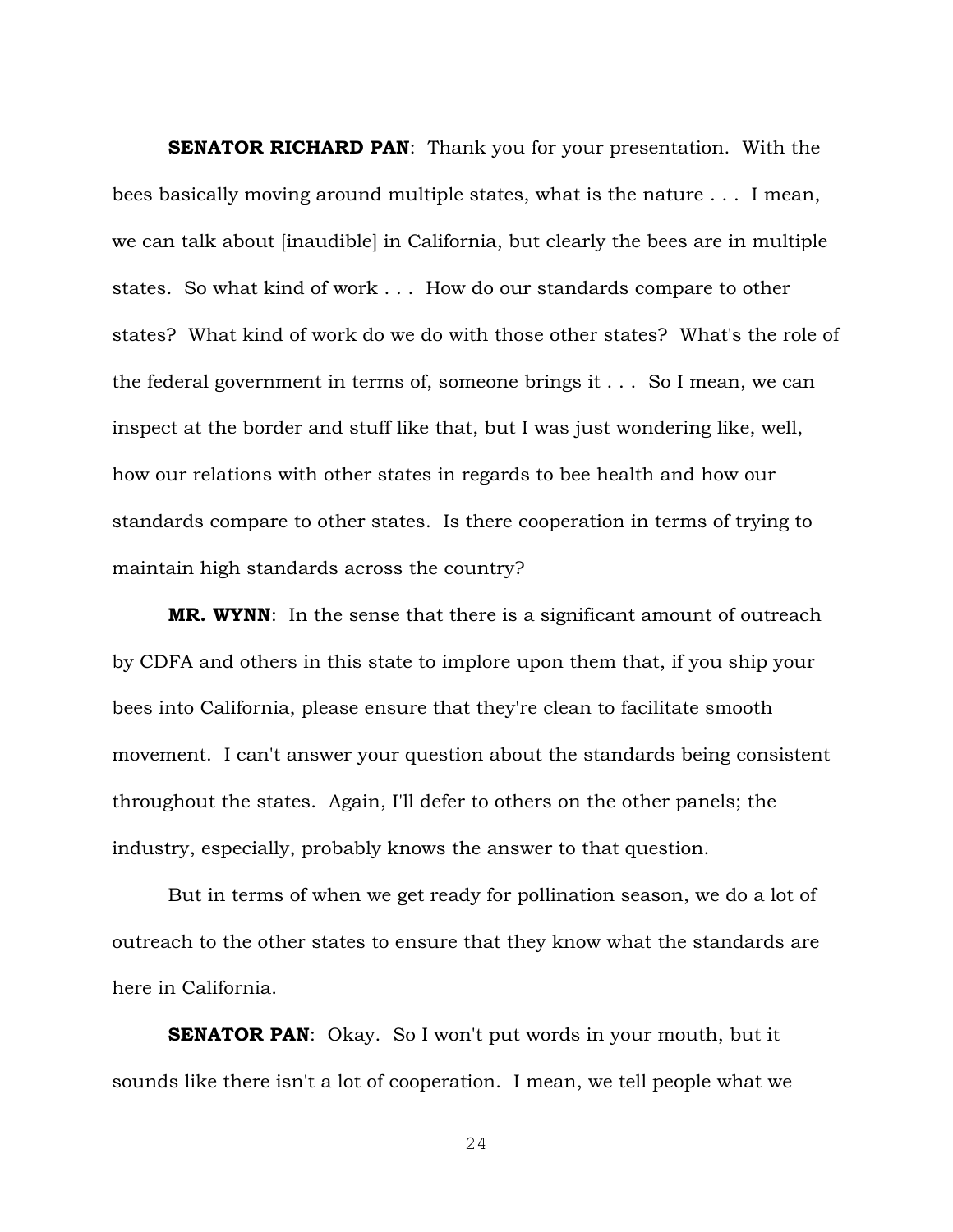**SENATOR RICHARD PAN**: Thank you for your presentation. With the bees basically moving around multiple states, what is the nature . . . I mean, we can talk about [inaudible] in California, but clearly the bees are in multiple states. So what kind of work . . . How do our standards compare to other states? What kind of work do we do with those other states? What's the role of the federal government in terms of, someone brings it . . . So I mean, we can inspect at the border and stuff like that, but I was just wondering like, well, how our relations with other states in regards to bee health and how our standards compare to other states. Is there cooperation in terms of trying to maintain high standards across the country?

**MR. WYNN**: In the sense that there is a significant amount of outreach by CDFA and others in this state to implore upon them that, if you ship your bees into California, please ensure that they're clean to facilitate smooth movement. I can't answer your question about the standards being consistent throughout the states. Again, I'll defer to others on the other panels; the industry, especially, probably knows the answer to that question.

But in terms of when we get ready for pollination season, we do a lot of outreach to the other states to ensure that they know what the standards are here in California.

**SENATOR PAN**: Okay. So I won't put words in your mouth, but it sounds like there isn't a lot of cooperation. I mean, we tell people what we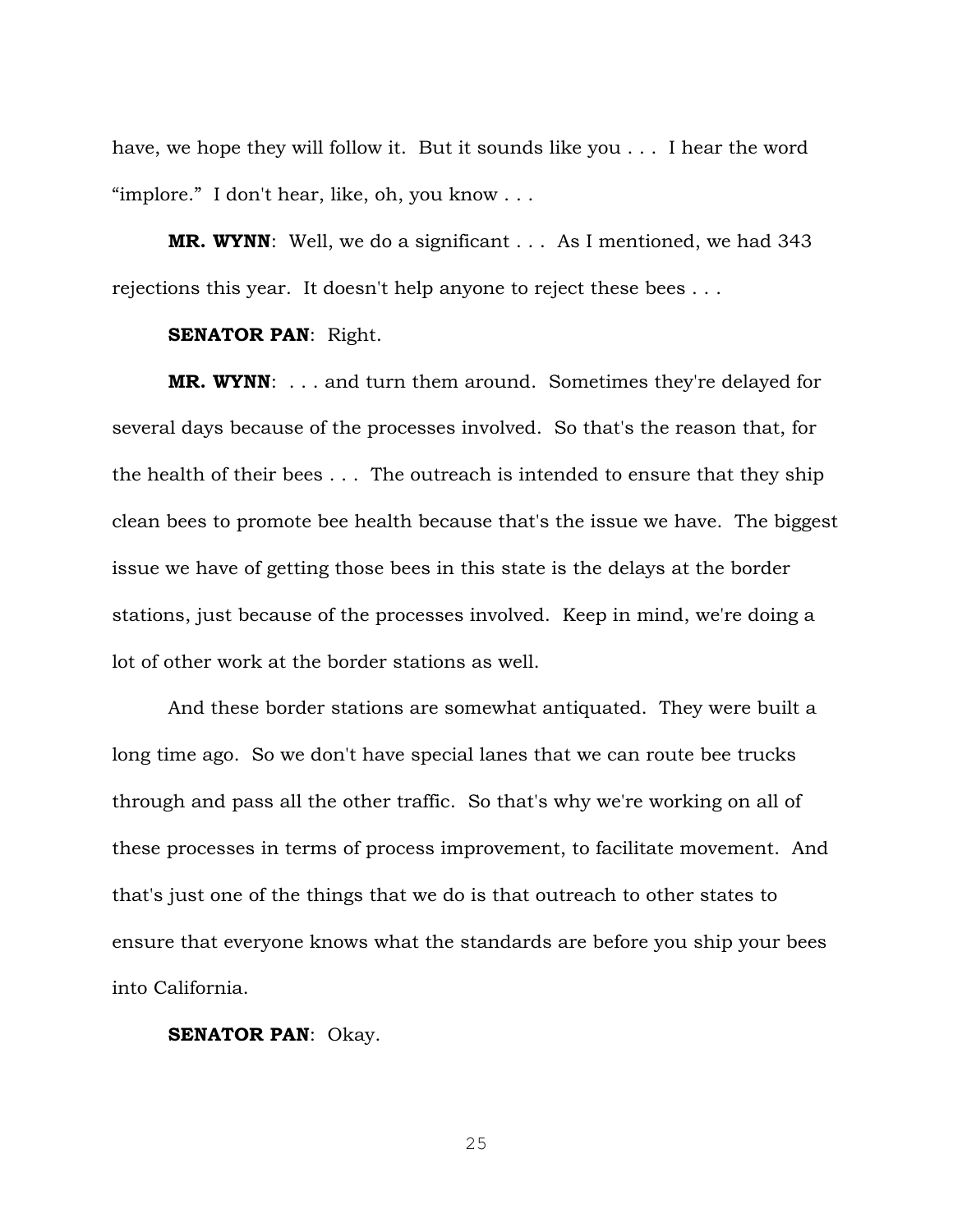have, we hope they will follow it. But it sounds like you . . . I hear the word "implore." I don't hear, like, oh, you know . . .

**MR. WYNN**: Well, we do a significant . . . As I mentioned, we had 343 rejections this year. It doesn't help anyone to reject these bees . . .

**SENATOR PAN**: Right.

**MR. WYNN**: . . . and turn them around. Sometimes they're delayed for several days because of the processes involved. So that's the reason that, for the health of their bees . . . The outreach is intended to ensure that they ship clean bees to promote bee health because that's the issue we have. The biggest issue we have of getting those bees in this state is the delays at the border stations, just because of the processes involved. Keep in mind, we're doing a lot of other work at the border stations as well.

And these border stations are somewhat antiquated. They were built a long time ago. So we don't have special lanes that we can route bee trucks through and pass all the other traffic. So that's why we're working on all of these processes in terms of process improvement, to facilitate movement. And that's just one of the things that we do is that outreach to other states to ensure that everyone knows what the standards are before you ship your bees into California.

**SENATOR PAN**: Okay.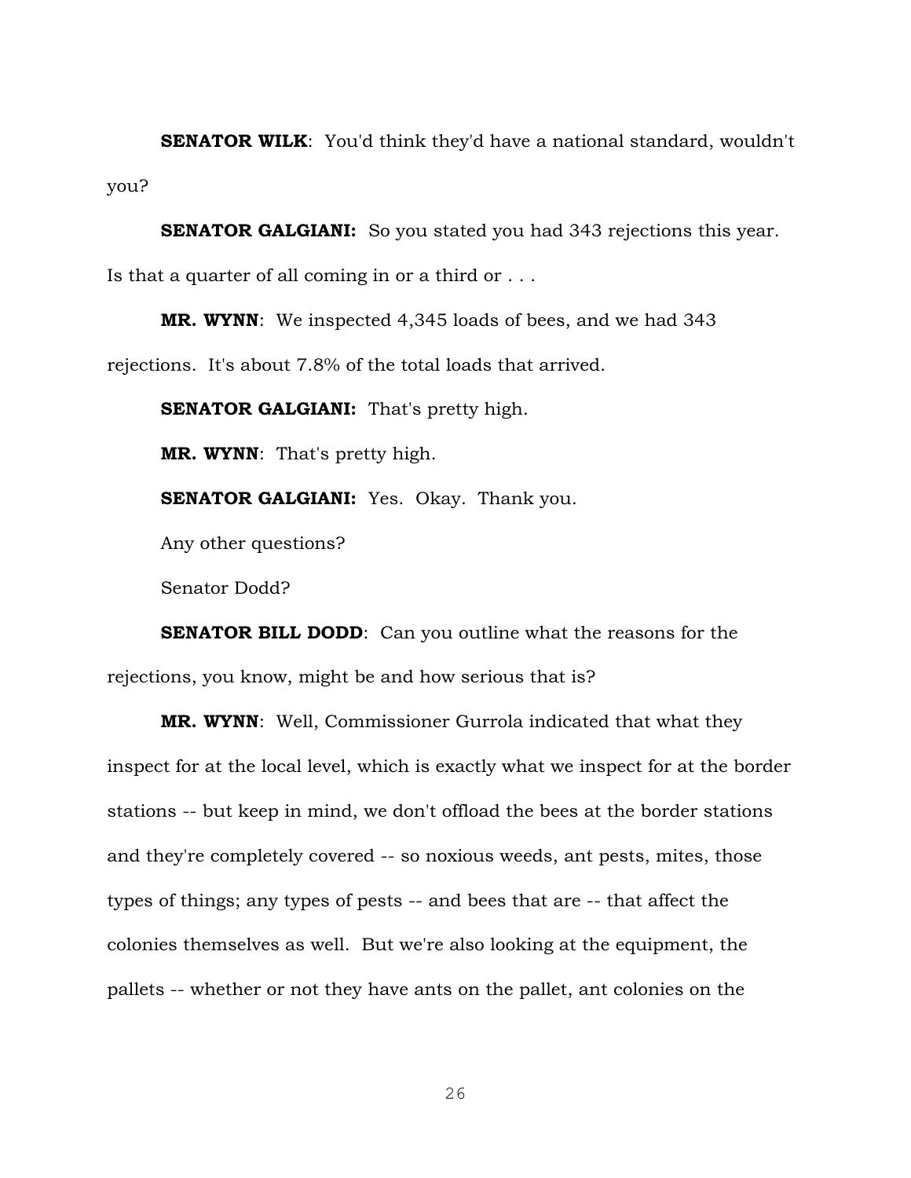**SENATOR WILK**: You'd think they'd have a national standard, wouldn't you?

**SENATOR GALGIANI:** So you stated you had 343 rejections this year. Is that a quarter of all coming in or a third or . . .

**MR. WYNN**: We inspected 4,345 loads of bees, and we had 343 rejections. It's about 7.8% of the total loads that arrived.

**SENATOR GALGIANI:** That's pretty high.

**MR. WYNN**: That's pretty high.

**SENATOR GALGIANI:** Yes. Okay. Thank you.

Any other questions?

Senator Dodd?

**SENATOR BILL DODD**: Can you outline what the reasons for the rejections, you know, might be and how serious that is?

**MR. WYNN**: Well, Commissioner Gurrola indicated that what they inspect for at the local level, which is exactly what we inspect for at the border stations -- but keep in mind, we don't offload the bees at the border stations and they're completely covered -- so noxious weeds, ant pests, mites, those types of things; any types of pests -- and bees that are -- that affect the colonies themselves as well. But we're also looking at the equipment, the pallets -- whether or not they have ants on the pallet, ant colonies on the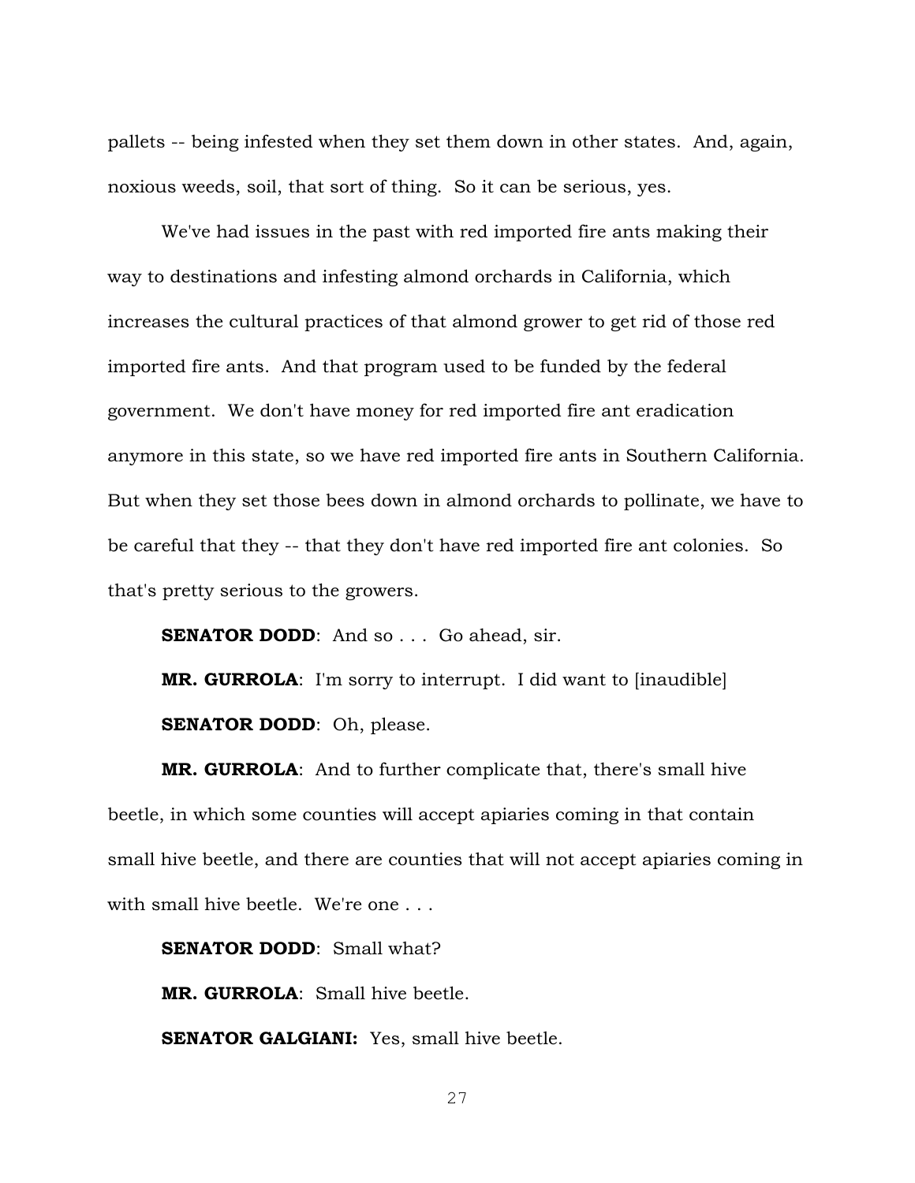pallets -- being infested when they set them down in other states. And, again, noxious weeds, soil, that sort of thing. So it can be serious, yes.

We've had issues in the past with red imported fire ants making their way to destinations and infesting almond orchards in California, which increases the cultural practices of that almond grower to get rid of those red imported fire ants. And that program used to be funded by the federal government. We don't have money for red imported fire ant eradication anymore in this state, so we have red imported fire ants in Southern California. But when they set those bees down in almond orchards to pollinate, we have to be careful that they -- that they don't have red imported fire ant colonies. So that's pretty serious to the growers.

**SENATOR DODD**: And so . . . Go ahead, sir.

**MR. GURROLA**: I'm sorry to interrupt. I did want to [inaudible]

**SENATOR DODD**: Oh, please.

**MR. GURROLA**: And to further complicate that, there's small hive beetle, in which some counties will accept apiaries coming in that contain small hive beetle, and there are counties that will not accept apiaries coming in with small hive beetle. We're one . . .

**SENATOR DODD**: Small what?

**MR. GURROLA**: Small hive beetle.

**SENATOR GALGIANI:** Yes, small hive beetle.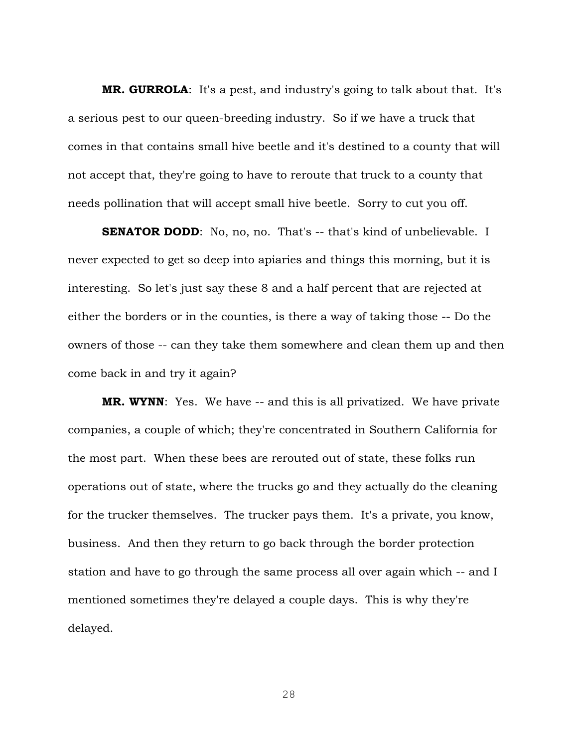**MR. GURROLA**: It's a pest, and industry's going to talk about that. It's a serious pest to our queen-breeding industry. So if we have a truck that comes in that contains small hive beetle and it's destined to a county that will not accept that, they're going to have to reroute that truck to a county that needs pollination that will accept small hive beetle. Sorry to cut you off.

**SENATOR DODD**: No, no, no. That's -- that's kind of unbelievable. I never expected to get so deep into apiaries and things this morning, but it is interesting. So let's just say these 8 and a half percent that are rejected at either the borders or in the counties, is there a way of taking those -- Do the owners of those -- can they take them somewhere and clean them up and then come back in and try it again?

**MR. WYNN**: Yes. We have -- and this is all privatized. We have private companies, a couple of which; they're concentrated in Southern California for the most part. When these bees are rerouted out of state, these folks run operations out of state, where the trucks go and they actually do the cleaning for the trucker themselves. The trucker pays them. It's a private, you know, business. And then they return to go back through the border protection station and have to go through the same process all over again which -- and I mentioned sometimes they're delayed a couple days. This is why they're delayed.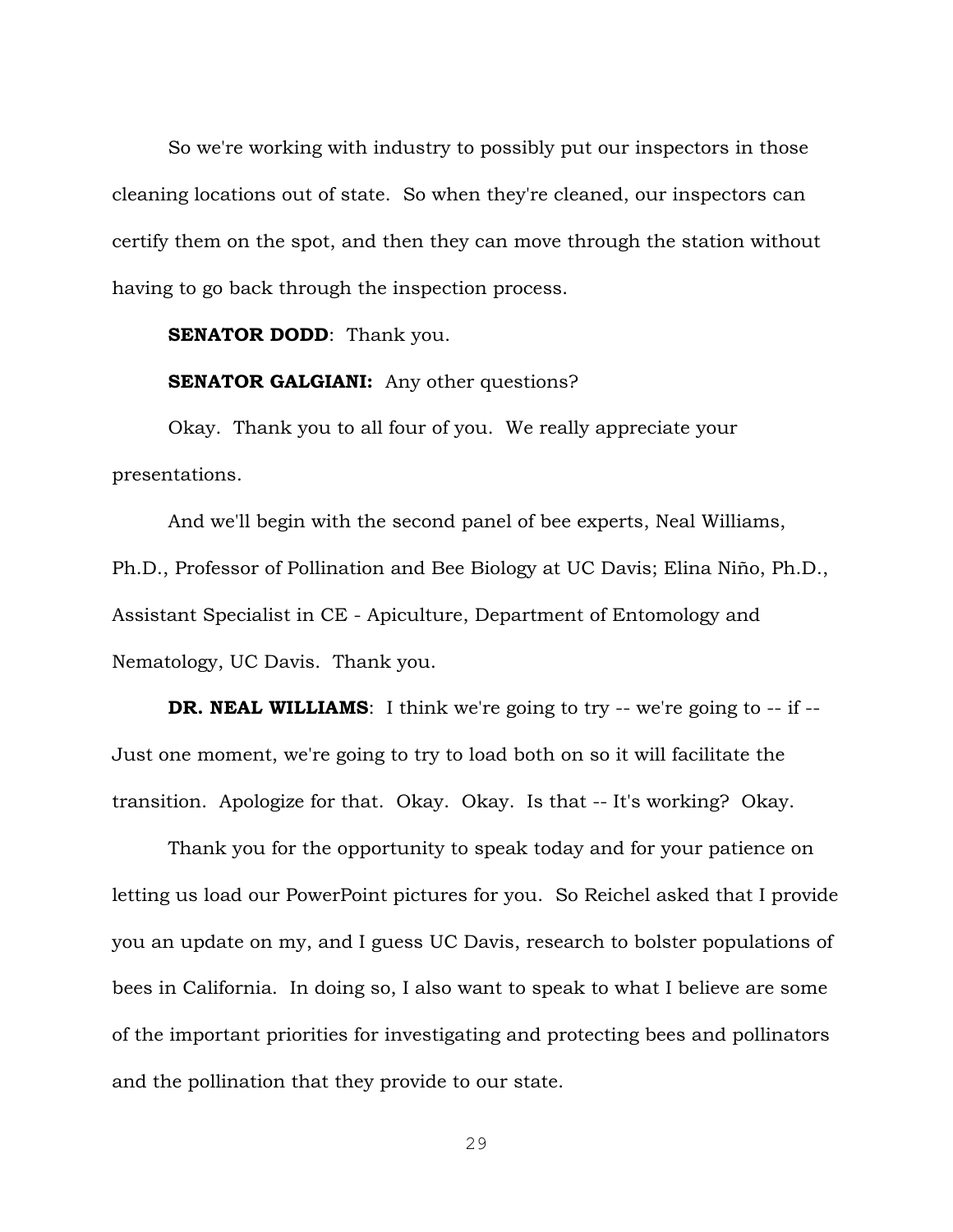So we're working with industry to possibly put our inspectors in those cleaning locations out of state. So when they're cleaned, our inspectors can certify them on the spot, and then they can move through the station without having to go back through the inspection process.

**SENATOR DODD**: Thank you.

**SENATOR GALGIANI:** Any other questions?

Okay. Thank you to all four of you. We really appreciate your presentations.

And we'll begin with the second panel of bee experts, Neal Williams, Ph.D., Professor of Pollination and Bee Biology at UC Davis; Elina Niño, Ph.D., Assistant Specialist in CE - Apiculture, Department of Entomology and Nematology, UC Davis. Thank you.

**DR. NEAL WILLIAMS**: I think we're going to try -- we're going to -- if -- Just one moment, we're going to try to load both on so it will facilitate the transition. Apologize for that. Okay. Okay. Is that -- It's working? Okay.

Thank you for the opportunity to speak today and for your patience on letting us load our PowerPoint pictures for you. So Reichel asked that I provide you an update on my, and I guess UC Davis, research to bolster populations of bees in California. In doing so, I also want to speak to what I believe are some of the important priorities for investigating and protecting bees and pollinators and the pollination that they provide to our state.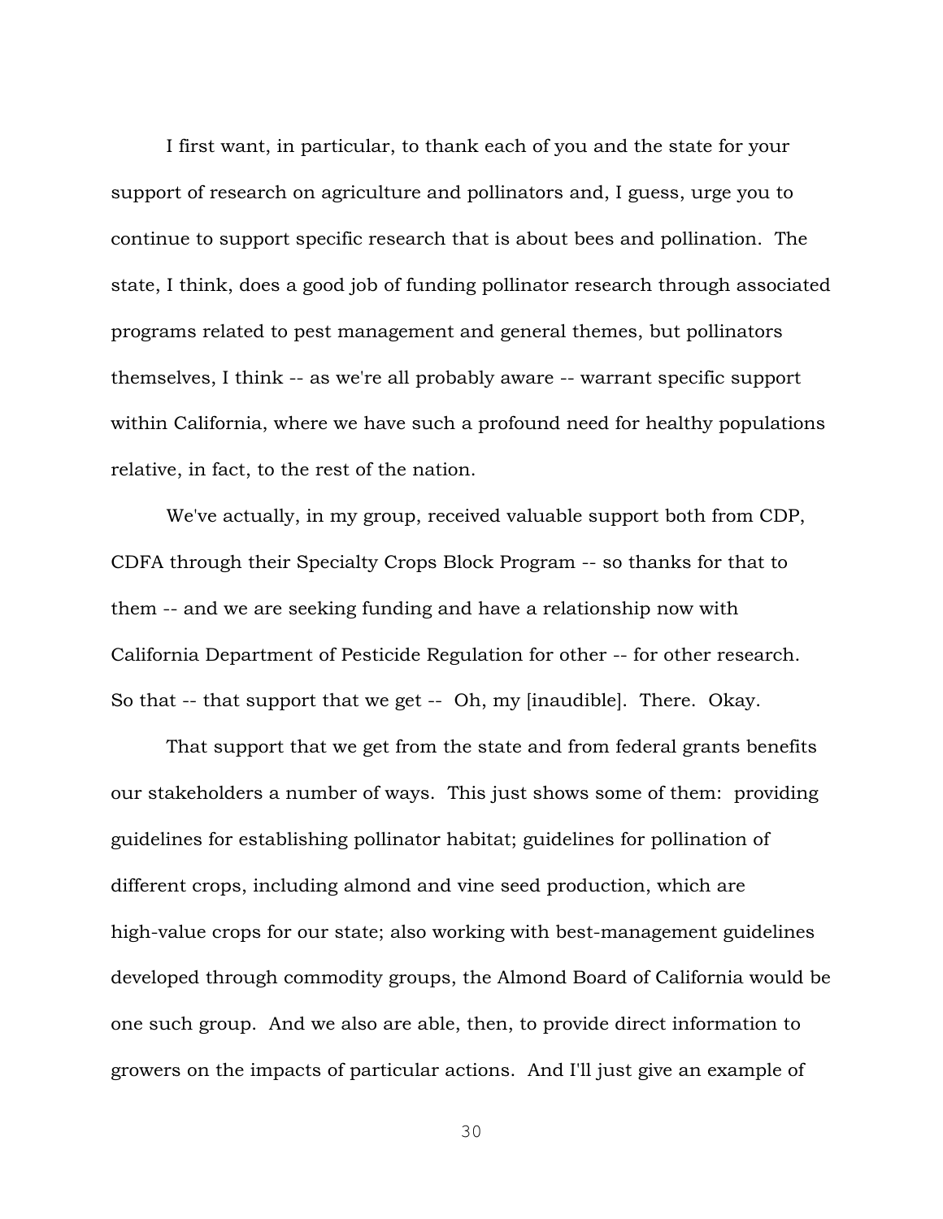I first want, in particular, to thank each of you and the state for your support of research on agriculture and pollinators and, I guess, urge you to continue to support specific research that is about bees and pollination. The state, I think, does a good job of funding pollinator research through associated programs related to pest management and general themes, but pollinators themselves, I think -- as we're all probably aware -- warrant specific support within California, where we have such a profound need for healthy populations relative, in fact, to the rest of the nation.

We've actually, in my group, received valuable support both from CDP, CDFA through their Specialty Crops Block Program -- so thanks for that to them -- and we are seeking funding and have a relationship now with California Department of Pesticide Regulation for other -- for other research. So that -- that support that we get -- Oh, my [inaudible]. There. Okay.

That support that we get from the state and from federal grants benefits our stakeholders a number of ways. This just shows some of them: providing guidelines for establishing pollinator habitat; guidelines for pollination of different crops, including almond and vine seed production, which are high-value crops for our state; also working with best-management guidelines developed through commodity groups, the Almond Board of California would be one such group. And we also are able, then, to provide direct information to growers on the impacts of particular actions. And I'll just give an example of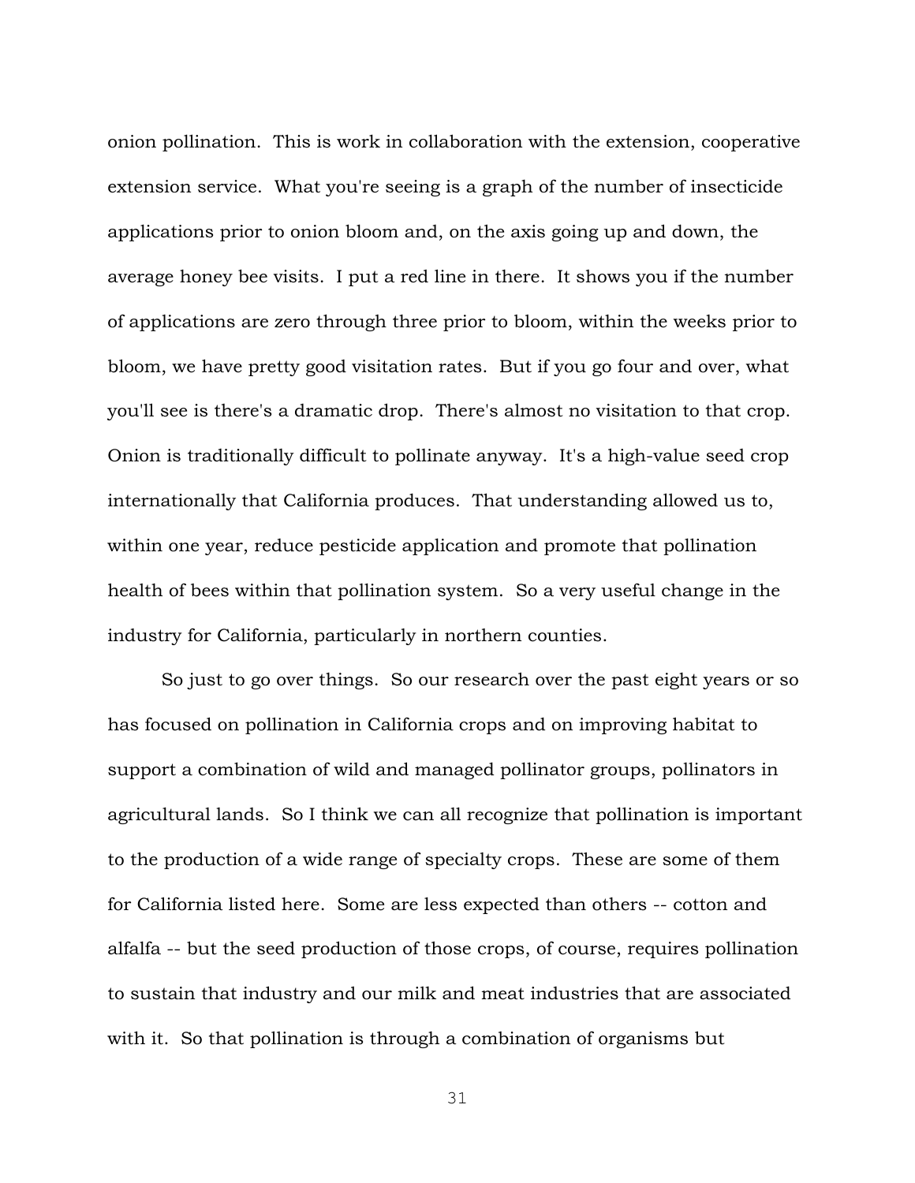onion pollination. This is work in collaboration with the extension, cooperative extension service. What you're seeing is a graph of the number of insecticide applications prior to onion bloom and, on the axis going up and down, the average honey bee visits. I put a red line in there. It shows you if the number of applications are zero through three prior to bloom, within the weeks prior to bloom, we have pretty good visitation rates. But if you go four and over, what you'll see is there's a dramatic drop. There's almost no visitation to that crop. Onion is traditionally difficult to pollinate anyway. It's a high-value seed crop internationally that California produces. That understanding allowed us to, within one year, reduce pesticide application and promote that pollination health of bees within that pollination system. So a very useful change in the industry for California, particularly in northern counties.

So just to go over things. So our research over the past eight years or so has focused on pollination in California crops and on improving habitat to support a combination of wild and managed pollinator groups, pollinators in agricultural lands. So I think we can all recognize that pollination is important to the production of a wide range of specialty crops. These are some of them for California listed here. Some are less expected than others -- cotton and alfalfa -- but the seed production of those crops, of course, requires pollination to sustain that industry and our milk and meat industries that are associated with it. So that pollination is through a combination of organisms but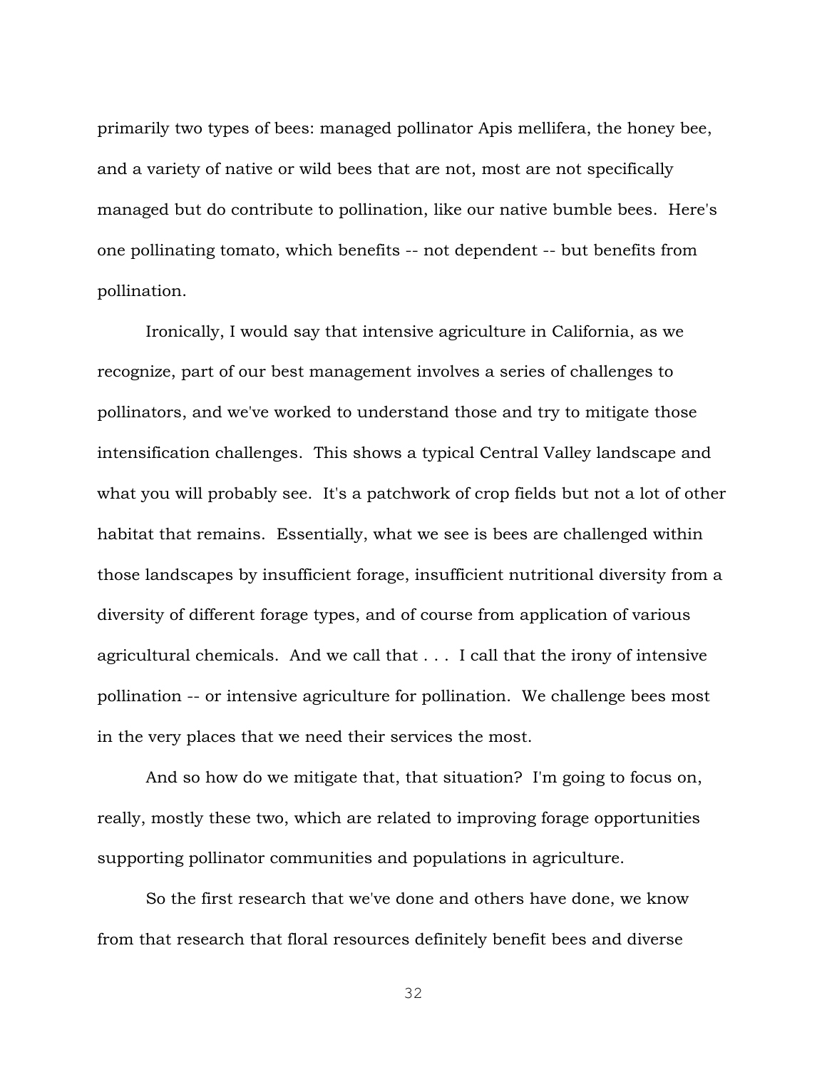primarily two types of bees: managed pollinator Apis mellifera, the honey bee, and a variety of native or wild bees that are not, most are not specifically managed but do contribute to pollination, like our native bumble bees. Here's one pollinating tomato, which benefits -- not dependent -- but benefits from pollination.

Ironically, I would say that intensive agriculture in California, as we recognize, part of our best management involves a series of challenges to pollinators, and we've worked to understand those and try to mitigate those intensification challenges. This shows a typical Central Valley landscape and what you will probably see. It's a patchwork of crop fields but not a lot of other habitat that remains. Essentially, what we see is bees are challenged within those landscapes by insufficient forage, insufficient nutritional diversity from a diversity of different forage types, and of course from application of various agricultural chemicals. And we call that . . . I call that the irony of intensive pollination -- or intensive agriculture for pollination. We challenge bees most in the very places that we need their services the most.

And so how do we mitigate that, that situation? I'm going to focus on, really, mostly these two, which are related to improving forage opportunities supporting pollinator communities and populations in agriculture.

So the first research that we've done and others have done, we know from that research that floral resources definitely benefit bees and diverse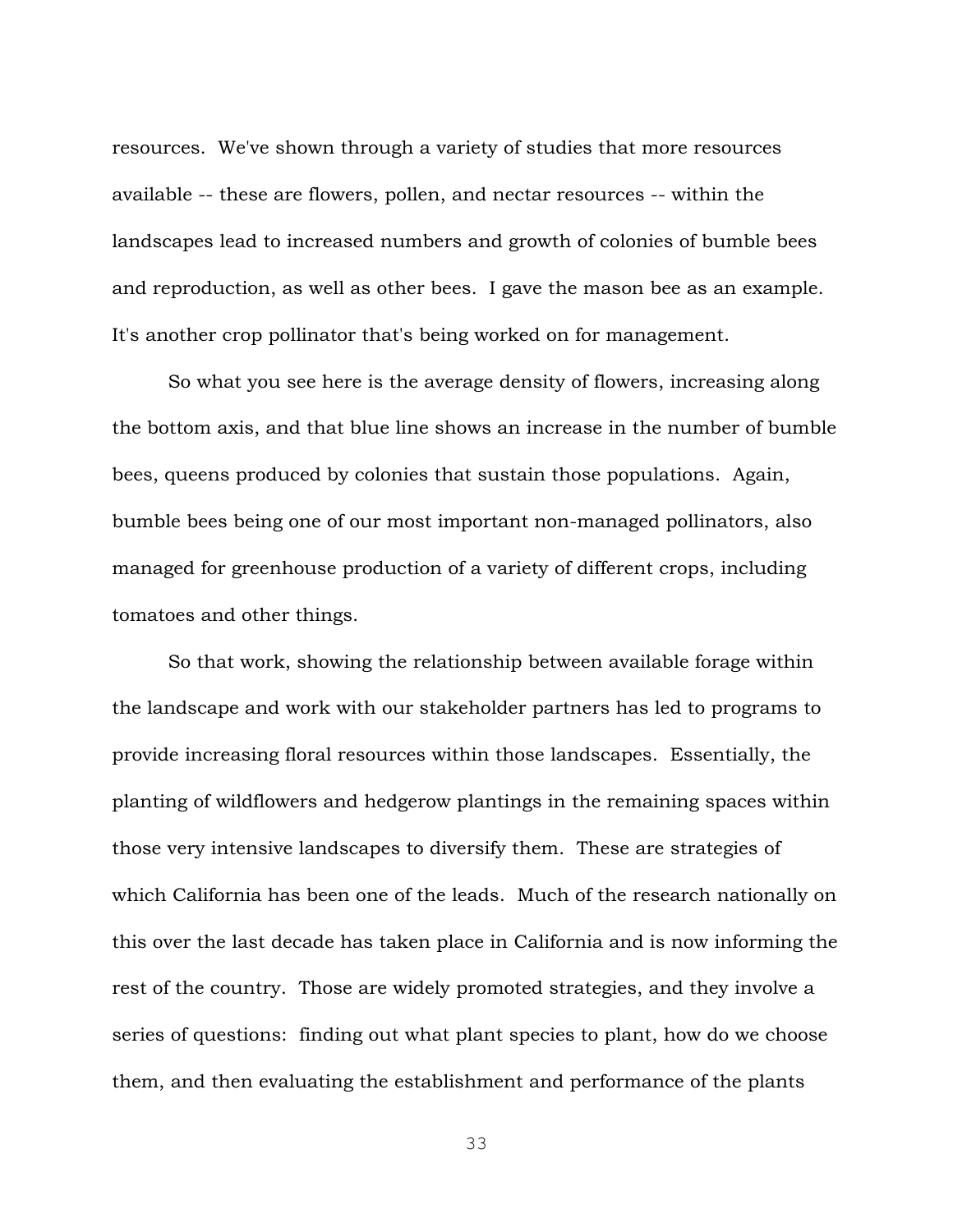resources. We've shown through a variety of studies that more resources available -- these are flowers, pollen, and nectar resources -- within the landscapes lead to increased numbers and growth of colonies of bumble bees and reproduction, as well as other bees. I gave the mason bee as an example. It's another crop pollinator that's being worked on for management.

So what you see here is the average density of flowers, increasing along the bottom axis, and that blue line shows an increase in the number of bumble bees, queens produced by colonies that sustain those populations. Again, bumble bees being one of our most important non-managed pollinators, also managed for greenhouse production of a variety of different crops, including tomatoes and other things.

So that work, showing the relationship between available forage within the landscape and work with our stakeholder partners has led to programs to provide increasing floral resources within those landscapes. Essentially, the planting of wildflowers and hedgerow plantings in the remaining spaces within those very intensive landscapes to diversify them. These are strategies of which California has been one of the leads. Much of the research nationally on this over the last decade has taken place in California and is now informing the rest of the country. Those are widely promoted strategies, and they involve a series of questions: finding out what plant species to plant, how do we choose them, and then evaluating the establishment and performance of the plants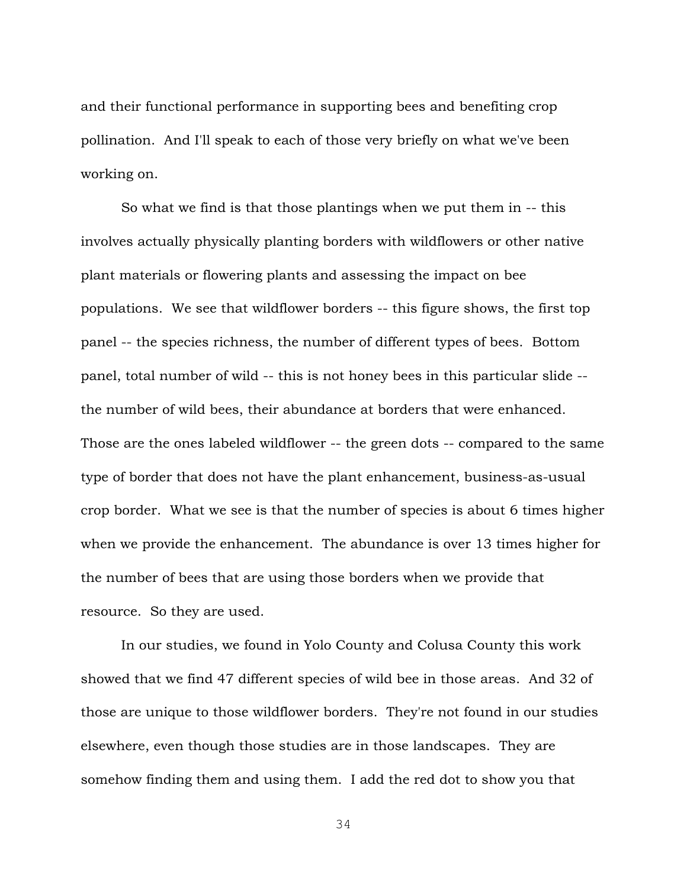and their functional performance in supporting bees and benefiting crop pollination. And I'll speak to each of those very briefly on what we've been working on.

So what we find is that those plantings when we put them in -- this involves actually physically planting borders with wildflowers or other native plant materials or flowering plants and assessing the impact on bee populations. We see that wildflower borders -- this figure shows, the first top panel -- the species richness, the number of different types of bees. Bottom panel, total number of wild -- this is not honey bees in this particular slide -- the number of wild bees, their abundance at borders that were enhanced. Those are the ones labeled wildflower -- the green dots -- compared to the same type of border that does not have the plant enhancement, business-as-usual crop border. What we see is that the number of species is about 6 times higher when we provide the enhancement. The abundance is over 13 times higher for the number of bees that are using those borders when we provide that resource. So they are used.

In our studies, we found in Yolo County and Colusa County this work showed that we find 47 different species of wild bee in those areas. And 32 of those are unique to those wildflower borders. They're not found in our studies elsewhere, even though those studies are in those landscapes. They are somehow finding them and using them. I add the red dot to show you that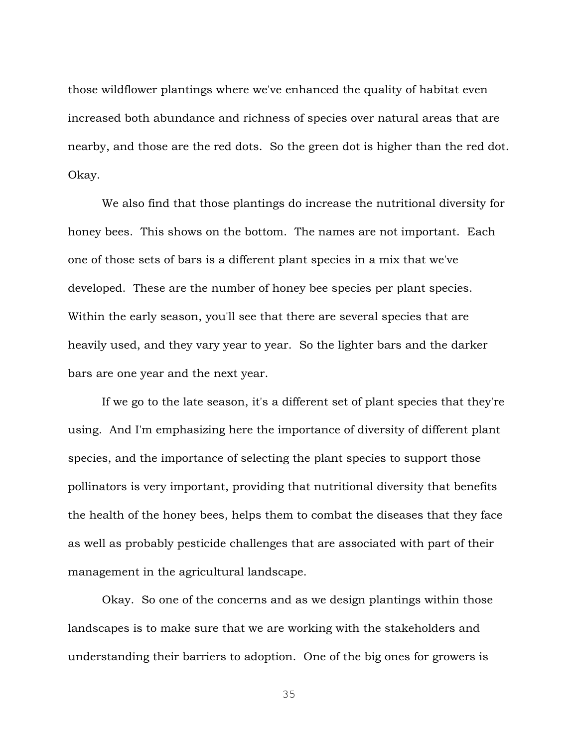those wildflower plantings where we've enhanced the quality of habitat even increased both abundance and richness of species over natural areas that are nearby, and those are the red dots. So the green dot is higher than the red dot. Okay.

We also find that those plantings do increase the nutritional diversity for honey bees. This shows on the bottom. The names are not important. Each one of those sets of bars is a different plant species in a mix that we've developed. These are the number of honey bee species per plant species. Within the early season, you'll see that there are several species that are heavily used, and they vary year to year. So the lighter bars and the darker bars are one year and the next year.

If we go to the late season, it's a different set of plant species that they're using. And I'm emphasizing here the importance of diversity of different plant species, and the importance of selecting the plant species to support those pollinators is very important, providing that nutritional diversity that benefits the health of the honey bees, helps them to combat the diseases that they face as well as probably pesticide challenges that are associated with part of their management in the agricultural landscape.

Okay. So one of the concerns and as we design plantings within those landscapes is to make sure that we are working with the stakeholders and understanding their barriers to adoption. One of the big ones for growers is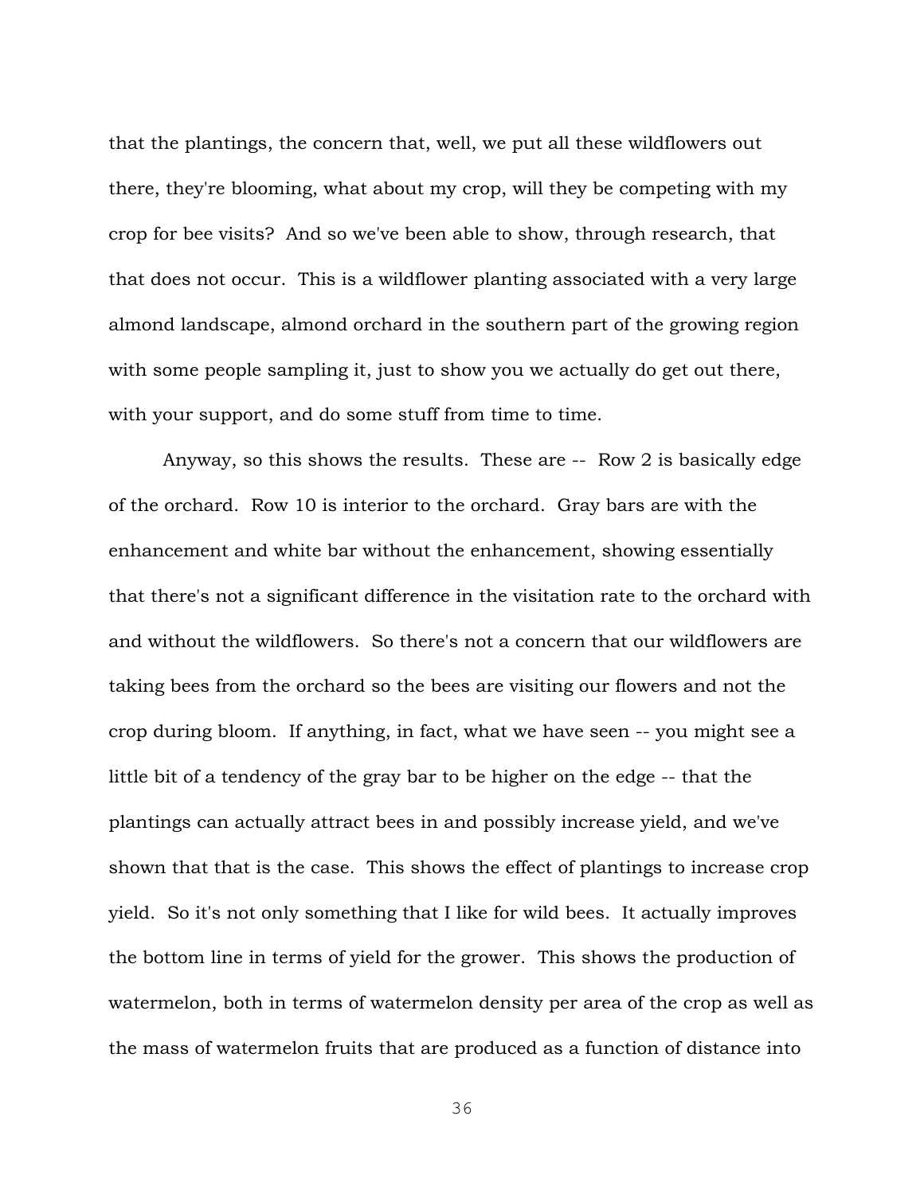that the plantings, the concern that, well, we put all these wildflowers out there, they're blooming, what about my crop, will they be competing with my crop for bee visits? And so we've been able to show, through research, that that does not occur. This is a wildflower planting associated with a very large almond landscape, almond orchard in the southern part of the growing region with some people sampling it, just to show you we actually do get out there, with your support, and do some stuff from time to time.

Anyway, so this shows the results. These are -- Row 2 is basically edge of the orchard. Row 10 is interior to the orchard. Gray bars are with the enhancement and white bar without the enhancement, showing essentially that there's not a significant difference in the visitation rate to the orchard with and without the wildflowers. So there's not a concern that our wildflowers are taking bees from the orchard so the bees are visiting our flowers and not the crop during bloom. If anything, in fact, what we have seen -- you might see a little bit of a tendency of the gray bar to be higher on the edge -- that the plantings can actually attract bees in and possibly increase yield, and we've shown that that is the case. This shows the effect of plantings to increase crop yield. So it's not only something that I like for wild bees. It actually improves the bottom line in terms of yield for the grower. This shows the production of watermelon, both in terms of watermelon density per area of the crop as well as the mass of watermelon fruits that are produced as a function of distance into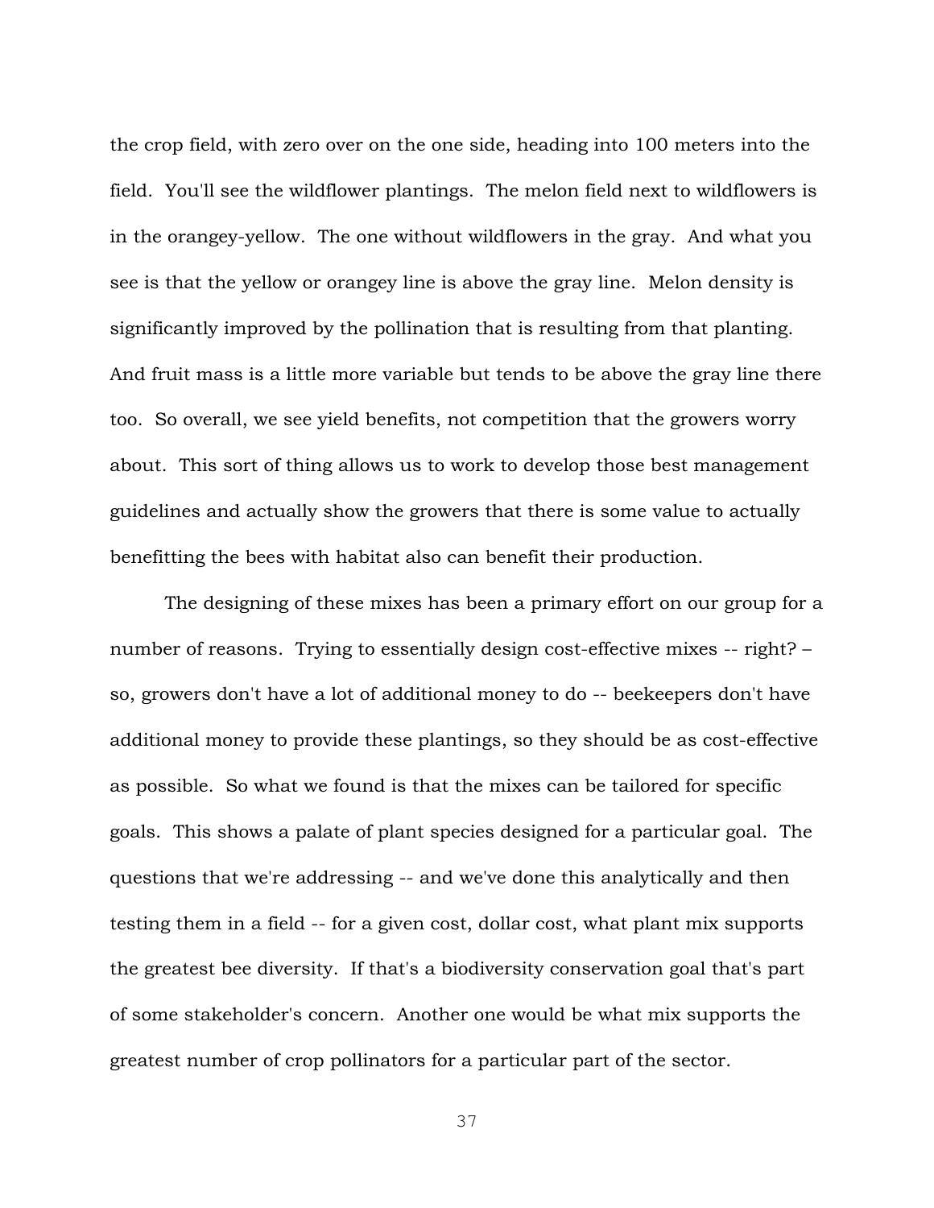the crop field, with zero over on the one side, heading into 100 meters into the field. You'll see the wildflower plantings. The melon field next to wildflowers is in the orangey-yellow. The one without wildflowers in the gray. And what you see is that the yellow or orangey line is above the gray line. Melon density is significantly improved by the pollination that is resulting from that planting. And fruit mass is a little more variable but tends to be above the gray line there too. So overall, we see yield benefits, not competition that the growers worry about. This sort of thing allows us to work to develop those best management guidelines and actually show the growers that there is some value to actually benefitting the bees with habitat also can benefit their production.

The designing of these mixes has been a primary effort on our group for a number of reasons. Trying to essentially design cost-effective mixes -- right? – so, growers don't have a lot of additional money to do -- beekeepers don't have additional money to provide these plantings, so they should be as cost-effective as possible. So what we found is that the mixes can be tailored for specific goals. This shows a palate of plant species designed for a particular goal. The questions that we're addressing -- and we've done this analytically and then testing them in a field -- for a given cost, dollar cost, what plant mix supports the greatest bee diversity. If that's a biodiversity conservation goal that's part of some stakeholder's concern. Another one would be what mix supports the greatest number of crop pollinators for a particular part of the sector.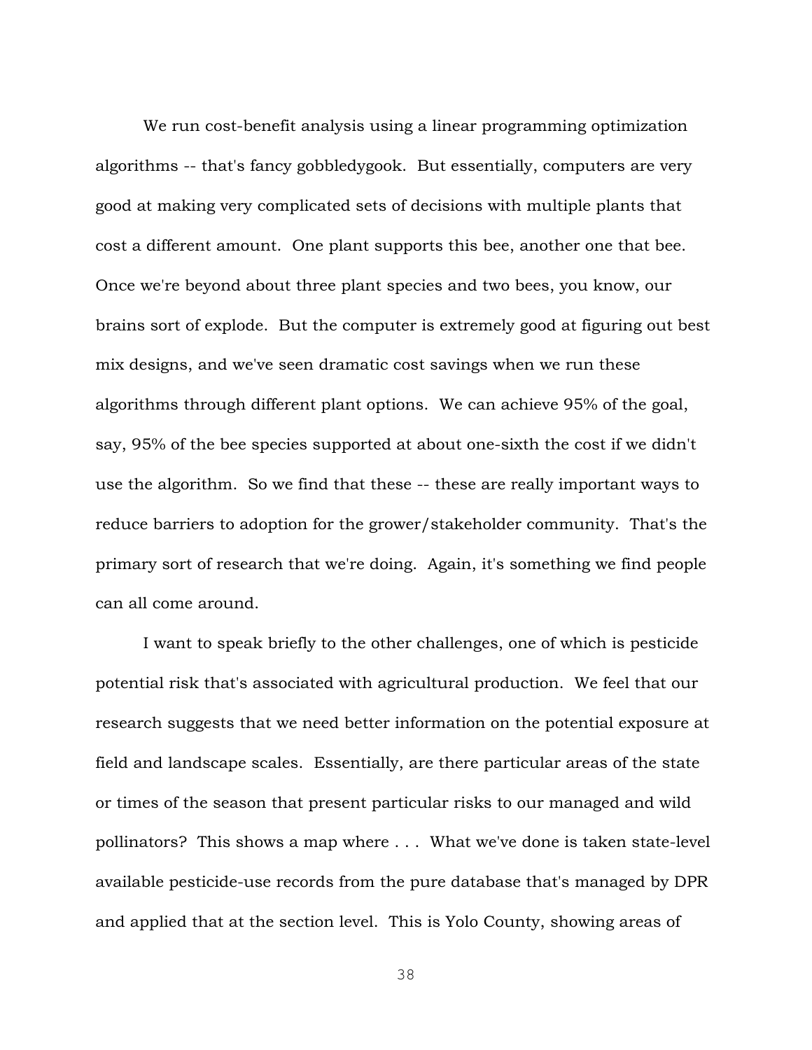We run cost-benefit analysis using a linear programming optimization algorithms -- that's fancy gobbledygook. But essentially, computers are very good at making very complicated sets of decisions with multiple plants that cost a different amount. One plant supports this bee, another one that bee. Once we're beyond about three plant species and two bees, you know, our brains sort of explode. But the computer is extremely good at figuring out best mix designs, and we've seen dramatic cost savings when we run these algorithms through different plant options. We can achieve 95% of the goal, say, 95% of the bee species supported at about one-sixth the cost if we didn't use the algorithm. So we find that these -- these are really important ways to reduce barriers to adoption for the grower/stakeholder community. That's the primary sort of research that we're doing. Again, it's something we find people can all come around.

I want to speak briefly to the other challenges, one of which is pesticide potential risk that's associated with agricultural production. We feel that our research suggests that we need better information on the potential exposure at field and landscape scales. Essentially, are there particular areas of the state or times of the season that present particular risks to our managed and wild pollinators? This shows a map where . . . What we've done is taken state-level available pesticide-use records from the pure database that's managed by DPR and applied that at the section level. This is Yolo County, showing areas of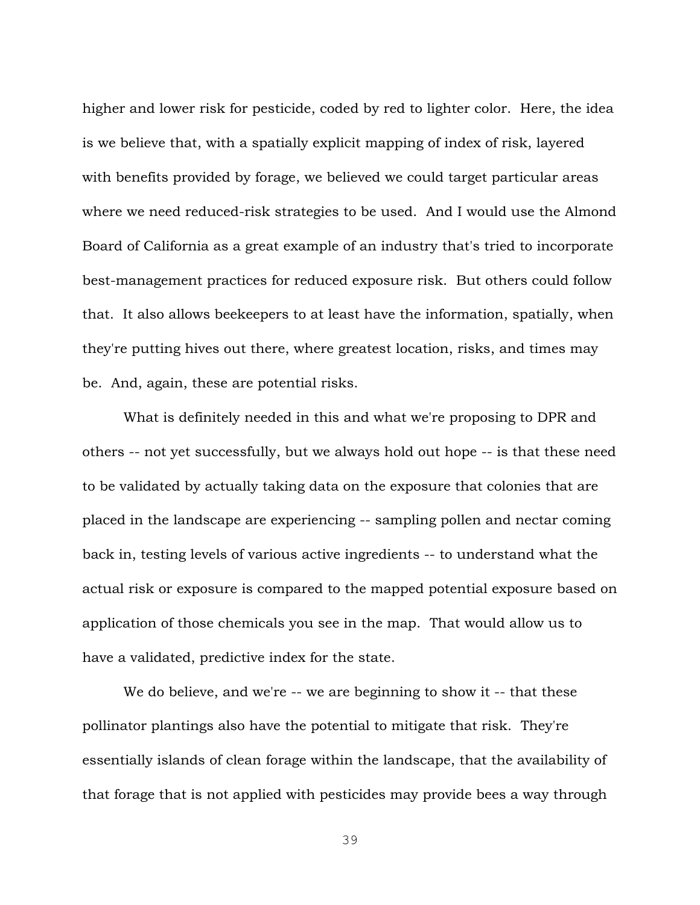higher and lower risk for pesticide, coded by red to lighter color. Here, the idea is we believe that, with a spatially explicit mapping of index of risk, layered with benefits provided by forage, we believed we could target particular areas where we need reduced-risk strategies to be used. And I would use the Almond Board of California as a great example of an industry that's tried to incorporate best-management practices for reduced exposure risk. But others could follow that. It also allows beekeepers to at least have the information, spatially, when they're putting hives out there, where greatest location, risks, and times may be. And, again, these are potential risks.

What is definitely needed in this and what we're proposing to DPR and others -- not yet successfully, but we always hold out hope -- is that these need to be validated by actually taking data on the exposure that colonies that are placed in the landscape are experiencing -- sampling pollen and nectar coming back in, testing levels of various active ingredients -- to understand what the actual risk or exposure is compared to the mapped potential exposure based on application of those chemicals you see in the map. That would allow us to have a validated, predictive index for the state.

We do believe, and we're -- we are beginning to show it -- that these pollinator plantings also have the potential to mitigate that risk. They're essentially islands of clean forage within the landscape, that the availability of that forage that is not applied with pesticides may provide bees a way through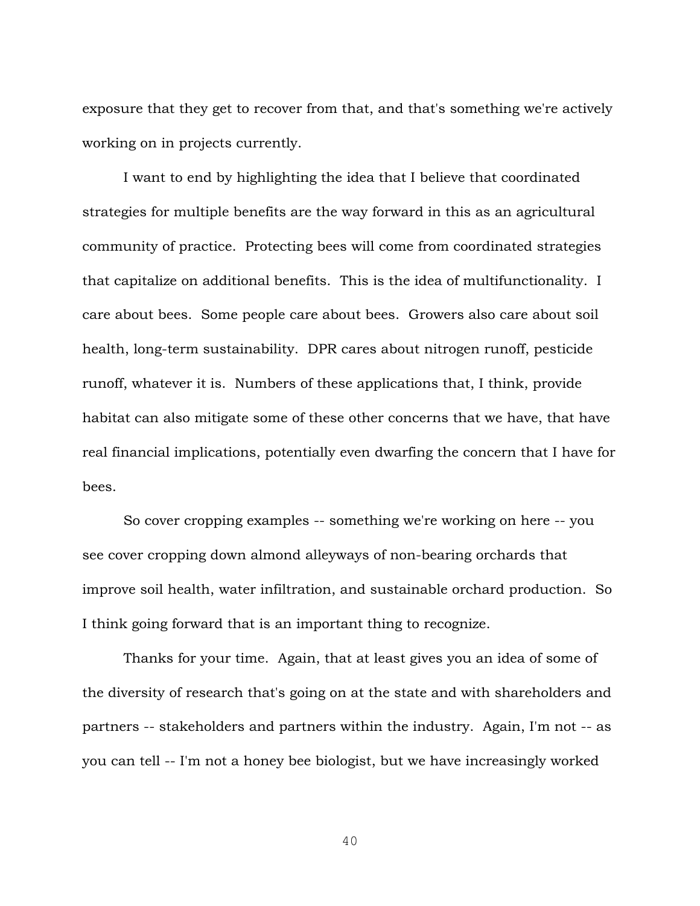exposure that they get to recover from that, and that's something we're actively working on in projects currently.

I want to end by highlighting the idea that I believe that coordinated strategies for multiple benefits are the way forward in this as an agricultural community of practice. Protecting bees will come from coordinated strategies that capitalize on additional benefits. This is the idea of multifunctionality. I care about bees. Some people care about bees. Growers also care about soil health, long-term sustainability. DPR cares about nitrogen runoff, pesticide runoff, whatever it is. Numbers of these applications that, I think, provide habitat can also mitigate some of these other concerns that we have, that have real financial implications, potentially even dwarfing the concern that I have for bees.

So cover cropping examples -- something we're working on here -- you see cover cropping down almond alleyways of non-bearing orchards that improve soil health, water infiltration, and sustainable orchard production. So I think going forward that is an important thing to recognize.

Thanks for your time. Again, that at least gives you an idea of some of the diversity of research that's going on at the state and with shareholders and partners -- stakeholders and partners within the industry. Again, I'm not -- as you can tell -- I'm not a honey bee biologist, but we have increasingly worked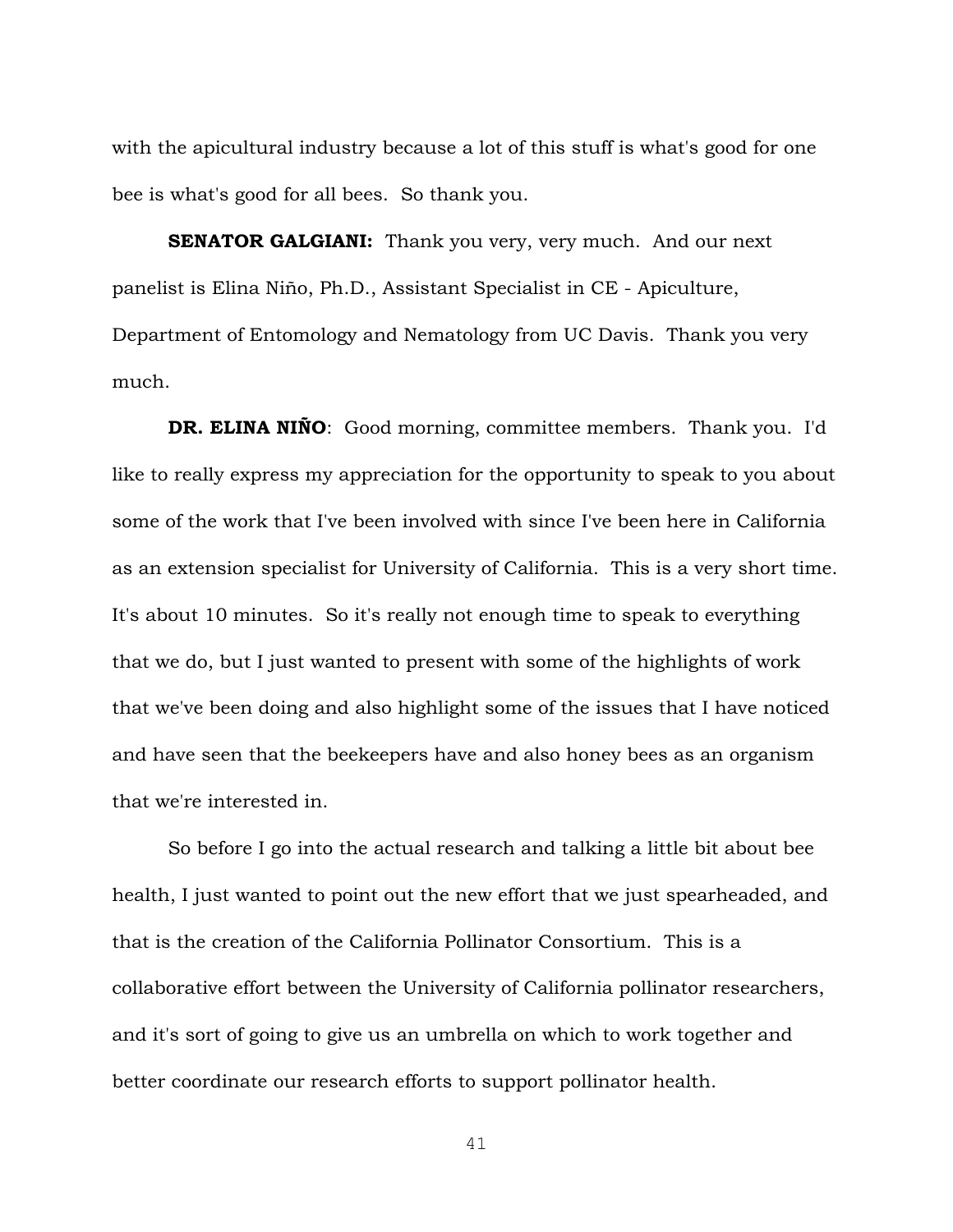with the apicultural industry because a lot of this stuff is what's good for one bee is what's good for all bees. So thank you.

**SENATOR GALGIANI:** Thank you very, very much. And our next panelist is Elina Niño, Ph.D., Assistant Specialist in CE - Apiculture, Department of Entomology and Nematology from UC Davis. Thank you very much.

**DR. ELINA NIÑO**: Good morning, committee members. Thank you. I'd like to really express my appreciation for the opportunity to speak to you about some of the work that I've been involved with since I've been here in California as an extension specialist for University of California. This is a very short time. It's about 10 minutes. So it's really not enough time to speak to everything that we do, but I just wanted to present with some of the highlights of work that we've been doing and also highlight some of the issues that I have noticed and have seen that the beekeepers have and also honey bees as an organism that we're interested in.

So before I go into the actual research and talking a little bit about bee health, I just wanted to point out the new effort that we just spearheaded, and that is the creation of the California Pollinator Consortium. This is a collaborative effort between the University of California pollinator researchers, and it's sort of going to give us an umbrella on which to work together and better coordinate our research efforts to support pollinator health.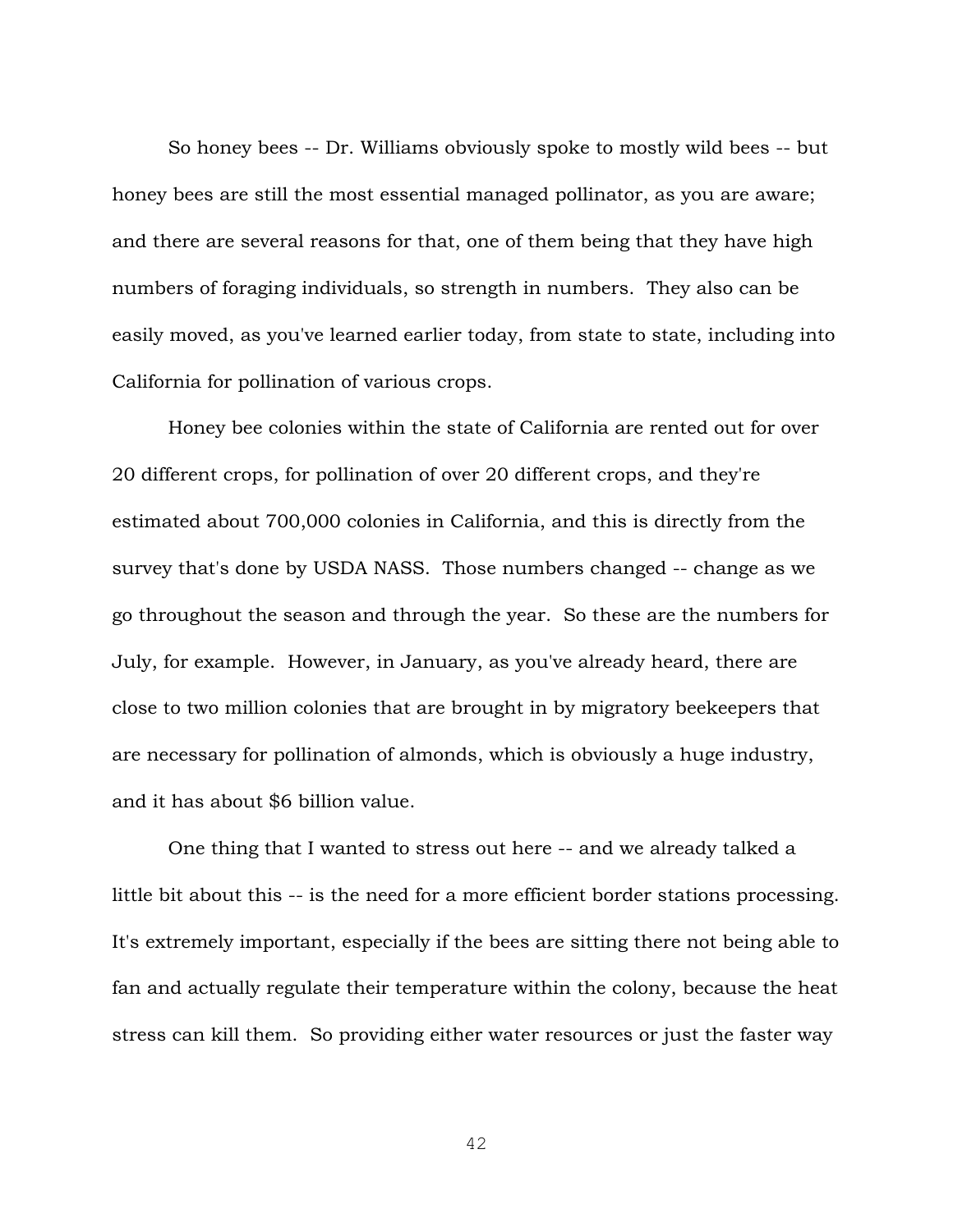So honey bees -- Dr. Williams obviously spoke to mostly wild bees -- but honey bees are still the most essential managed pollinator, as you are aware; and there are several reasons for that, one of them being that they have high numbers of foraging individuals, so strength in numbers. They also can be easily moved, as you've learned earlier today, from state to state, including into California for pollination of various crops.

Honey bee colonies within the state of California are rented out for over 20 different crops, for pollination of over 20 different crops, and they're estimated about 700,000 colonies in California, and this is directly from the survey that's done by USDA NASS. Those numbers changed -- change as we go throughout the season and through the year. So these are the numbers for July, for example. However, in January, as you've already heard, there are close to two million colonies that are brought in by migratory beekeepers that are necessary for pollination of almonds, which is obviously a huge industry, and it has about $6 billion value.

One thing that I wanted to stress out here -- and we already talked a little bit about this -- is the need for a more efficient border stations processing. It's extremely important, especially if the bees are sitting there not being able to fan and actually regulate their temperature within the colony, because the heat stress can kill them. So providing either water resources or just the faster way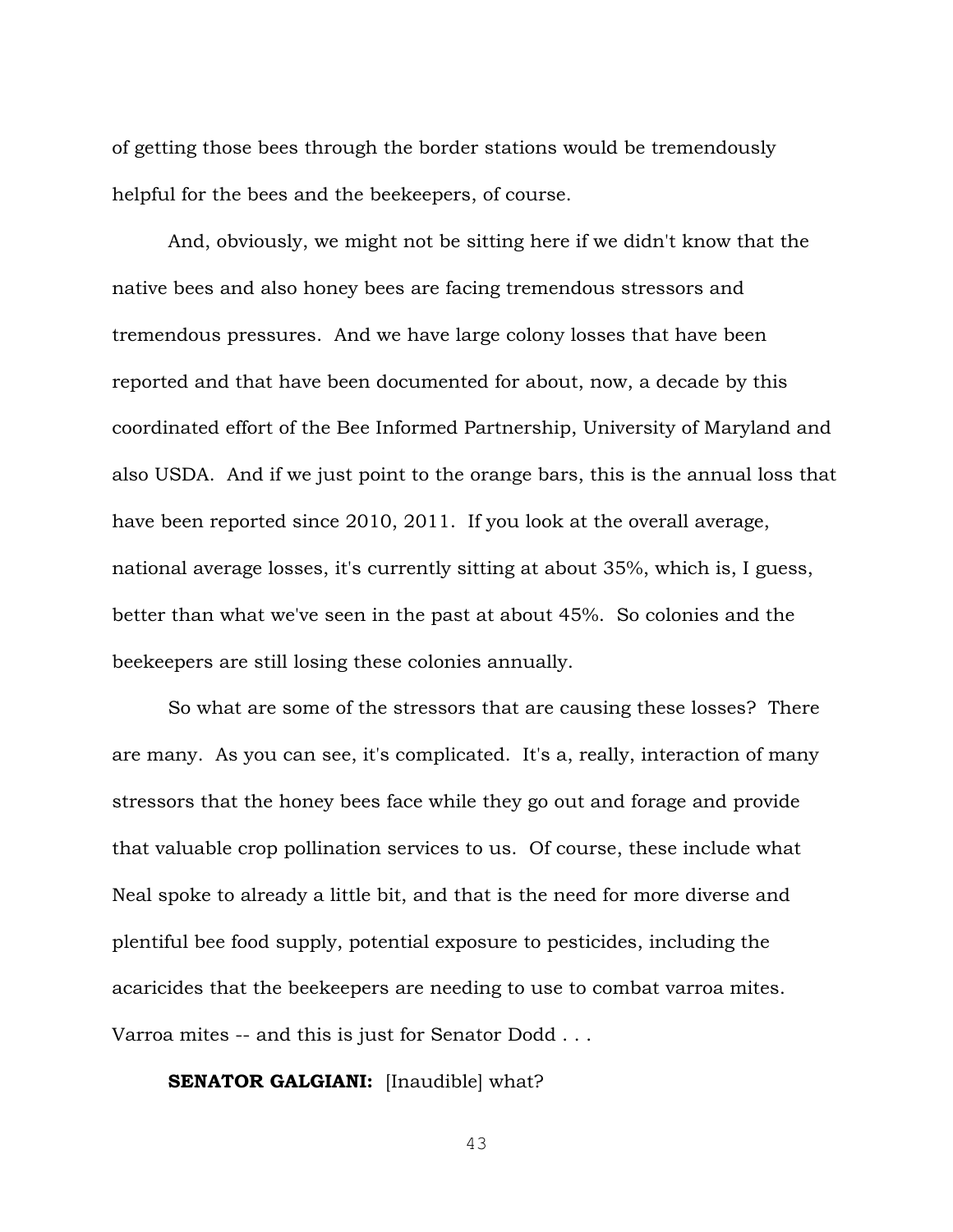of getting those bees through the border stations would be tremendously helpful for the bees and the beekeepers, of course.

And, obviously, we might not be sitting here if we didn't know that the native bees and also honey bees are facing tremendous stressors and tremendous pressures. And we have large colony losses that have been reported and that have been documented for about, now, a decade by this coordinated effort of the Bee Informed Partnership, University of Maryland and also USDA. And if we just point to the orange bars, this is the annual loss that have been reported since 2010, 2011. If you look at the overall average, national average losses, it's currently sitting at about 35%, which is, I guess, better than what we've seen in the past at about 45%. So colonies and the beekeepers are still losing these colonies annually.

So what are some of the stressors that are causing these losses? There are many. As you can see, it's complicated. It's a, really, interaction of many stressors that the honey bees face while they go out and forage and provide that valuable crop pollination services to us. Of course, these include what Neal spoke to already a little bit, and that is the need for more diverse and plentiful bee food supply, potential exposure to pesticides, including the acaricides that the beekeepers are needing to use to combat varroa mites. Varroa mites -- and this is just for Senator Dodd . . .

**SENATOR GALGIANI:** [Inaudible] what?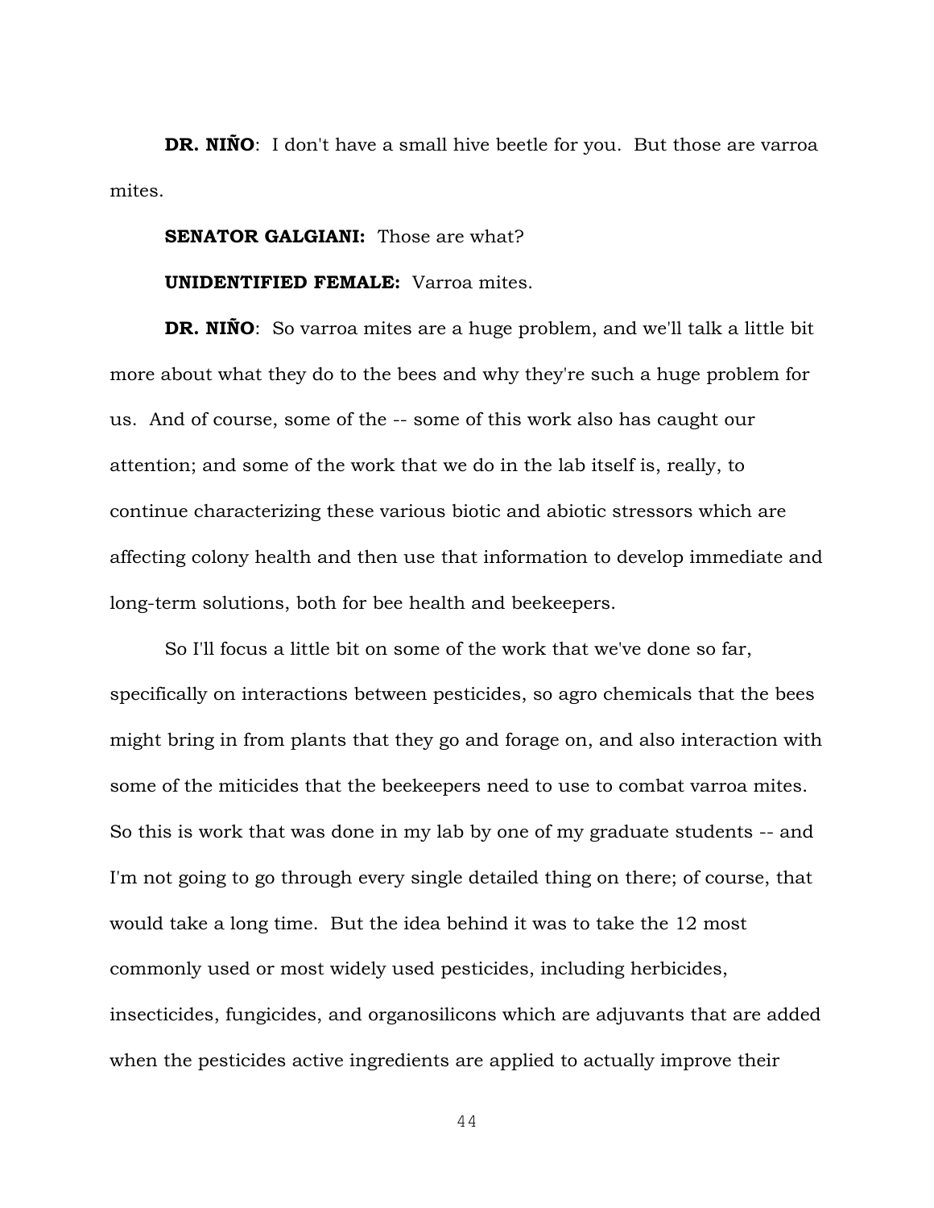**DR. NIÑO**: I don't have a small hive beetle for you. But those are varroa mites.

**SENATOR GALGIANI:** Those are what?

**UNIDENTIFIED FEMALE:** Varroa mites.

**DR. NIÑO**: So varroa mites are a huge problem, and we'll talk a little bit more about what they do to the bees and why they're such a huge problem for us. And of course, some of the -- some of this work also has caught our attention; and some of the work that we do in the lab itself is, really, to continue characterizing these various biotic and abiotic stressors which are affecting colony health and then use that information to develop immediate and long-term solutions, both for bee health and beekeepers.

So I'll focus a little bit on some of the work that we've done so far, specifically on interactions between pesticides, so agro chemicals that the bees might bring in from plants that they go and forage on, and also interaction with some of the miticides that the beekeepers need to use to combat varroa mites. So this is work that was done in my lab by one of my graduate students -- and I'm not going to go through every single detailed thing on there; of course, that would take a long time. But the idea behind it was to take the 12 most commonly used or most widely used pesticides, including herbicides, insecticides, fungicides, and organosilicons which are adjuvants that are added when the pesticides active ingredients are applied to actually improve their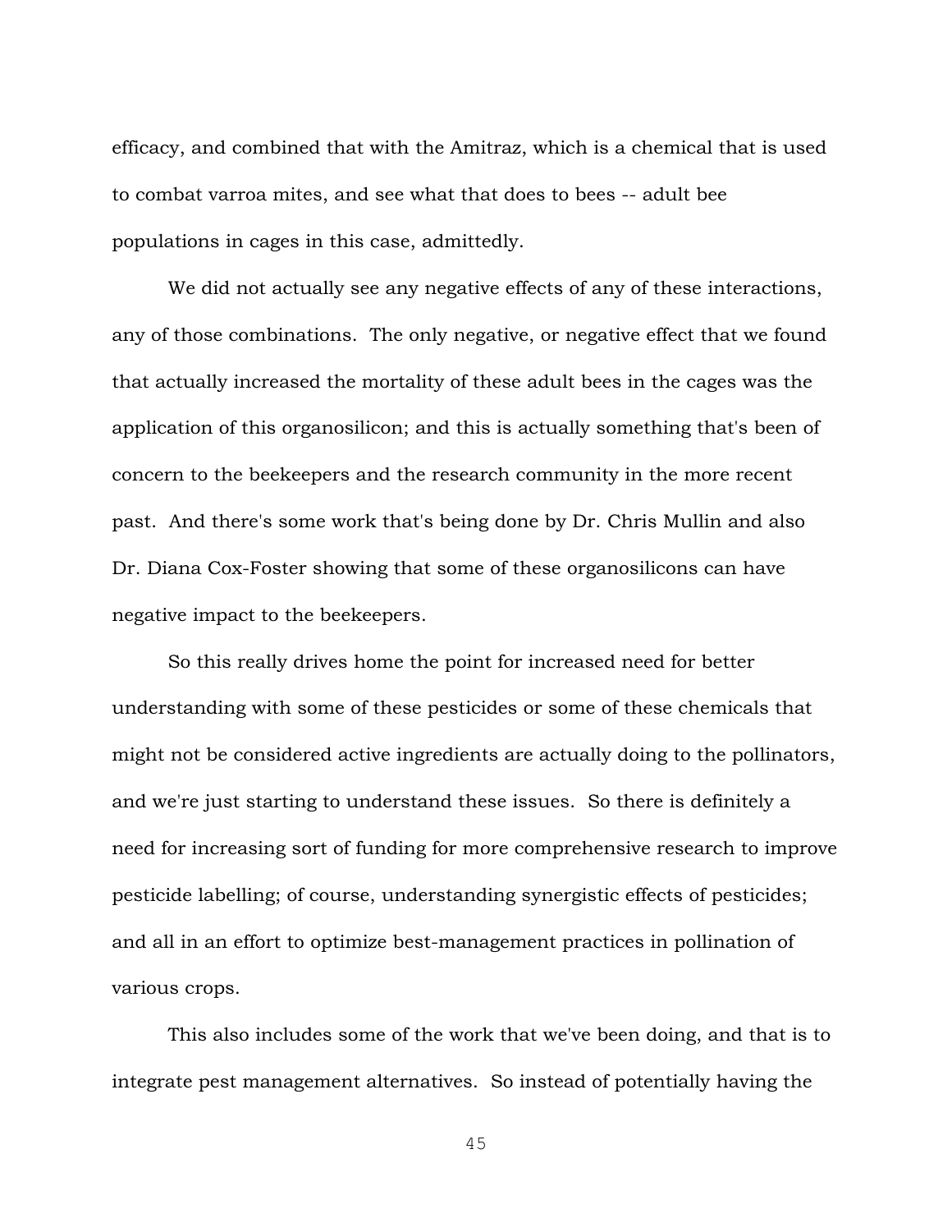efficacy, and combined that with the Amitraz, which is a chemical that is used to combat varroa mites, and see what that does to bees -- adult bee populations in cages in this case, admittedly.

We did not actually see any negative effects of any of these interactions, any of those combinations. The only negative, or negative effect that we found that actually increased the mortality of these adult bees in the cages was the application of this organosilicon; and this is actually something that's been of concern to the beekeepers and the research community in the more recent past. And there's some work that's being done by Dr. Chris Mullin and also Dr. Diana Cox-Foster showing that some of these organosilicons can have negative impact to the beekeepers.

So this really drives home the point for increased need for better understanding with some of these pesticides or some of these chemicals that might not be considered active ingredients are actually doing to the pollinators, and we're just starting to understand these issues. So there is definitely a need for increasing sort of funding for more comprehensive research to improve pesticide labelling; of course, understanding synergistic effects of pesticides; and all in an effort to optimize best-management practices in pollination of various crops.

This also includes some of the work that we've been doing, and that is to integrate pest management alternatives. So instead of potentially having the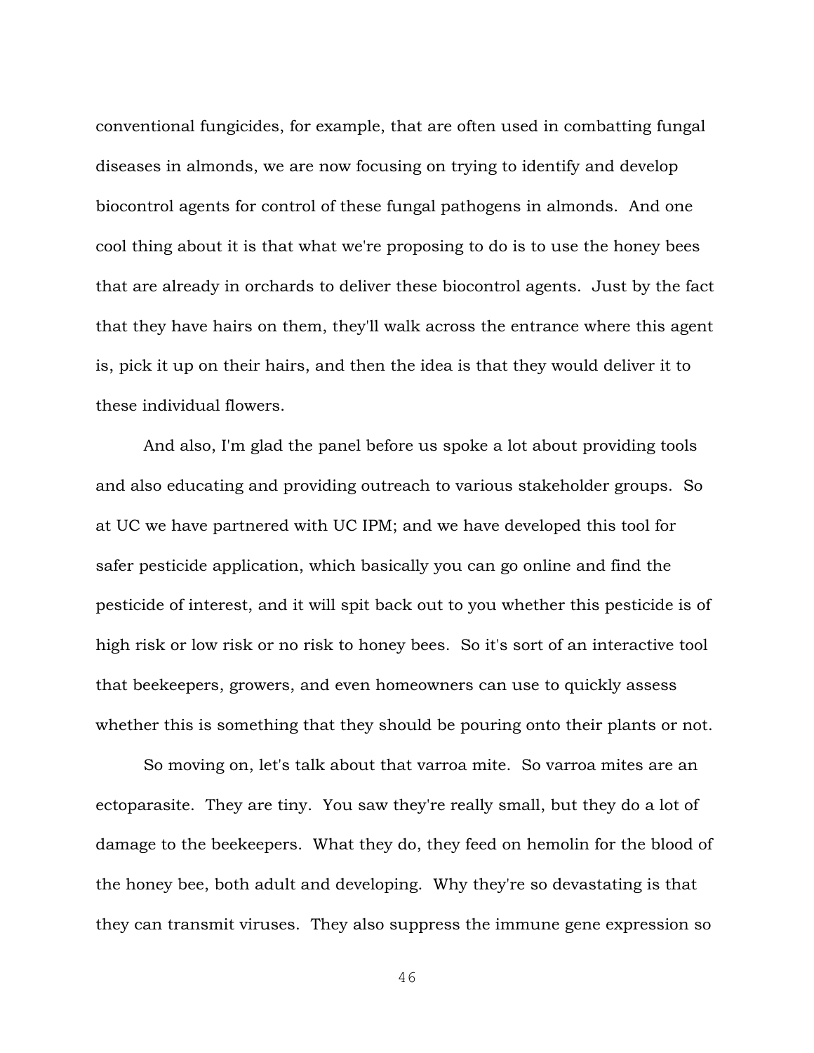conventional fungicides, for example, that are often used in combatting fungal diseases in almonds, we are now focusing on trying to identify and develop biocontrol agents for control of these fungal pathogens in almonds. And one cool thing about it is that what we're proposing to do is to use the honey bees that are already in orchards to deliver these biocontrol agents. Just by the fact that they have hairs on them, they'll walk across the entrance where this agent is, pick it up on their hairs, and then the idea is that they would deliver it to these individual flowers.

And also, I'm glad the panel before us spoke a lot about providing tools and also educating and providing outreach to various stakeholder groups. So at UC we have partnered with UC IPM; and we have developed this tool for safer pesticide application, which basically you can go online and find the pesticide of interest, and it will spit back out to you whether this pesticide is of high risk or low risk or no risk to honey bees. So it's sort of an interactive tool that beekeepers, growers, and even homeowners can use to quickly assess whether this is something that they should be pouring onto their plants or not.

So moving on, let's talk about that varroa mite. So varroa mites are an ectoparasite. They are tiny. You saw they're really small, but they do a lot of damage to the beekeepers. What they do, they feed on hemolin for the blood of the honey bee, both adult and developing. Why they're so devastating is that they can transmit viruses. They also suppress the immune gene expression so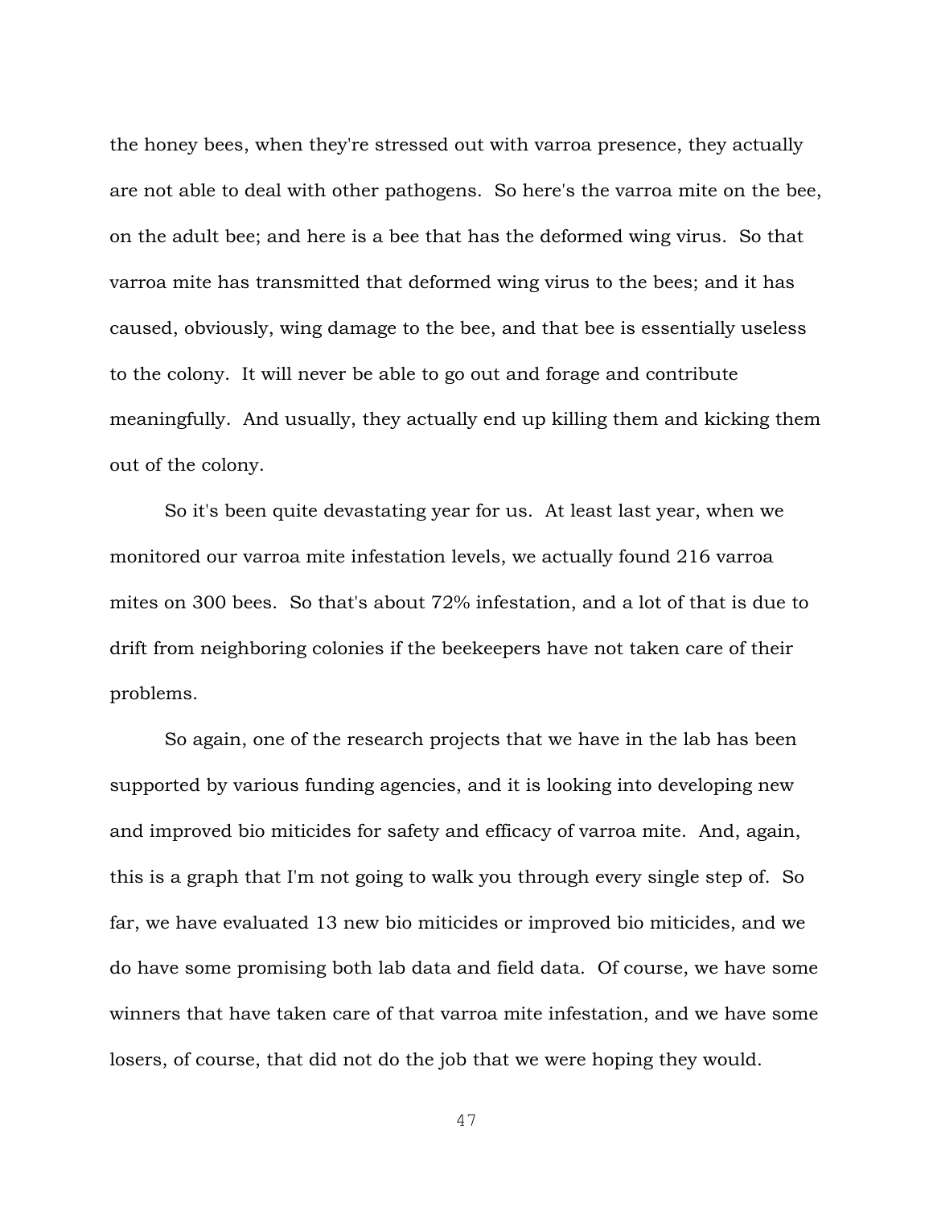the honey bees, when they're stressed out with varroa presence, they actually are not able to deal with other pathogens. So here's the varroa mite on the bee, on the adult bee; and here is a bee that has the deformed wing virus. So that varroa mite has transmitted that deformed wing virus to the bees; and it has caused, obviously, wing damage to the bee, and that bee is essentially useless to the colony. It will never be able to go out and forage and contribute meaningfully. And usually, they actually end up killing them and kicking them out of the colony.

So it's been quite devastating year for us. At least last year, when we monitored our varroa mite infestation levels, we actually found 216 varroa mites on 300 bees. So that's about 72% infestation, and a lot of that is due to drift from neighboring colonies if the beekeepers have not taken care of their problems.

So again, one of the research projects that we have in the lab has been supported by various funding agencies, and it is looking into developing new and improved bio miticides for safety and efficacy of varroa mite. And, again, this is a graph that I'm not going to walk you through every single step of. So far, we have evaluated 13 new bio miticides or improved bio miticides, and we do have some promising both lab data and field data. Of course, we have some winners that have taken care of that varroa mite infestation, and we have some losers, of course, that did not do the job that we were hoping they would.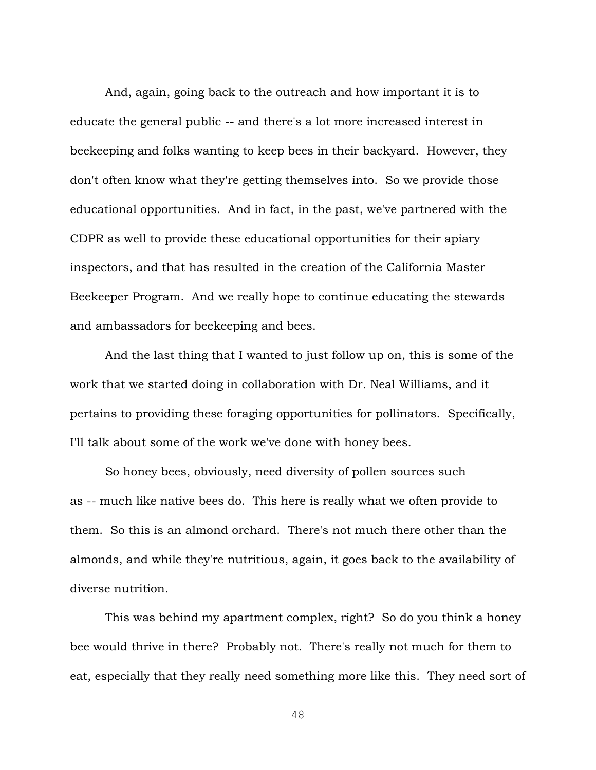And, again, going back to the outreach and how important it is to educate the general public -- and there's a lot more increased interest in beekeeping and folks wanting to keep bees in their backyard. However, they don't often know what they're getting themselves into. So we provide those educational opportunities. And in fact, in the past, we've partnered with the CDPR as well to provide these educational opportunities for their apiary inspectors, and that has resulted in the creation of the California Master Beekeeper Program. And we really hope to continue educating the stewards and ambassadors for beekeeping and bees.

And the last thing that I wanted to just follow up on, this is some of the work that we started doing in collaboration with Dr. Neal Williams, and it pertains to providing these foraging opportunities for pollinators. Specifically, I'll talk about some of the work we've done with honey bees.

So honey bees, obviously, need diversity of pollen sources such as -- much like native bees do. This here is really what we often provide to them. So this is an almond orchard. There's not much there other than the almonds, and while they're nutritious, again, it goes back to the availability of diverse nutrition.

This was behind my apartment complex, right? So do you think a honey bee would thrive in there? Probably not. There's really not much for them to eat, especially that they really need something more like this. They need sort of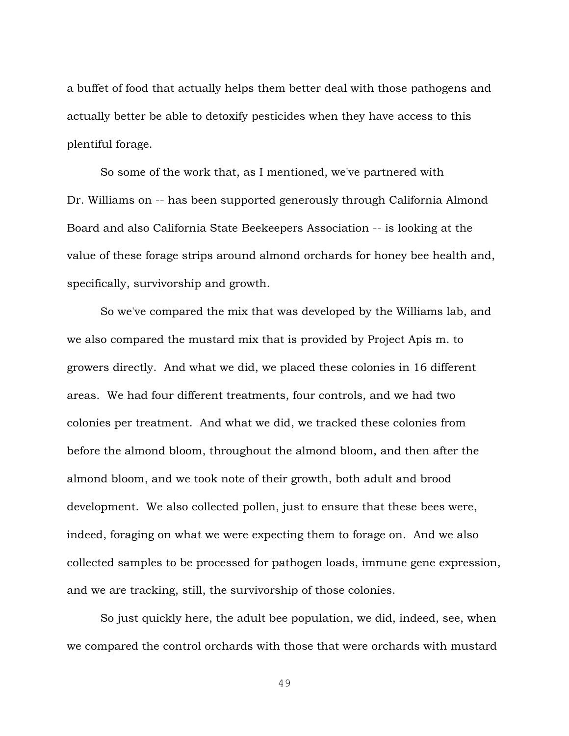a buffet of food that actually helps them better deal with those pathogens and actually better be able to detoxify pesticides when they have access to this plentiful forage.

So some of the work that, as I mentioned, we've partnered with Dr. Williams on -- has been supported generously through California Almond Board and also California State Beekeepers Association -- is looking at the value of these forage strips around almond orchards for honey bee health and, specifically, survivorship and growth.

So we've compared the mix that was developed by the Williams lab, and we also compared the mustard mix that is provided by Project Apis m. to growers directly. And what we did, we placed these colonies in 16 different areas. We had four different treatments, four controls, and we had two colonies per treatment. And what we did, we tracked these colonies from before the almond bloom, throughout the almond bloom, and then after the almond bloom, and we took note of their growth, both adult and brood development. We also collected pollen, just to ensure that these bees were, indeed, foraging on what we were expecting them to forage on. And we also collected samples to be processed for pathogen loads, immune gene expression, and we are tracking, still, the survivorship of those colonies.

So just quickly here, the adult bee population, we did, indeed, see, when we compared the control orchards with those that were orchards with mustard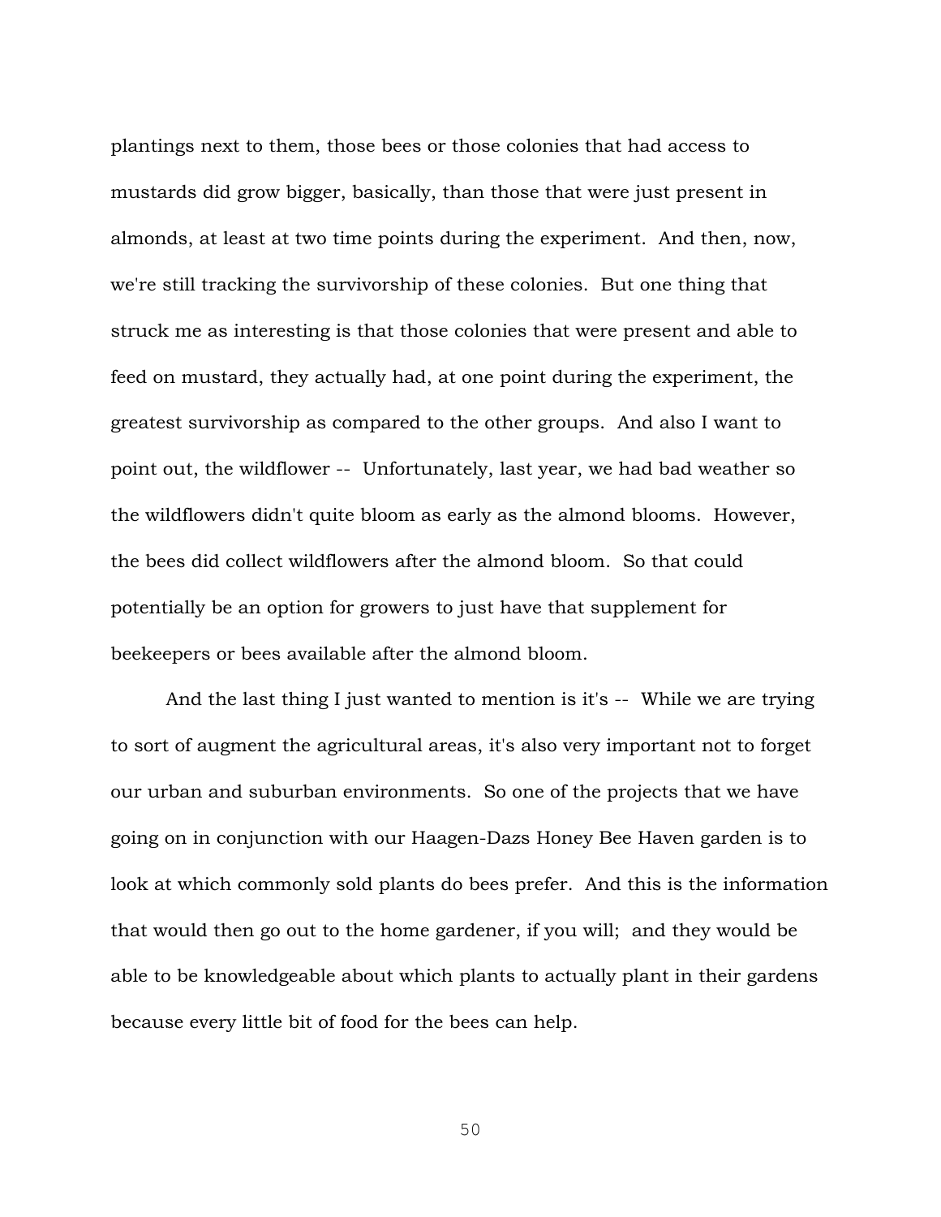plantings next to them, those bees or those colonies that had access to mustards did grow bigger, basically, than those that were just present in almonds, at least at two time points during the experiment. And then, now, we're still tracking the survivorship of these colonies. But one thing that struck me as interesting is that those colonies that were present and able to feed on mustard, they actually had, at one point during the experiment, the greatest survivorship as compared to the other groups. And also I want to point out, the wildflower -- Unfortunately, last year, we had bad weather so the wildflowers didn't quite bloom as early as the almond blooms. However, the bees did collect wildflowers after the almond bloom. So that could potentially be an option for growers to just have that supplement for beekeepers or bees available after the almond bloom.

And the last thing I just wanted to mention is it's -- While we are trying to sort of augment the agricultural areas, it's also very important not to forget our urban and suburban environments. So one of the projects that we have going on in conjunction with our Haagen-Dazs Honey Bee Haven garden is to look at which commonly sold plants do bees prefer. And this is the information that would then go out to the home gardener, if you will; and they would be able to be knowledgeable about which plants to actually plant in their gardens because every little bit of food for the bees can help.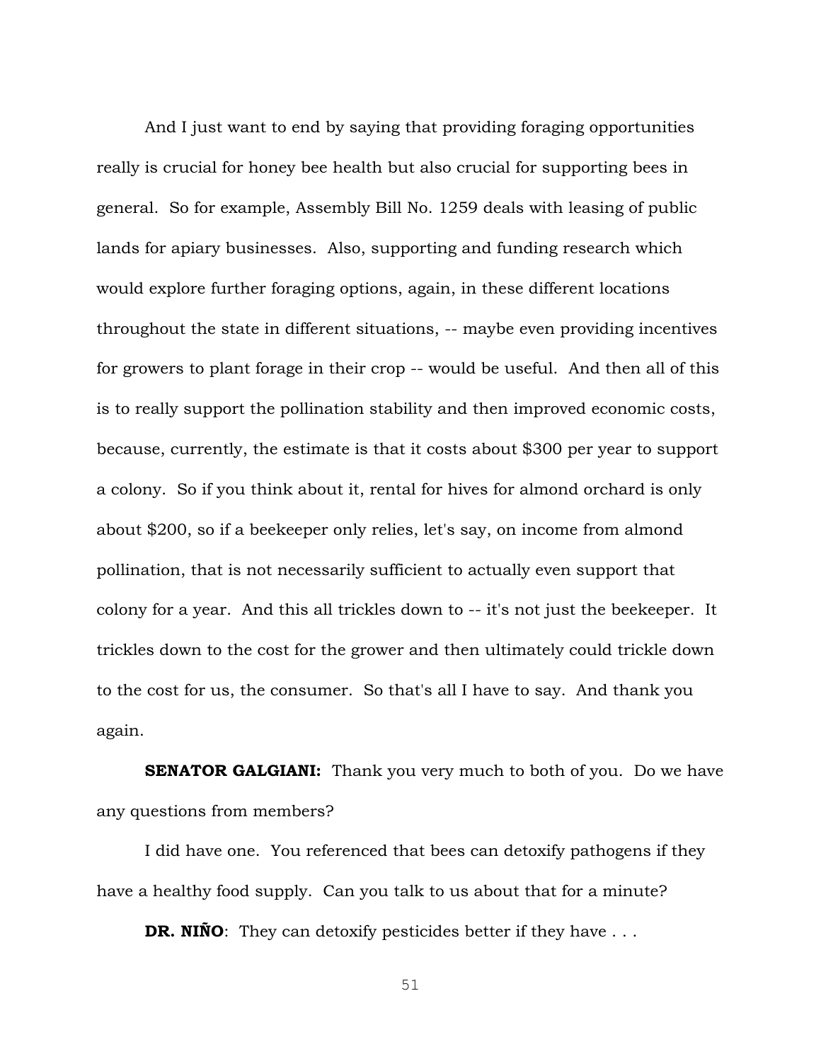And I just want to end by saying that providing foraging opportunities really is crucial for honey bee health but also crucial for supporting bees in general. So for example, Assembly Bill No. 1259 deals with leasing of public lands for apiary businesses. Also, supporting and funding research which would explore further foraging options, again, in these different locations throughout the state in different situations, -- maybe even providing incentives for growers to plant forage in their crop -- would be useful. And then all of this is to really support the pollination stability and then improved economic costs, because, currently, the estimate is that it costs about $300 per year to support a colony. So if you think about it, rental for hives for almond orchard is only about $200, so if a beekeeper only relies, let's say, on income from almond pollination, that is not necessarily sufficient to actually even support that colony for a year. And this all trickles down to -- it's not just the beekeeper. It trickles down to the cost for the grower and then ultimately could trickle down to the cost for us, the consumer. So that's all I have to say. And thank you again.

**SENATOR GALGIANI:** Thank you very much to both of you. Do we have any questions from members?

I did have one. You referenced that bees can detoxify pathogens if they have a healthy food supply. Can you talk to us about that for a minute?

**DR. NIÑO**: They can detoxify pesticides better if they have . . .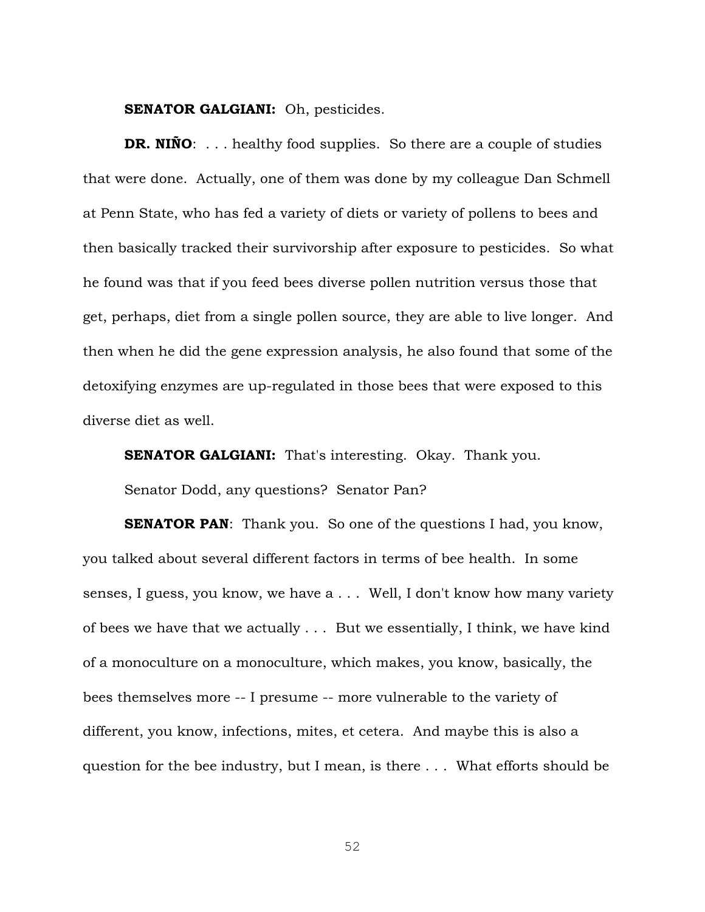**SENATOR GALGIANI:** Oh, pesticides.

**DR. NIÑO**: . . . healthy food supplies. So there are a couple of studies that were done. Actually, one of them was done by my colleague Dan Schmell at Penn State, who has fed a variety of diets or variety of pollens to bees and then basically tracked their survivorship after exposure to pesticides. So what he found was that if you feed bees diverse pollen nutrition versus those that get, perhaps, diet from a single pollen source, they are able to live longer. And then when he did the gene expression analysis, he also found that some of the detoxifying enzymes are up-regulated in those bees that were exposed to this diverse diet as well.

**SENATOR GALGIANI:** That's interesting. Okay. Thank you.

Senator Dodd, any questions? Senator Pan?

**SENATOR PAN**: Thank you. So one of the questions I had, you know, you talked about several different factors in terms of bee health. In some senses, I guess, you know, we have a . . . Well, I don't know how many variety of bees we have that we actually . . . But we essentially, I think, we have kind of a monoculture on a monoculture, which makes, you know, basically, the bees themselves more -- I presume -- more vulnerable to the variety of different, you know, infections, mites, et cetera. And maybe this is also a question for the bee industry, but I mean, is there . . . What efforts should be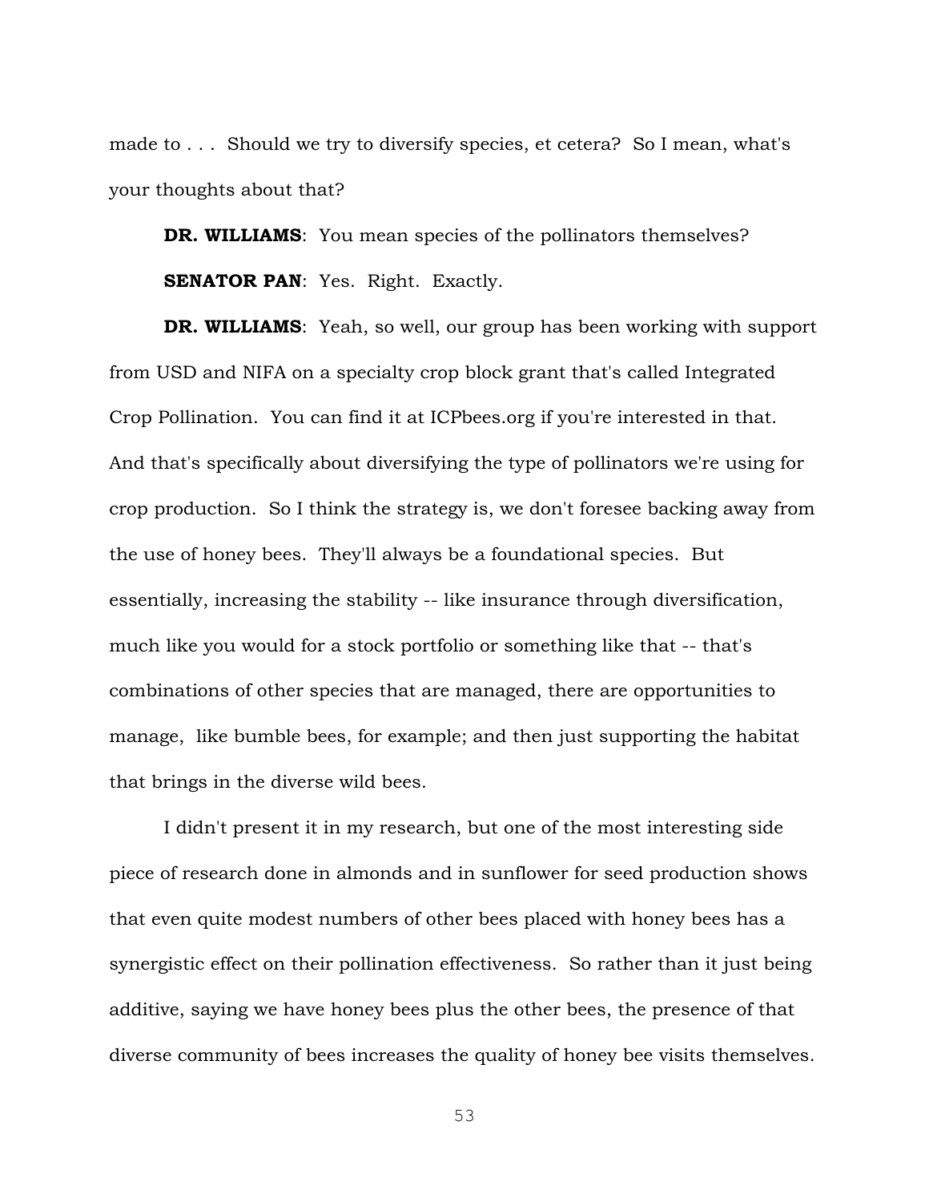made to . . . Should we try to diversify species, et cetera? So I mean, what's your thoughts about that?

**DR. WILLIAMS**: You mean species of the pollinators themselves?

**SENATOR PAN**: Yes. Right. Exactly.

**DR. WILLIAMS**: Yeah, so well, our group has been working with support from USD and NIFA on a specialty crop block grant that's called Integrated Crop Pollination. You can find it at ICPbees.org if you're interested in that. And that's specifically about diversifying the type of pollinators we're using for crop production. So I think the strategy is, we don't foresee backing away from the use of honey bees. They'll always be a foundational species. But essentially, increasing the stability -- like insurance through diversification, much like you would for a stock portfolio or something like that -- that's combinations of other species that are managed, there are opportunities to manage, like bumble bees, for example; and then just supporting the habitat that brings in the diverse wild bees.

I didn't present it in my research, but one of the most interesting side piece of research done in almonds and in sunflower for seed production shows that even quite modest numbers of other bees placed with honey bees has a synergistic effect on their pollination effectiveness. So rather than it just being additive, saying we have honey bees plus the other bees, the presence of that diverse community of bees increases the quality of honey bee visits themselves.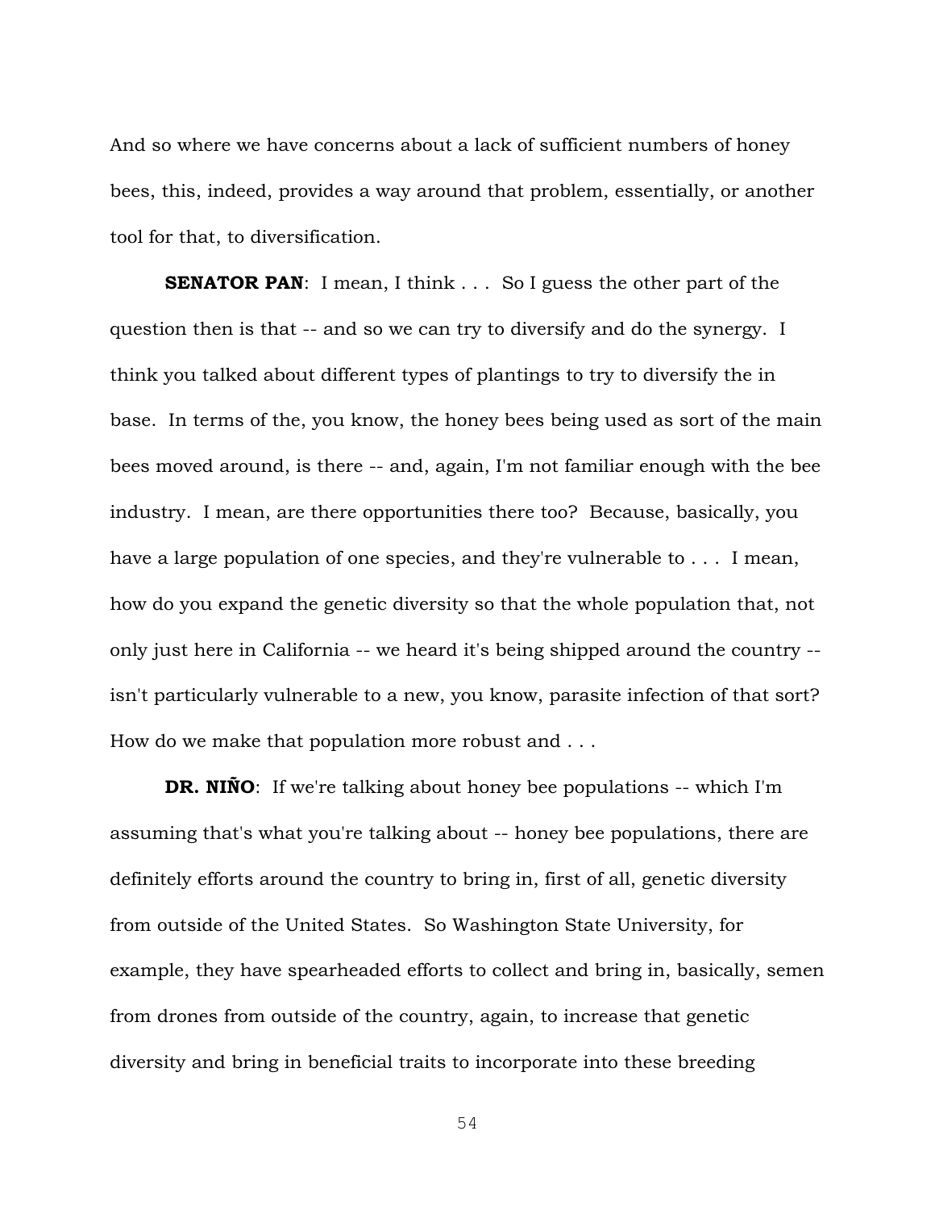And so where we have concerns about a lack of sufficient numbers of honey bees, this, indeed, provides a way around that problem, essentially, or another tool for that, to diversification.

**SENATOR PAN**: I mean, I think . . . So I guess the other part of the question then is that -- and so we can try to diversify and do the synergy. I think you talked about different types of plantings to try to diversify the in base. In terms of the, you know, the honey bees being used as sort of the main bees moved around, is there -- and, again, I'm not familiar enough with the bee industry. I mean, are there opportunities there too? Because, basically, you have a large population of one species, and they're vulnerable to . . . I mean, how do you expand the genetic diversity so that the whole population that, not only just here in California -- we heard it's being shipped around the country -- isn't particularly vulnerable to a new, you know, parasite infection of that sort? How do we make that population more robust and . . .

**DR. NIÑO**: If we're talking about honey bee populations -- which I'm assuming that's what you're talking about -- honey bee populations, there are definitely efforts around the country to bring in, first of all, genetic diversity from outside of the United States. So Washington State University, for example, they have spearheaded efforts to collect and bring in, basically, semen from drones from outside of the country, again, to increase that genetic diversity and bring in beneficial traits to incorporate into these breeding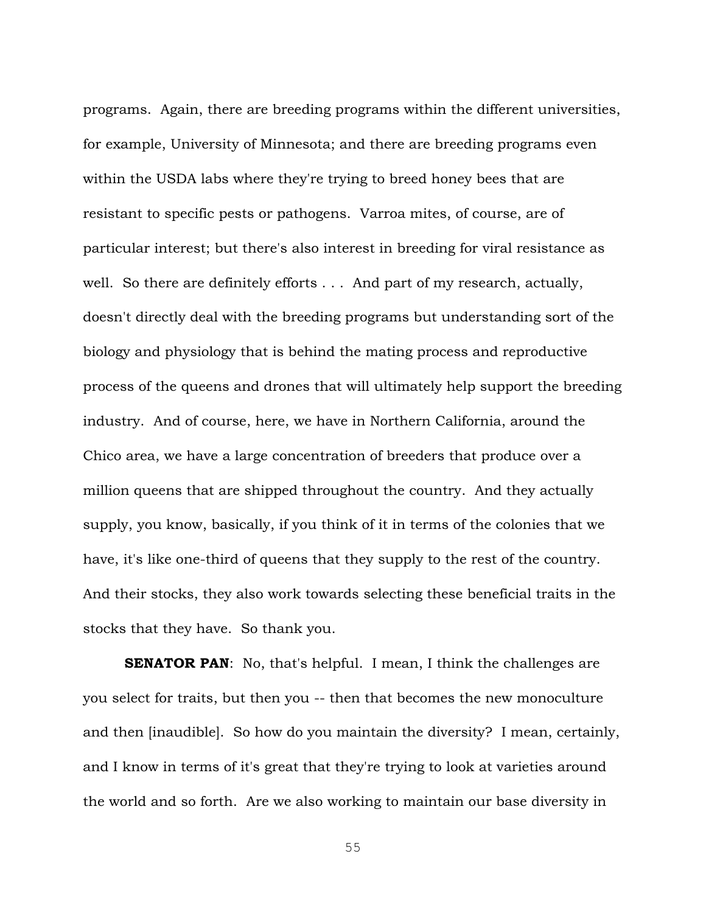programs. Again, there are breeding programs within the different universities, for example, University of Minnesota; and there are breeding programs even within the USDA labs where they're trying to breed honey bees that are resistant to specific pests or pathogens. Varroa mites, of course, are of particular interest; but there's also interest in breeding for viral resistance as well. So there are definitely efforts . . . And part of my research, actually, doesn't directly deal with the breeding programs but understanding sort of the biology and physiology that is behind the mating process and reproductive process of the queens and drones that will ultimately help support the breeding industry. And of course, here, we have in Northern California, around the Chico area, we have a large concentration of breeders that produce over a million queens that are shipped throughout the country. And they actually supply, you know, basically, if you think of it in terms of the colonies that we have, it's like one-third of queens that they supply to the rest of the country. And their stocks, they also work towards selecting these beneficial traits in the stocks that they have. So thank you.

**SENATOR PAN**: No, that's helpful. I mean, I think the challenges are you select for traits, but then you -- then that becomes the new monoculture and then [inaudible]. So how do you maintain the diversity? I mean, certainly, and I know in terms of it's great that they're trying to look at varieties around the world and so forth. Are we also working to maintain our base diversity in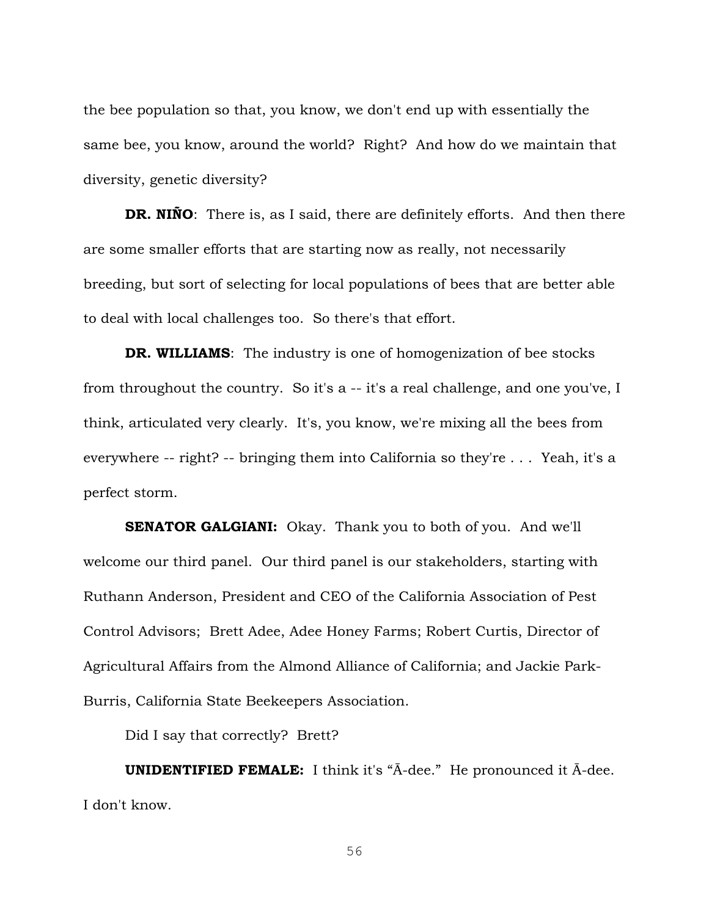the bee population so that, you know, we don't end up with essentially the same bee, you know, around the world? Right? And how do we maintain that diversity, genetic diversity?

**DR. NIÑO**: There is, as I said, there are definitely efforts. And then there are some smaller efforts that are starting now as really, not necessarily breeding, but sort of selecting for local populations of bees that are better able to deal with local challenges too. So there's that effort.

**DR. WILLIAMS**: The industry is one of homogenization of bee stocks from throughout the country. So it's a -- it's a real challenge, and one you've, I think, articulated very clearly. It's, you know, we're mixing all the bees from everywhere -- right? -- bringing them into California so they're . . . Yeah, it's a perfect storm.

**SENATOR GALGIANI:** Okay. Thank you to both of you. And we'll welcome our third panel. Our third panel is our stakeholders, starting with Ruthann Anderson, President and CEO of the California Association of Pest Control Advisors; Brett Adee, Adee Honey Farms; Robert Curtis, Director of Agricultural Affairs from the Almond Alliance of California; and Jackie Park-Burris, California State Beekeepers Association.

Did I say that correctly? Brett?

**UNIDENTIFIED FEMALE:** I think it's "Ā-dee." He pronounced it Ā-dee. I don't know.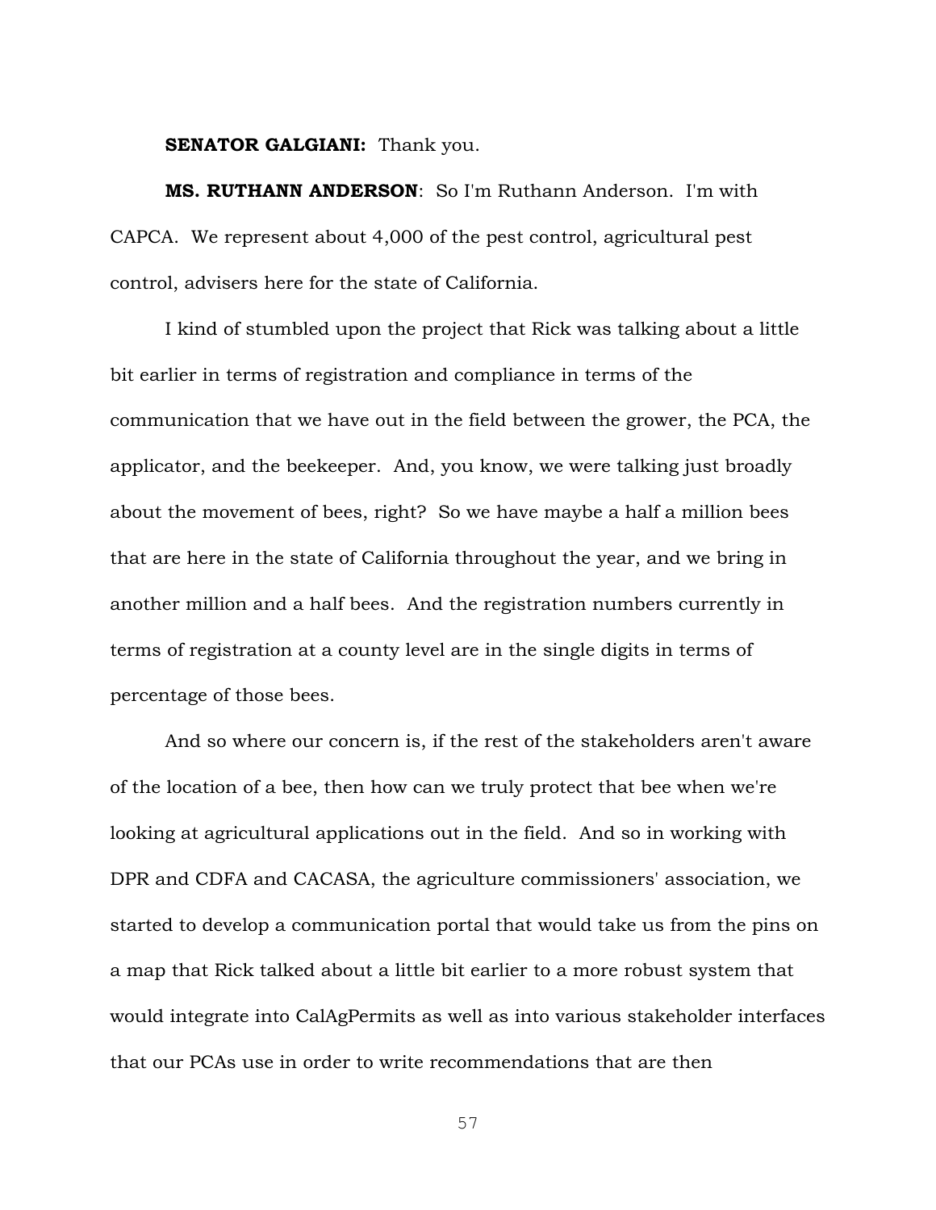**SENATOR GALGIANI:** Thank you.

**MS. RUTHANN ANDERSON**: So I'm Ruthann Anderson. I'm with CAPCA. We represent about 4,000 of the pest control, agricultural pest control, advisers here for the state of California.

I kind of stumbled upon the project that Rick was talking about a little bit earlier in terms of registration and compliance in terms of the communication that we have out in the field between the grower, the PCA, the applicator, and the beekeeper. And, you know, we were talking just broadly about the movement of bees, right? So we have maybe a half a million bees that are here in the state of California throughout the year, and we bring in another million and a half bees. And the registration numbers currently in terms of registration at a county level are in the single digits in terms of percentage of those bees.

And so where our concern is, if the rest of the stakeholders aren't aware of the location of a bee, then how can we truly protect that bee when we're looking at agricultural applications out in the field. And so in working with DPR and CDFA and CACASA, the agriculture commissioners' association, we started to develop a communication portal that would take us from the pins on a map that Rick talked about a little bit earlier to a more robust system that would integrate into CalAgPermits as well as into various stakeholder interfaces that our PCAs use in order to write recommendations that are then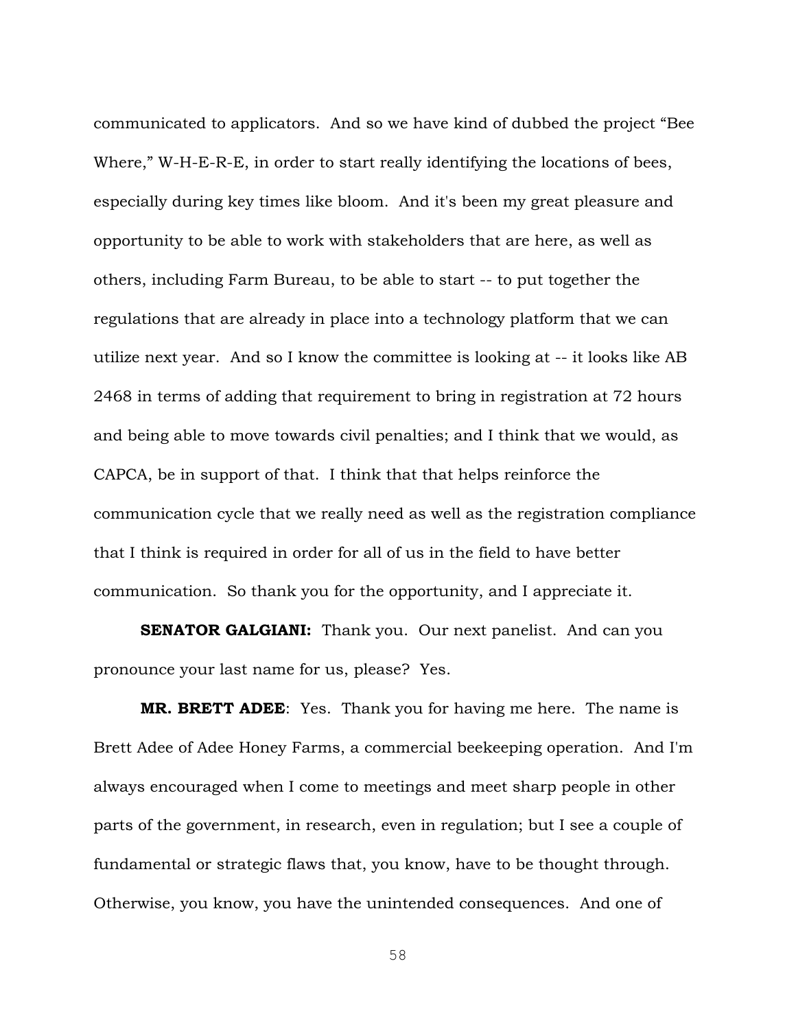communicated to applicators. And so we have kind of dubbed the project "Bee Where," W-H-E-R-E, in order to start really identifying the locations of bees, especially during key times like bloom. And it's been my great pleasure and opportunity to be able to work with stakeholders that are here, as well as others, including Farm Bureau, to be able to start -- to put together the regulations that are already in place into a technology platform that we can utilize next year. And so I know the committee is looking at -- it looks like AB 2468 in terms of adding that requirement to bring in registration at 72 hours and being able to move towards civil penalties; and I think that we would, as CAPCA, be in support of that. I think that that helps reinforce the communication cycle that we really need as well as the registration compliance that I think is required in order for all of us in the field to have better communication. So thank you for the opportunity, and I appreciate it.

**SENATOR GALGIANI:** Thank you. Our next panelist. And can you pronounce your last name for us, please? Yes.

**MR. BRETT ADEE**: Yes. Thank you for having me here. The name is Brett Adee of Adee Honey Farms, a commercial beekeeping operation. And I'm always encouraged when I come to meetings and meet sharp people in other parts of the government, in research, even in regulation; but I see a couple of fundamental or strategic flaws that, you know, have to be thought through. Otherwise, you know, you have the unintended consequences. And one of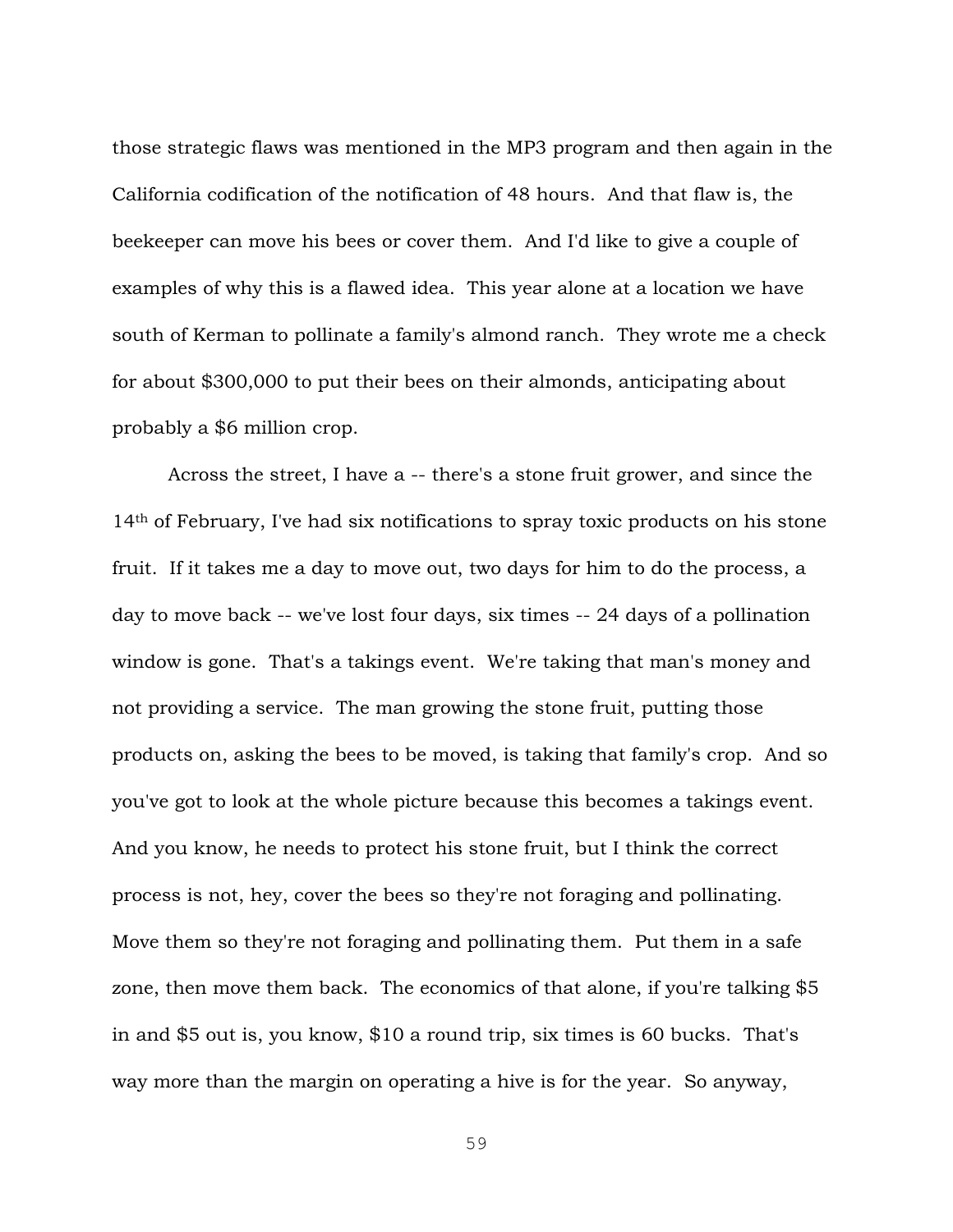those strategic flaws was mentioned in the MP3 program and then again in the California codification of the notification of 48 hours. And that flaw is, the beekeeper can move his bees or cover them. And I'd like to give a couple of examples of why this is a flawed idea. This year alone at a location we have south of Kerman to pollinate a family's almond ranch. They wrote me a check for about $300,000 to put their bees on their almonds, anticipating about probably a $6 million crop.

Across the street, I have a -- there's a stone fruit grower, and since the 14th of February, I've had six notifications to spray toxic products on his stone fruit. If it takes me a day to move out, two days for him to do the process, a day to move back -- we've lost four days, six times -- 24 days of a pollination window is gone. That's a takings event. We're taking that man's money and not providing a service. The man growing the stone fruit, putting those products on, asking the bees to be moved, is taking that family's crop. And so you've got to look at the whole picture because this becomes a takings event. And you know, he needs to protect his stone fruit, but I think the correct process is not, hey, cover the bees so they're not foraging and pollinating. Move them so they're not foraging and pollinating them. Put them in a safe zone, then move them back. The economics of that alone, if you're talking $5 in and $5 out is, you know, $10 a round trip, six times is 60 bucks. That's way more than the margin on operating a hive is for the year. So anyway,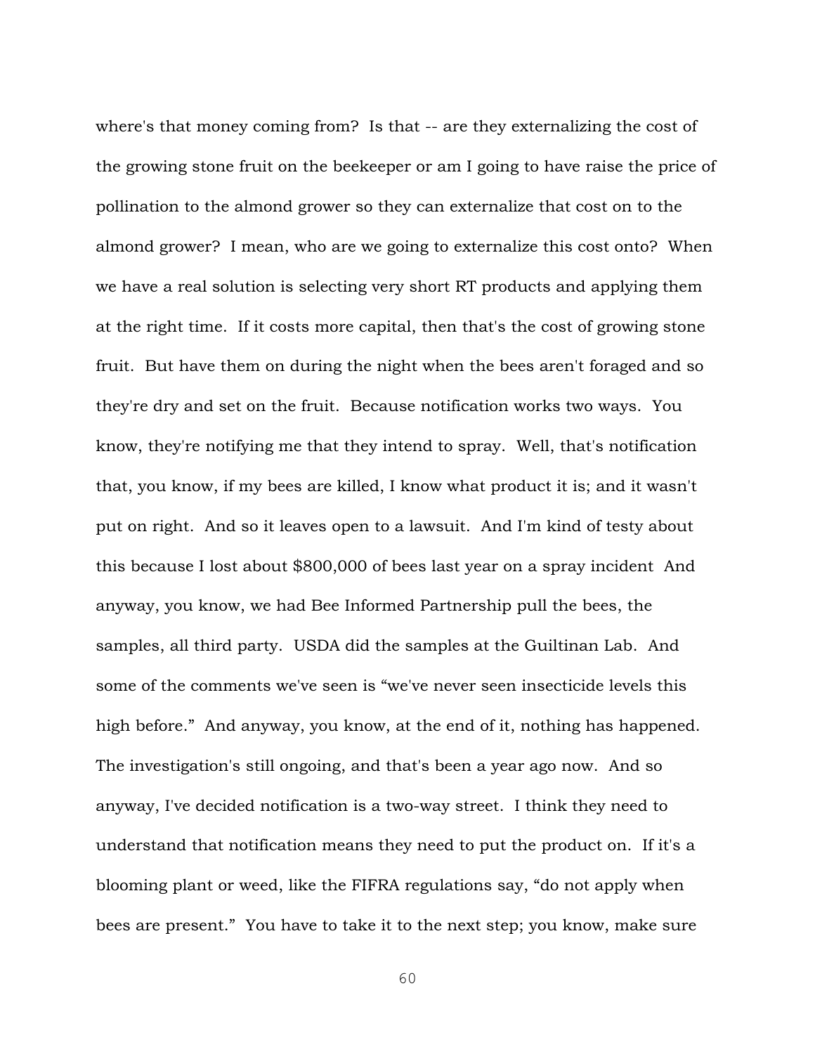where's that money coming from? Is that -- are they externalizing the cost of the growing stone fruit on the beekeeper or am I going to have raise the price of pollination to the almond grower so they can externalize that cost on to the almond grower? I mean, who are we going to externalize this cost onto? When we have a real solution is selecting very short RT products and applying them at the right time. If it costs more capital, then that's the cost of growing stone fruit. But have them on during the night when the bees aren't foraged and so they're dry and set on the fruit. Because notification works two ways. You know, they're notifying me that they intend to spray. Well, that's notification that, you know, if my bees are killed, I know what product it is; and it wasn't put on right. And so it leaves open to a lawsuit. And I'm kind of testy about this because I lost about $800,000 of bees last year on a spray incident And anyway, you know, we had Bee Informed Partnership pull the bees, the samples, all third party. USDA did the samples at the Guiltinan Lab. And some of the comments we've seen is "we've never seen insecticide levels this high before." And anyway, you know, at the end of it, nothing has happened. The investigation's still ongoing, and that's been a year ago now. And so anyway, I've decided notification is a two-way street. I think they need to understand that notification means they need to put the product on. If it's a blooming plant or weed, like the FIFRA regulations say, "do not apply when bees are present." You have to take it to the next step; you know, make sure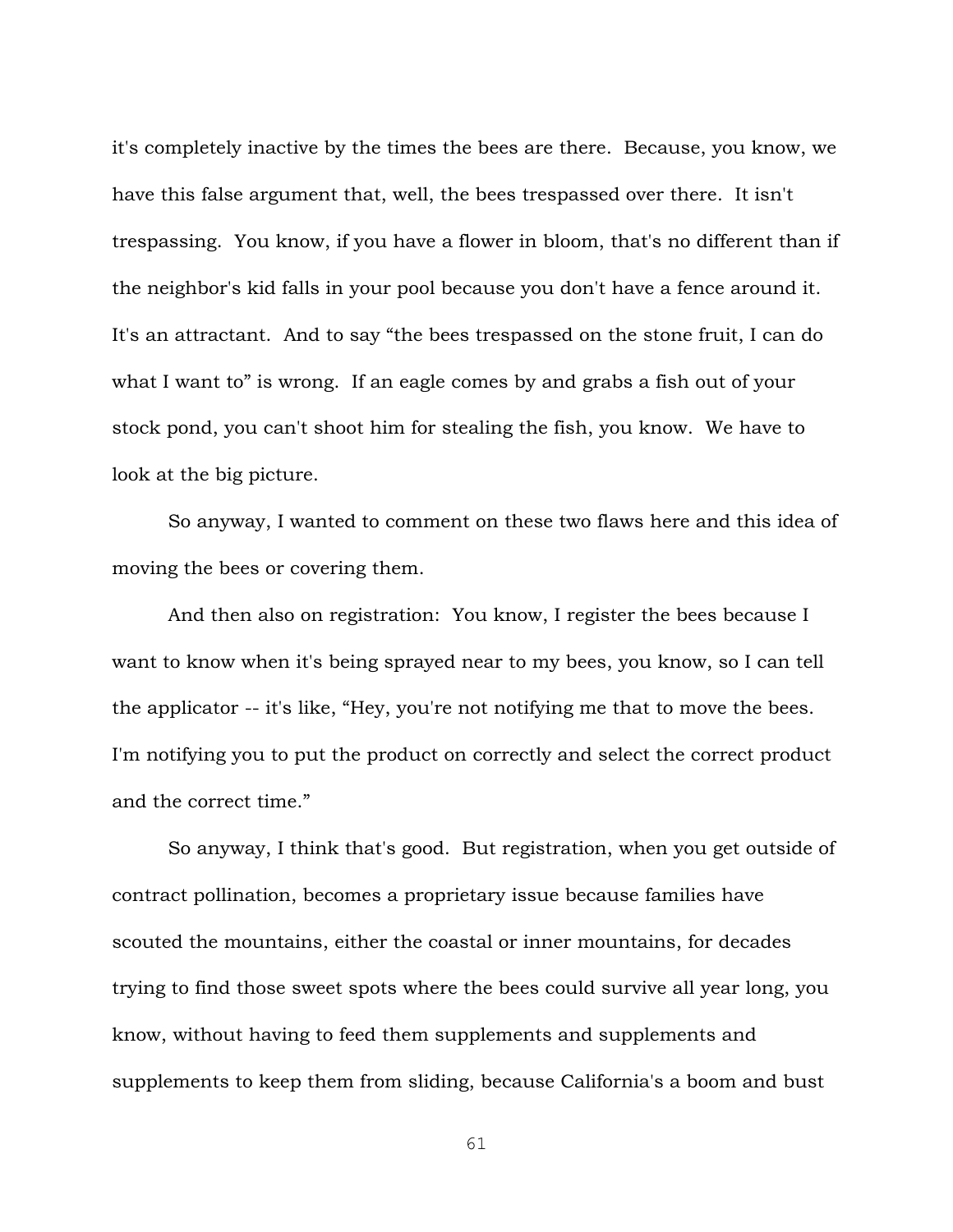it's completely inactive by the times the bees are there. Because, you know, we have this false argument that, well, the bees trespassed over there. It isn't trespassing. You know, if you have a flower in bloom, that's no different than if the neighbor's kid falls in your pool because you don't have a fence around it. It's an attractant. And to say "the bees trespassed on the stone fruit, I can do what I want to" is wrong. If an eagle comes by and grabs a fish out of your stock pond, you can't shoot him for stealing the fish, you know. We have to look at the big picture.

So anyway, I wanted to comment on these two flaws here and this idea of moving the bees or covering them.

And then also on registration: You know, I register the bees because I want to know when it's being sprayed near to my bees, you know, so I can tell the applicator -- it's like, "Hey, you're not notifying me that to move the bees. I'm notifying you to put the product on correctly and select the correct product and the correct time."

So anyway, I think that's good. But registration, when you get outside of contract pollination, becomes a proprietary issue because families have scouted the mountains, either the coastal or inner mountains, for decades trying to find those sweet spots where the bees could survive all year long, you know, without having to feed them supplements and supplements and supplements to keep them from sliding, because California's a boom and bust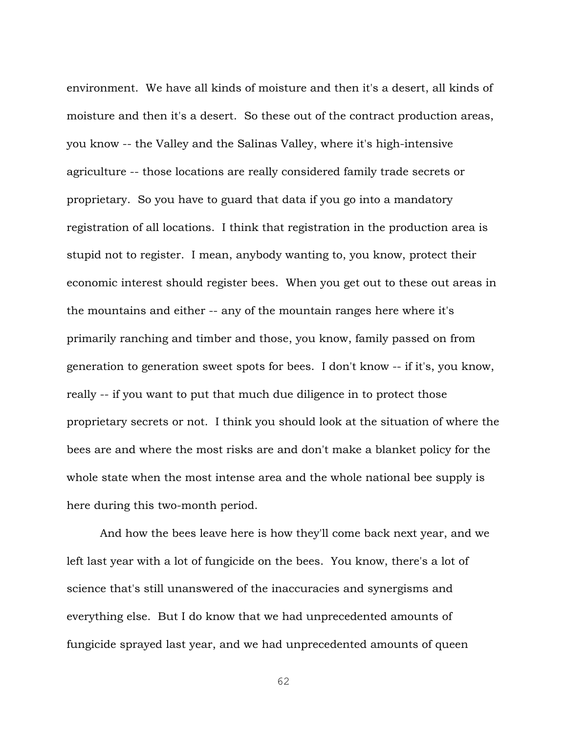environment. We have all kinds of moisture and then it's a desert, all kinds of moisture and then it's a desert. So these out of the contract production areas, you know -- the Valley and the Salinas Valley, where it's high-intensive agriculture -- those locations are really considered family trade secrets or proprietary. So you have to guard that data if you go into a mandatory registration of all locations. I think that registration in the production area is stupid not to register. I mean, anybody wanting to, you know, protect their economic interest should register bees. When you get out to these out areas in the mountains and either -- any of the mountain ranges here where it's primarily ranching and timber and those, you know, family passed on from generation to generation sweet spots for bees. I don't know -- if it's, you know, really -- if you want to put that much due diligence in to protect those proprietary secrets or not. I think you should look at the situation of where the bees are and where the most risks are and don't make a blanket policy for the whole state when the most intense area and the whole national bee supply is here during this two-month period.

And how the bees leave here is how they'll come back next year, and we left last year with a lot of fungicide on the bees. You know, there's a lot of science that's still unanswered of the inaccuracies and synergisms and everything else. But I do know that we had unprecedented amounts of fungicide sprayed last year, and we had unprecedented amounts of queen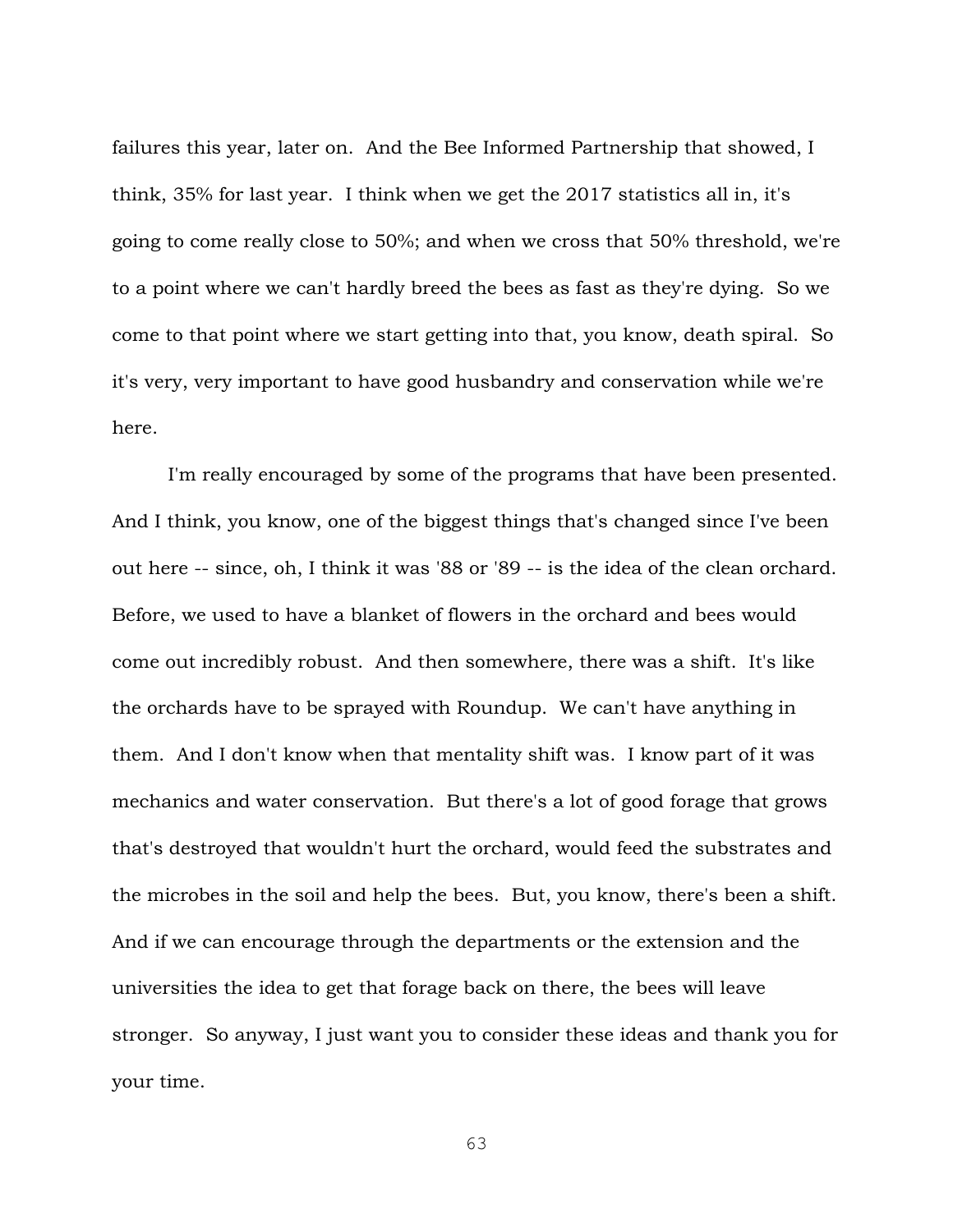failures this year, later on. And the Bee Informed Partnership that showed, I think, 35% for last year. I think when we get the 2017 statistics all in, it's going to come really close to 50%; and when we cross that 50% threshold, we're to a point where we can't hardly breed the bees as fast as they're dying. So we come to that point where we start getting into that, you know, death spiral. So it's very, very important to have good husbandry and conservation while we're here.

I'm really encouraged by some of the programs that have been presented. And I think, you know, one of the biggest things that's changed since I've been out here -- since, oh, I think it was '88 or '89 -- is the idea of the clean orchard. Before, we used to have a blanket of flowers in the orchard and bees would come out incredibly robust. And then somewhere, there was a shift. It's like the orchards have to be sprayed with Roundup. We can't have anything in them. And I don't know when that mentality shift was. I know part of it was mechanics and water conservation. But there's a lot of good forage that grows that's destroyed that wouldn't hurt the orchard, would feed the substrates and the microbes in the soil and help the bees. But, you know, there's been a shift. And if we can encourage through the departments or the extension and the universities the idea to get that forage back on there, the bees will leave stronger. So anyway, I just want you to consider these ideas and thank you for your time.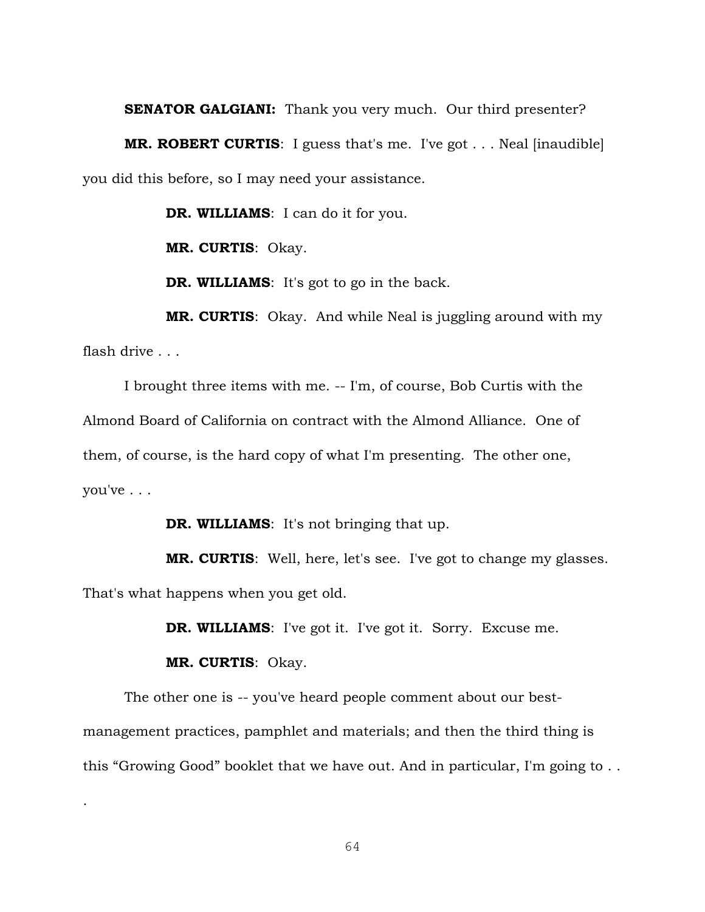**SENATOR GALGIANI:** Thank you very much. Our third presenter?

**MR. ROBERT CURTIS**: I guess that's me. I've got . . . Neal [inaudible] you did this before, so I may need your assistance.

**DR. WILLIAMS**: I can do it for you.

**MR. CURTIS**: Okay.

**DR. WILLIAMS**: It's got to go in the back.

**MR. CURTIS**: Okay. And while Neal is juggling around with my flash drive . . .

I brought three items with me. -- I'm, of course, Bob Curtis with the Almond Board of California on contract with the Almond Alliance. One of them, of course, is the hard copy of what I'm presenting. The other one, you've . . .

**DR. WILLIAMS**: It's not bringing that up.

**MR. CURTIS**: Well, here, let's see. I've got to change my glasses. That's what happens when you get old.

**DR. WILLIAMS**: I've got it. I've got it. Sorry. Excuse me.

**MR. CURTIS**: Okay.

The other one is -- you've heard people comment about our best-management practices, pamphlet and materials; and then the third thing is this "Growing Good" booklet that we have out. And in particular, I'm going to . . .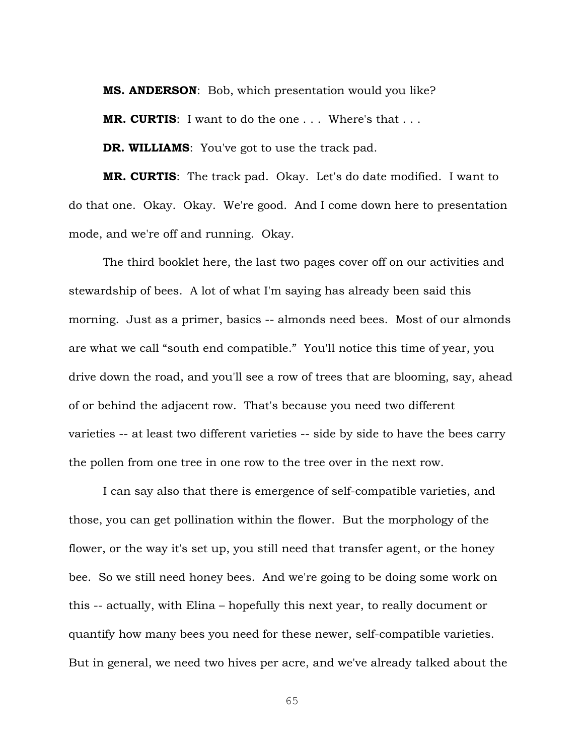**MS. ANDERSON**: Bob, which presentation would you like?

**MR. CURTIS**: I want to do the one . . . Where's that . . .

**DR. WILLIAMS**: You've got to use the track pad.

**MR. CURTIS**: The track pad. Okay. Let's do date modified. I want to do that one. Okay. Okay. We're good. And I come down here to presentation mode, and we're off and running. Okay.

The third booklet here, the last two pages cover off on our activities and stewardship of bees. A lot of what I'm saying has already been said this morning. Just as a primer, basics -- almonds need bees. Most of our almonds are what we call "south end compatible." You'll notice this time of year, you drive down the road, and you'll see a row of trees that are blooming, say, ahead of or behind the adjacent row. That's because you need two different varieties -- at least two different varieties -- side by side to have the bees carry the pollen from one tree in one row to the tree over in the next row.

I can say also that there is emergence of self-compatible varieties, and those, you can get pollination within the flower. But the morphology of the flower, or the way it's set up, you still need that transfer agent, or the honey bee. So we still need honey bees. And we're going to be doing some work on this -- actually, with Elina – hopefully this next year, to really document or quantify how many bees you need for these newer, self-compatible varieties. But in general, we need two hives per acre, and we've already talked about the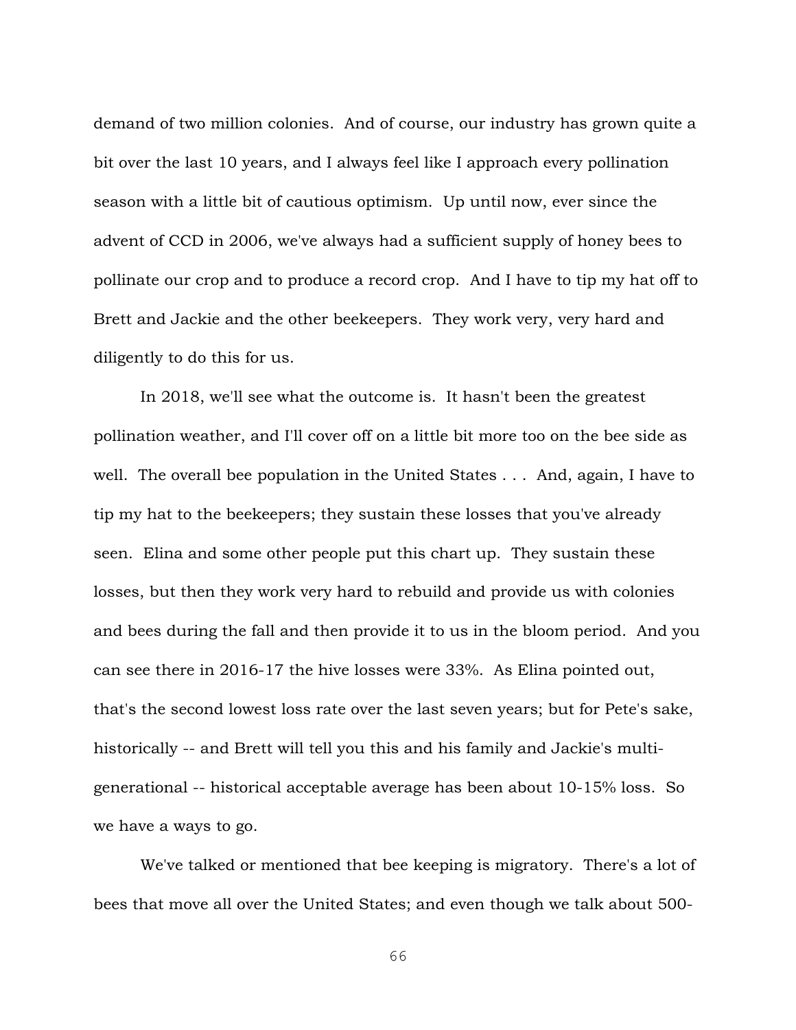demand of two million colonies. And of course, our industry has grown quite a bit over the last 10 years, and I always feel like I approach every pollination season with a little bit of cautious optimism. Up until now, ever since the advent of CCD in 2006, we've always had a sufficient supply of honey bees to pollinate our crop and to produce a record crop. And I have to tip my hat off to Brett and Jackie and the other beekeepers. They work very, very hard and diligently to do this for us.

In 2018, we'll see what the outcome is. It hasn't been the greatest pollination weather, and I'll cover off on a little bit more too on the bee side as well. The overall bee population in the United States . . . And, again, I have to tip my hat to the beekeepers; they sustain these losses that you've already seen. Elina and some other people put this chart up. They sustain these losses, but then they work very hard to rebuild and provide us with colonies and bees during the fall and then provide it to us in the bloom period. And you can see there in 2016-17 the hive losses were 33%. As Elina pointed out, that's the second lowest loss rate over the last seven years; but for Pete's sake, historically -- and Brett will tell you this and his family and Jackie's multi-generational -- historical acceptable average has been about 10-15% loss. So we have a ways to go.

We've talked or mentioned that bee keeping is migratory. There's a lot of bees that move all over the United States; and even though we talk about 500-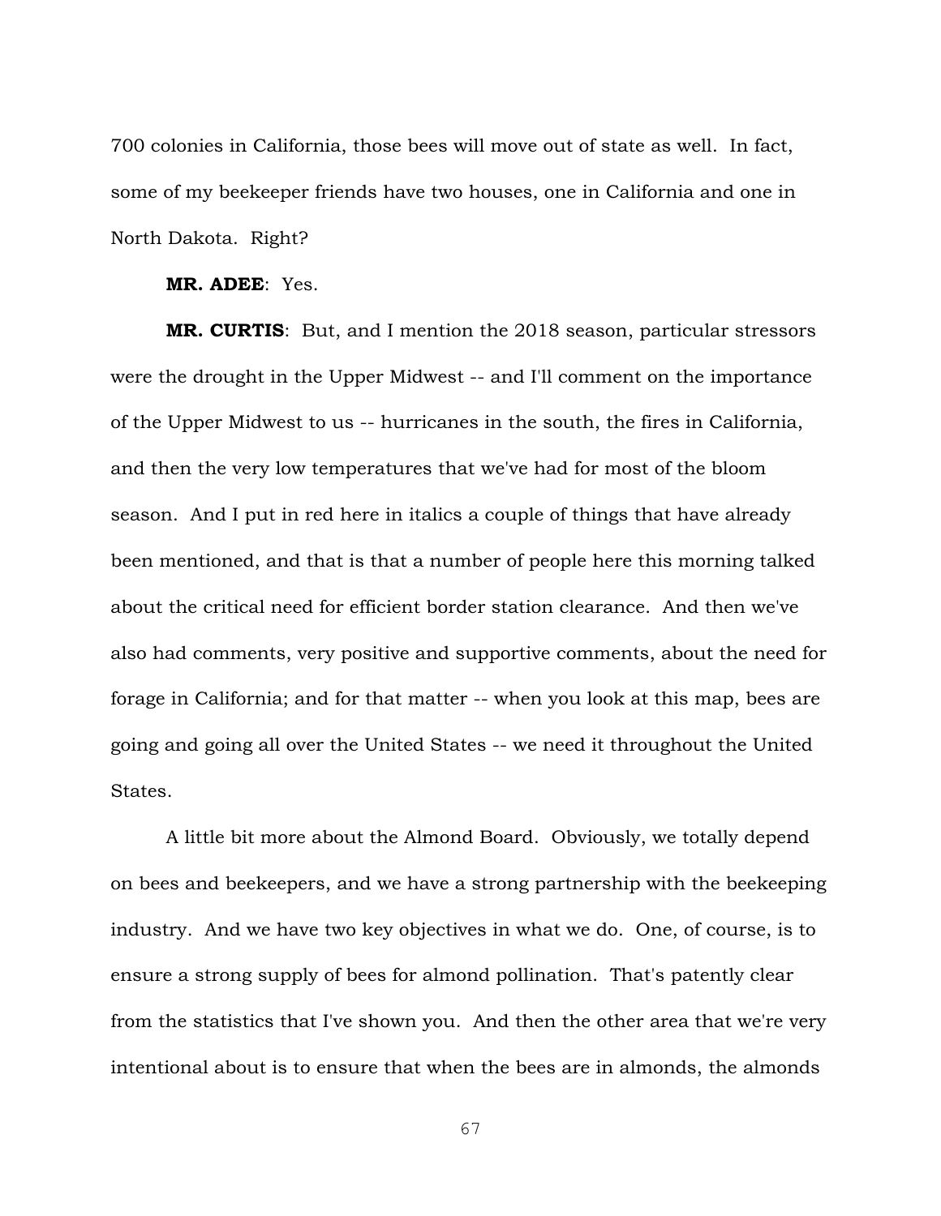700 colonies in California, those bees will move out of state as well. In fact, some of my beekeeper friends have two houses, one in California and one in North Dakota. Right?

**MR. ADEE**: Yes.

**MR. CURTIS**: But, and I mention the 2018 season, particular stressors were the drought in the Upper Midwest -- and I'll comment on the importance of the Upper Midwest to us -- hurricanes in the south, the fires in California, and then the very low temperatures that we've had for most of the bloom season. And I put in red here in italics a couple of things that have already been mentioned, and that is that a number of people here this morning talked about the critical need for efficient border station clearance. And then we've also had comments, very positive and supportive comments, about the need for forage in California; and for that matter -- when you look at this map, bees are going and going all over the United States -- we need it throughout the United States.

A little bit more about the Almond Board. Obviously, we totally depend on bees and beekeepers, and we have a strong partnership with the beekeeping industry. And we have two key objectives in what we do. One, of course, is to ensure a strong supply of bees for almond pollination. That's patently clear from the statistics that I've shown you. And then the other area that we're very intentional about is to ensure that when the bees are in almonds, the almonds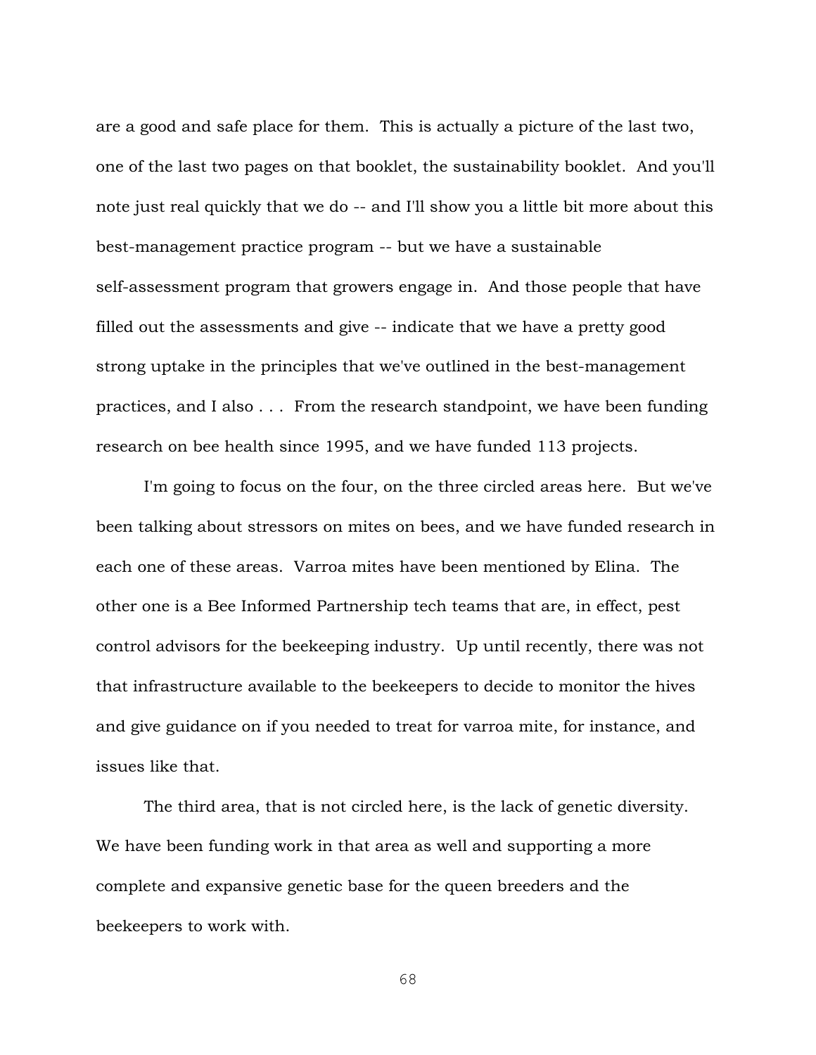are a good and safe place for them. This is actually a picture of the last two, one of the last two pages on that booklet, the sustainability booklet. And you'll note just real quickly that we do -- and I'll show you a little bit more about this best-management practice program -- but we have a sustainable self-assessment program that growers engage in. And those people that have filled out the assessments and give -- indicate that we have a pretty good strong uptake in the principles that we've outlined in the best-management practices, and I also . . . From the research standpoint, we have been funding research on bee health since 1995, and we have funded 113 projects.

I'm going to focus on the four, on the three circled areas here. But we've been talking about stressors on mites on bees, and we have funded research in each one of these areas. Varroa mites have been mentioned by Elina. The other one is a Bee Informed Partnership tech teams that are, in effect, pest control advisors for the beekeeping industry. Up until recently, there was not that infrastructure available to the beekeepers to decide to monitor the hives and give guidance on if you needed to treat for varroa mite, for instance, and issues like that.

The third area, that is not circled here, is the lack of genetic diversity. We have been funding work in that area as well and supporting a more complete and expansive genetic base for the queen breeders and the beekeepers to work with.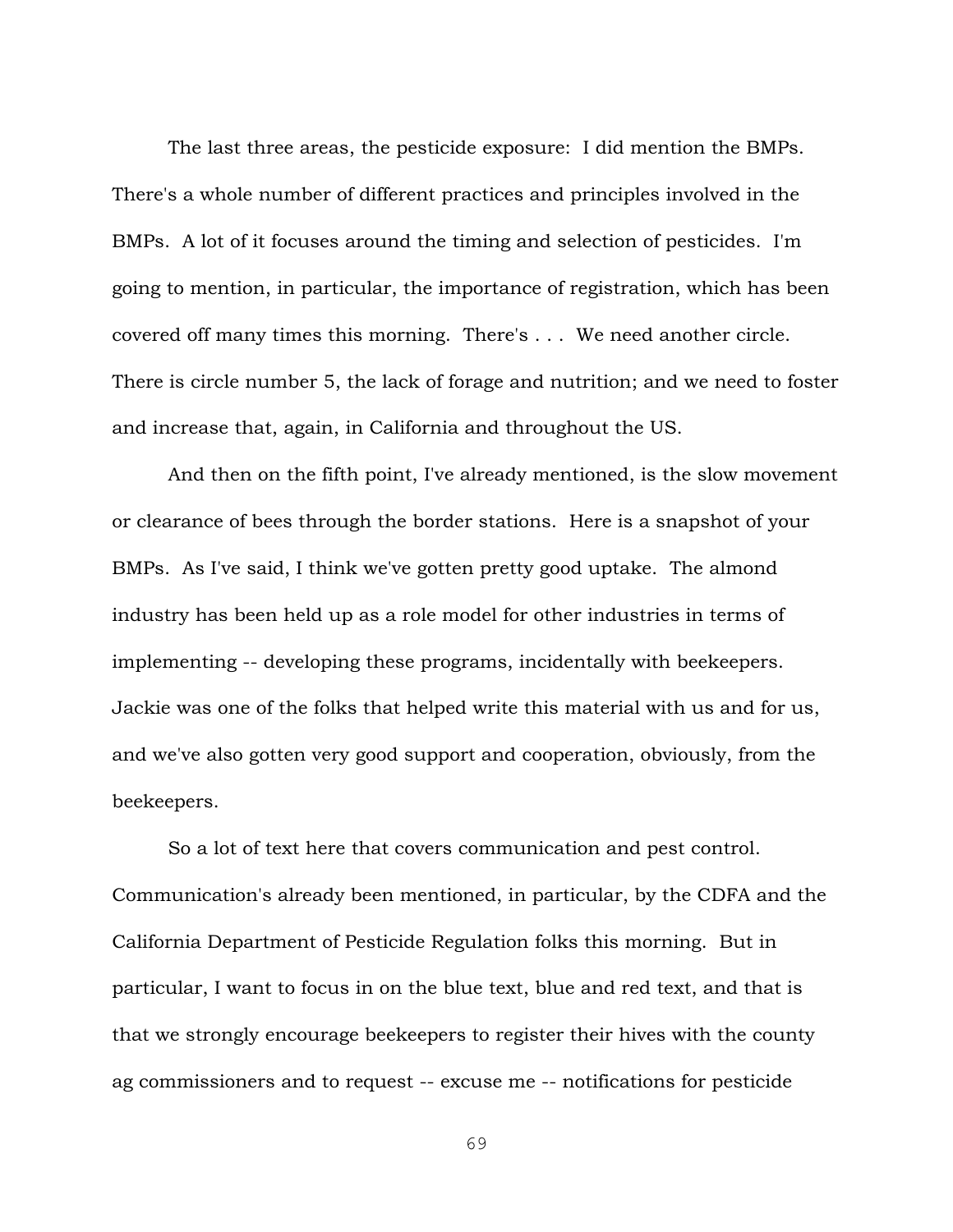The last three areas, the pesticide exposure: I did mention the BMPs. There's a whole number of different practices and principles involved in the BMPs. A lot of it focuses around the timing and selection of pesticides. I'm going to mention, in particular, the importance of registration, which has been covered off many times this morning. There's . . . We need another circle. There is circle number 5, the lack of forage and nutrition; and we need to foster and increase that, again, in California and throughout the US.

And then on the fifth point, I've already mentioned, is the slow movement or clearance of bees through the border stations. Here is a snapshot of your BMPs. As I've said, I think we've gotten pretty good uptake. The almond industry has been held up as a role model for other industries in terms of implementing -- developing these programs, incidentally with beekeepers. Jackie was one of the folks that helped write this material with us and for us, and we've also gotten very good support and cooperation, obviously, from the beekeepers.

So a lot of text here that covers communication and pest control. Communication's already been mentioned, in particular, by the CDFA and the California Department of Pesticide Regulation folks this morning. But in particular, I want to focus in on the blue text, blue and red text, and that is that we strongly encourage beekeepers to register their hives with the county ag commissioners and to request -- excuse me -- notifications for pesticide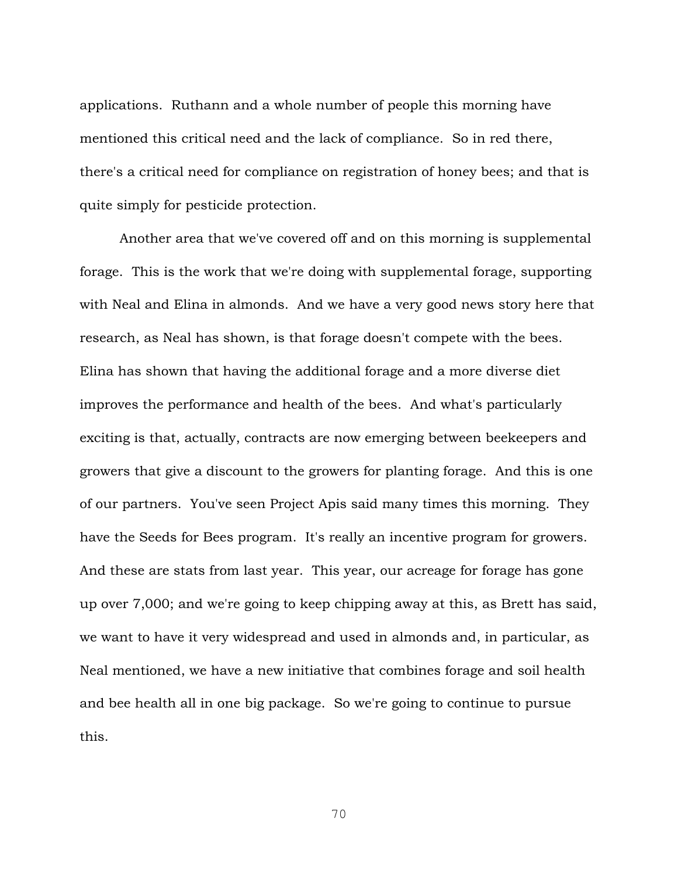applications. Ruthann and a whole number of people this morning have mentioned this critical need and the lack of compliance. So in red there, there's a critical need for compliance on registration of honey bees; and that is quite simply for pesticide protection.

Another area that we've covered off and on this morning is supplemental forage. This is the work that we're doing with supplemental forage, supporting with Neal and Elina in almonds. And we have a very good news story here that research, as Neal has shown, is that forage doesn't compete with the bees. Elina has shown that having the additional forage and a more diverse diet improves the performance and health of the bees. And what's particularly exciting is that, actually, contracts are now emerging between beekeepers and growers that give a discount to the growers for planting forage. And this is one of our partners. You've seen Project Apis said many times this morning. They have the Seeds for Bees program. It's really an incentive program for growers. And these are stats from last year. This year, our acreage for forage has gone up over 7,000; and we're going to keep chipping away at this, as Brett has said, we want to have it very widespread and used in almonds and, in particular, as Neal mentioned, we have a new initiative that combines forage and soil health and bee health all in one big package. So we're going to continue to pursue this.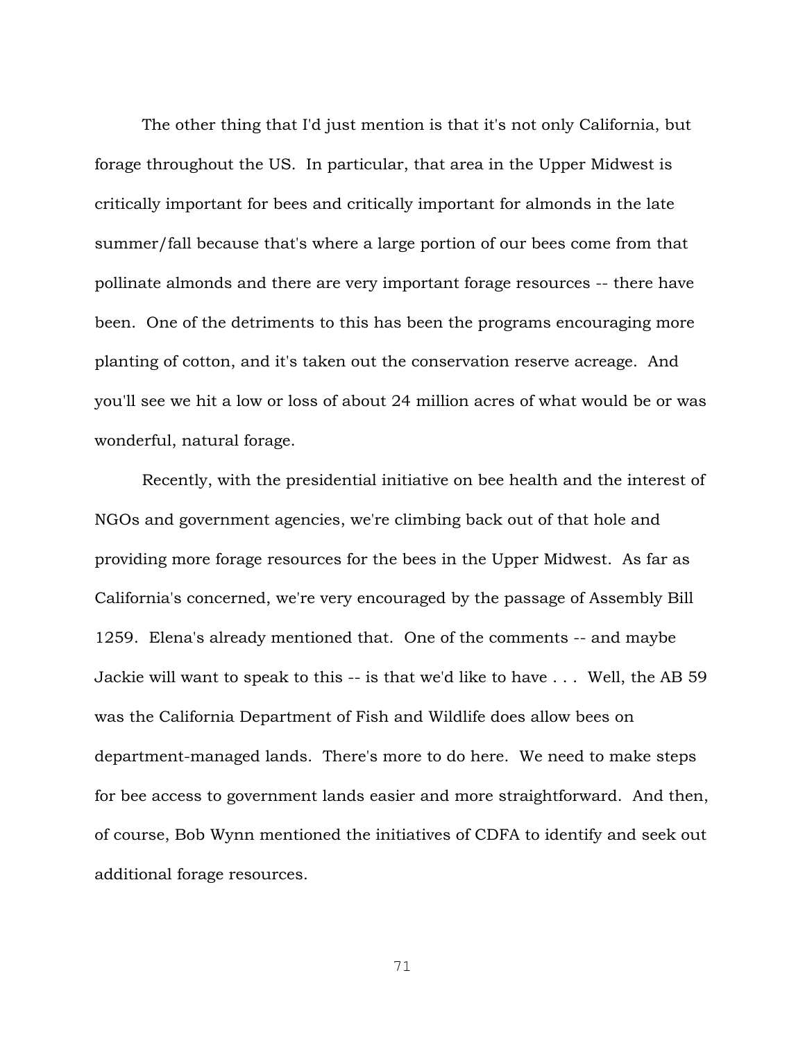The other thing that I'd just mention is that it's not only California, but forage throughout the US. In particular, that area in the Upper Midwest is critically important for bees and critically important for almonds in the late summer/fall because that's where a large portion of our bees come from that pollinate almonds and there are very important forage resources -- there have been. One of the detriments to this has been the programs encouraging more planting of cotton, and it's taken out the conservation reserve acreage. And you'll see we hit a low or loss of about 24 million acres of what would be or was wonderful, natural forage.

Recently, with the presidential initiative on bee health and the interest of NGOs and government agencies, we're climbing back out of that hole and providing more forage resources for the bees in the Upper Midwest. As far as California's concerned, we're very encouraged by the passage of Assembly Bill 1259. Elena's already mentioned that. One of the comments -- and maybe Jackie will want to speak to this -- is that we'd like to have . . . Well, the AB 59 was the California Department of Fish and Wildlife does allow bees on department-managed lands. There's more to do here. We need to make steps for bee access to government lands easier and more straightforward. And then, of course, Bob Wynn mentioned the initiatives of CDFA to identify and seek out additional forage resources.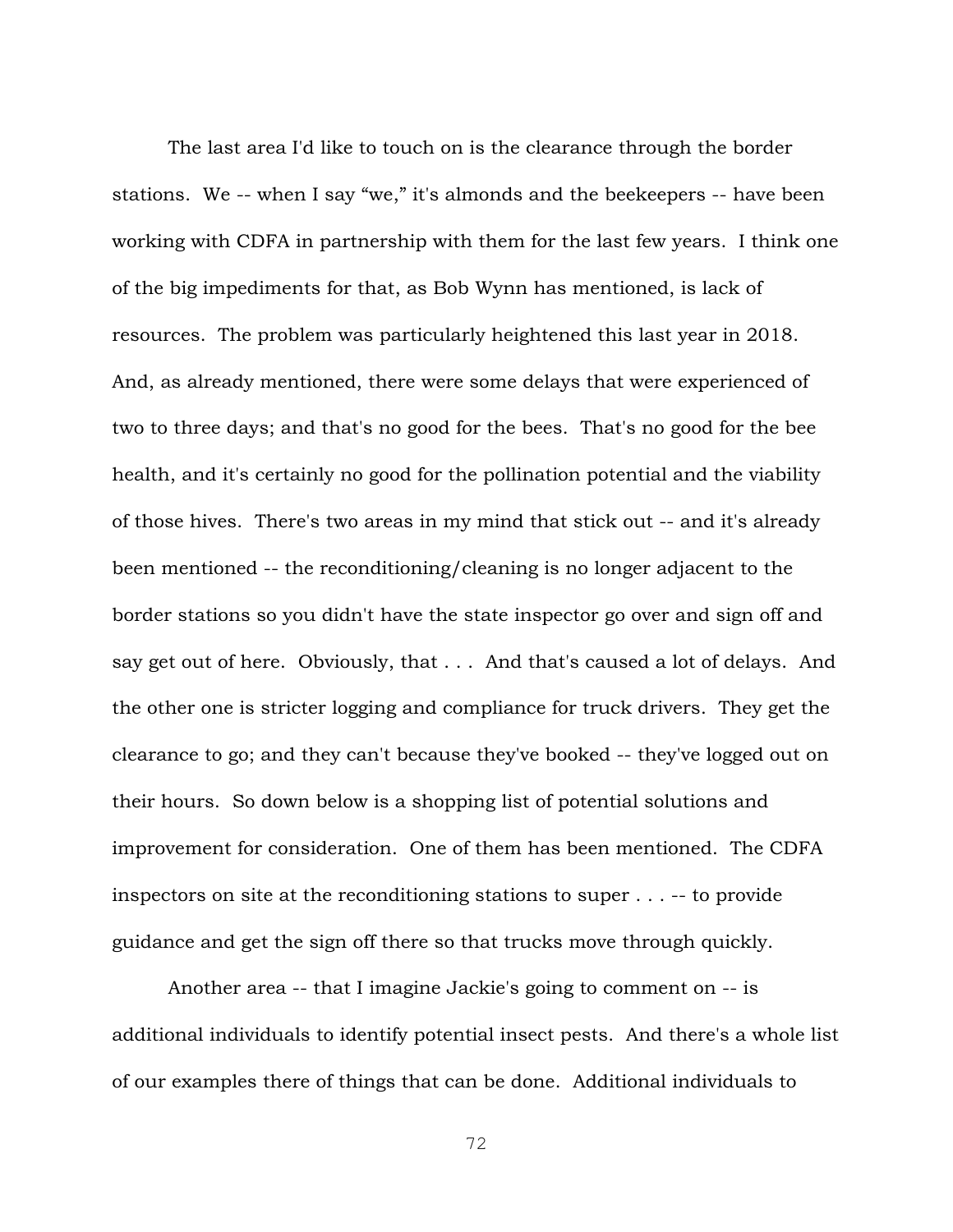The last area I'd like to touch on is the clearance through the border stations. We -- when I say "we," it's almonds and the beekeepers -- have been working with CDFA in partnership with them for the last few years. I think one of the big impediments for that, as Bob Wynn has mentioned, is lack of resources. The problem was particularly heightened this last year in 2018. And, as already mentioned, there were some delays that were experienced of two to three days; and that's no good for the bees. That's no good for the bee health, and it's certainly no good for the pollination potential and the viability of those hives. There's two areas in my mind that stick out -- and it's already been mentioned -- the reconditioning/cleaning is no longer adjacent to the border stations so you didn't have the state inspector go over and sign off and say get out of here. Obviously, that . . . And that's caused a lot of delays. And the other one is stricter logging and compliance for truck drivers. They get the clearance to go; and they can't because they've booked -- they've logged out on their hours. So down below is a shopping list of potential solutions and improvement for consideration. One of them has been mentioned. The CDFA inspectors on site at the reconditioning stations to super . . . -- to provide guidance and get the sign off there so that trucks move through quickly.

Another area -- that I imagine Jackie's going to comment on -- is additional individuals to identify potential insect pests. And there's a whole list of our examples there of things that can be done. Additional individuals to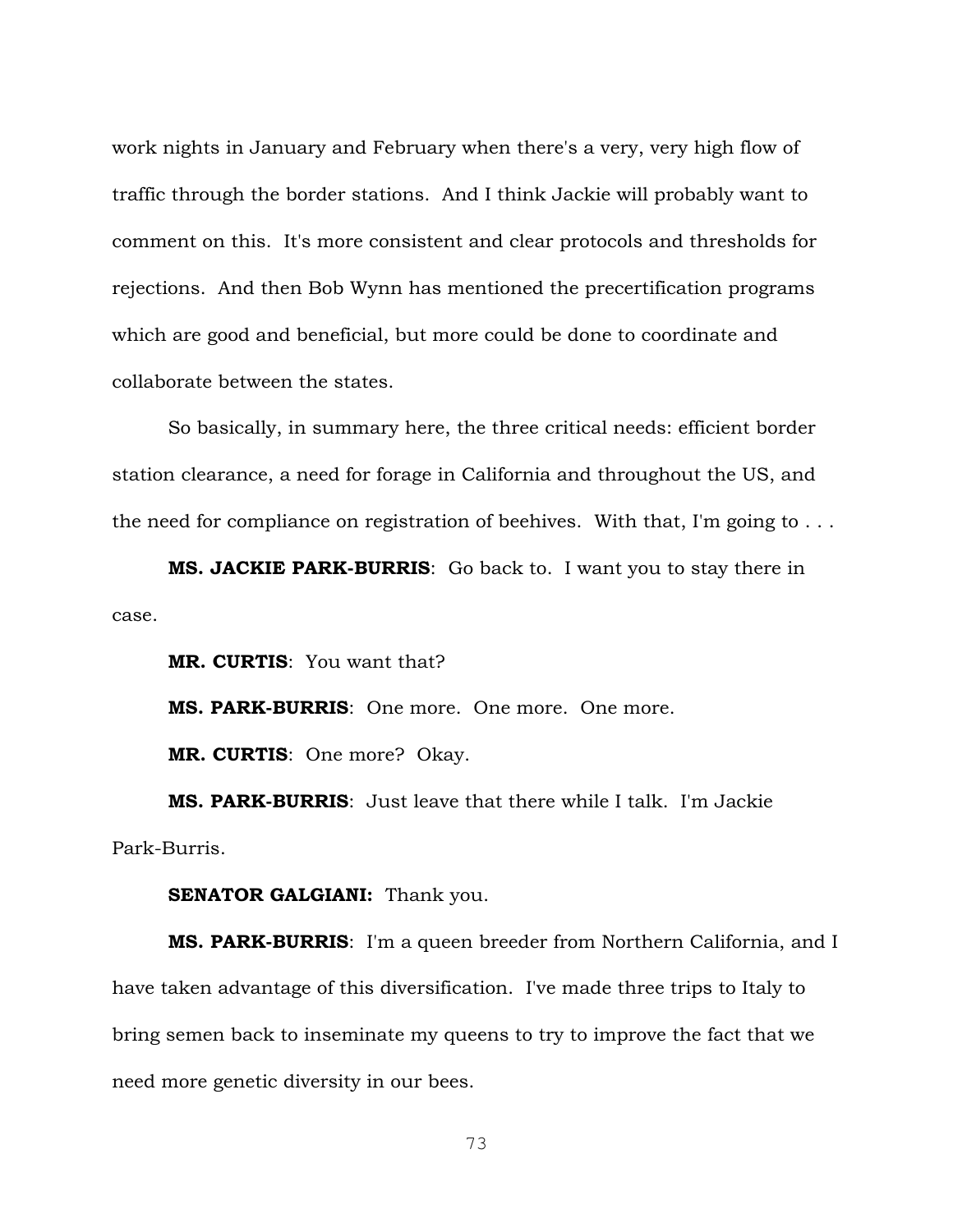work nights in January and February when there's a very, very high flow of traffic through the border stations. And I think Jackie will probably want to comment on this. It's more consistent and clear protocols and thresholds for rejections. And then Bob Wynn has mentioned the precertification programs which are good and beneficial, but more could be done to coordinate and collaborate between the states.

So basically, in summary here, the three critical needs: efficient border station clearance, a need for forage in California and throughout the US, and the need for compliance on registration of beehives. With that, I'm going to . . .

**MS. JACKIE PARK-BURRIS**: Go back to. I want you to stay there in case.

**MR. CURTIS**: You want that?

**MS. PARK-BURRIS**: One more. One more. One more.

**MR. CURTIS**: One more? Okay.

**MS. PARK-BURRIS**: Just leave that there while I talk. I'm Jackie Park-Burris.

**SENATOR GALGIANI:** Thank you.

**MS. PARK-BURRIS**: I'm a queen breeder from Northern California, and I have taken advantage of this diversification. I've made three trips to Italy to bring semen back to inseminate my queens to try to improve the fact that we need more genetic diversity in our bees.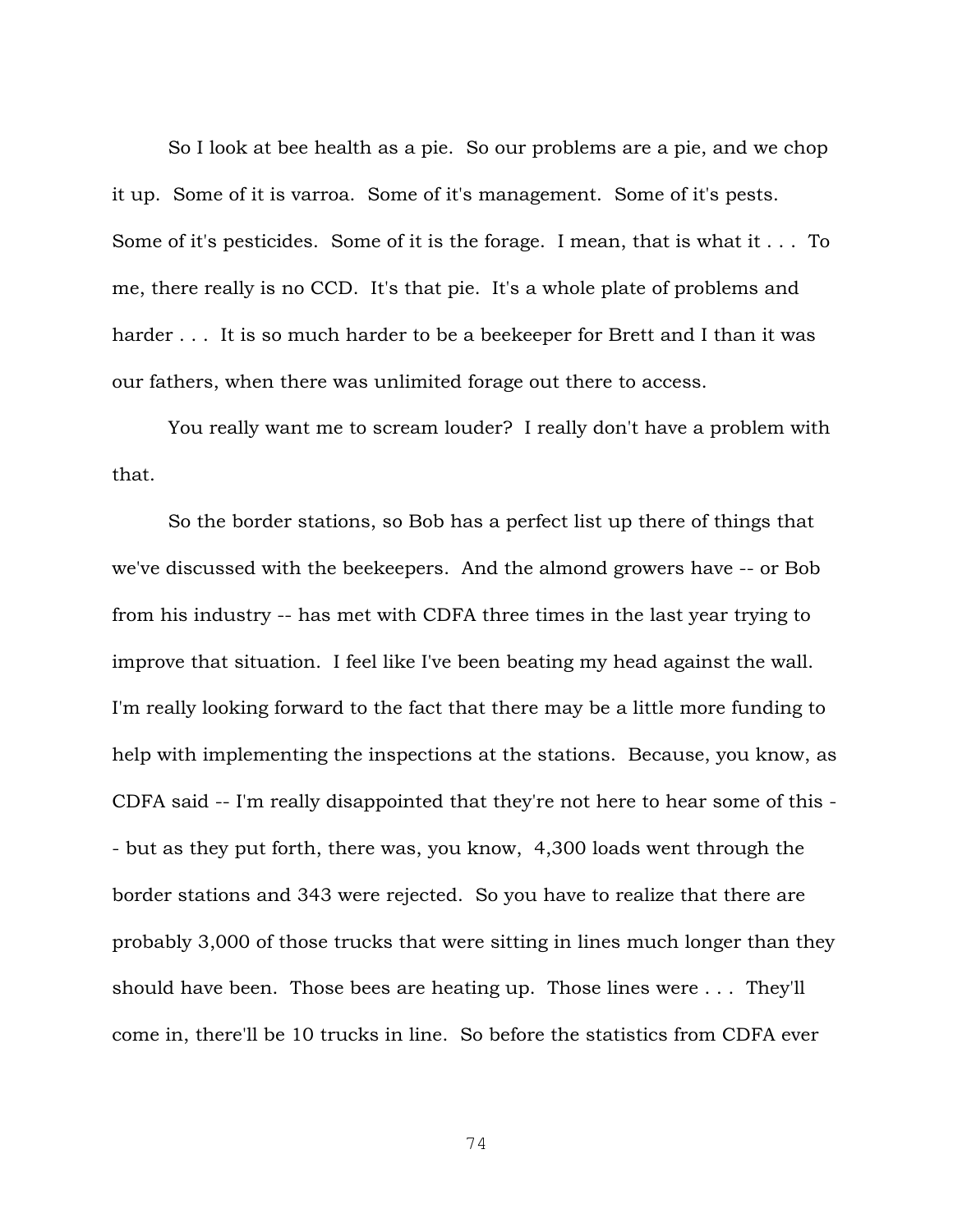So I look at bee health as a pie. So our problems are a pie, and we chop it up. Some of it is varroa. Some of it's management. Some of it's pests. Some of it's pesticides. Some of it is the forage. I mean, that is what it . . . To me, there really is no CCD. It's that pie. It's a whole plate of problems and harder . . . It is so much harder to be a beekeeper for Brett and I than it was our fathers, when there was unlimited forage out there to access.

You really want me to scream louder? I really don't have a problem with that.

So the border stations, so Bob has a perfect list up there of things that we've discussed with the beekeepers. And the almond growers have -- or Bob from his industry -- has met with CDFA three times in the last year trying to improve that situation. I feel like I've been beating my head against the wall. I'm really looking forward to the fact that there may be a little more funding to help with implementing the inspections at the stations. Because, you know, as CDFA said -- I'm really disappointed that they're not here to hear some of this -- but as they put forth, there was, you know, 4,300 loads went through the border stations and 343 were rejected. So you have to realize that there are probably 3,000 of those trucks that were sitting in lines much longer than they should have been. Those bees are heating up. Those lines were . . . They'll come in, there'll be 10 trucks in line. So before the statistics from CDFA ever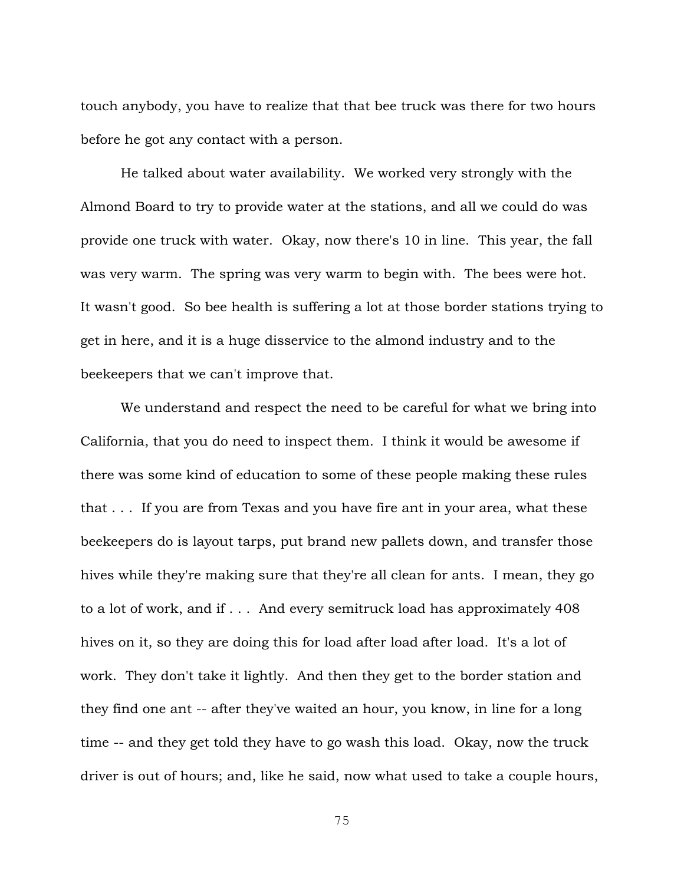touch anybody, you have to realize that that bee truck was there for two hours before he got any contact with a person.

He talked about water availability. We worked very strongly with the Almond Board to try to provide water at the stations, and all we could do was provide one truck with water. Okay, now there's 10 in line. This year, the fall was very warm. The spring was very warm to begin with. The bees were hot. It wasn't good. So bee health is suffering a lot at those border stations trying to get in here, and it is a huge disservice to the almond industry and to the beekeepers that we can't improve that.

We understand and respect the need to be careful for what we bring into California, that you do need to inspect them. I think it would be awesome if there was some kind of education to some of these people making these rules that . . . If you are from Texas and you have fire ant in your area, what these beekeepers do is layout tarps, put brand new pallets down, and transfer those hives while they're making sure that they're all clean for ants. I mean, they go to a lot of work, and if . . . And every semitruck load has approximately 408 hives on it, so they are doing this for load after load after load. It's a lot of work. They don't take it lightly. And then they get to the border station and they find one ant -- after they've waited an hour, you know, in line for a long time -- and they get told they have to go wash this load. Okay, now the truck driver is out of hours; and, like he said, now what used to take a couple hours,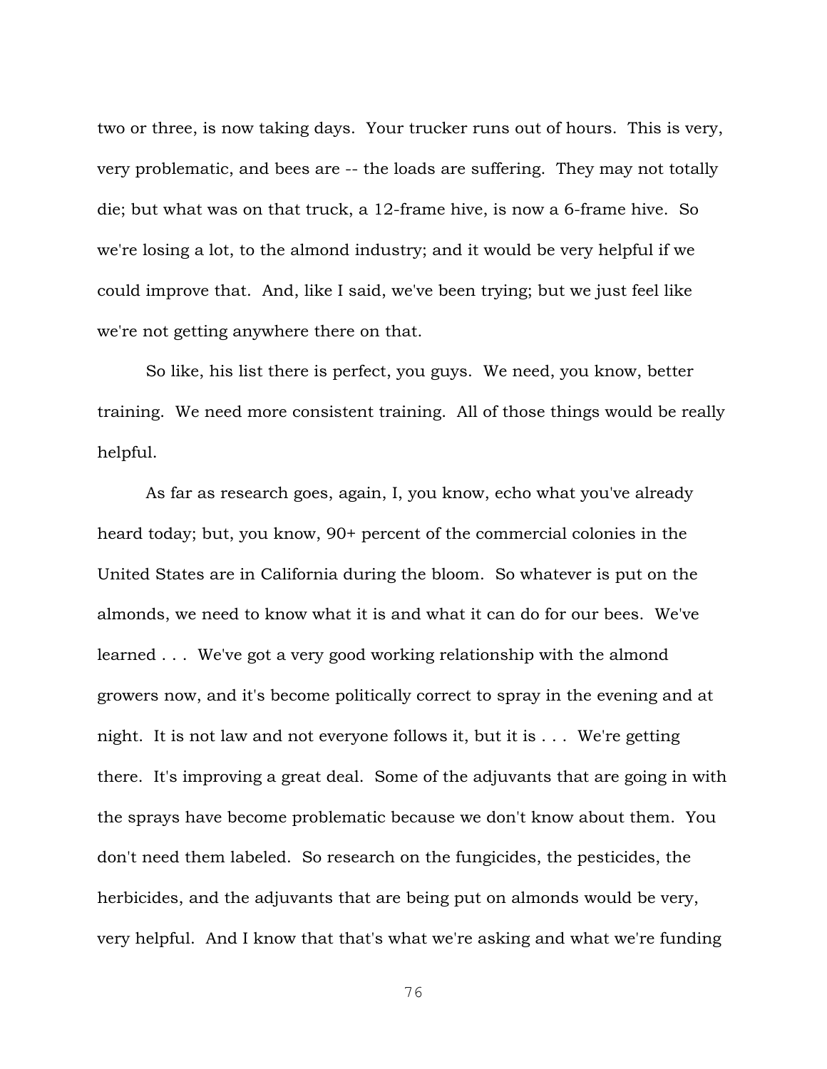two or three, is now taking days. Your trucker runs out of hours. This is very, very problematic, and bees are -- the loads are suffering. They may not totally die; but what was on that truck, a 12-frame hive, is now a 6-frame hive. So we're losing a lot, to the almond industry; and it would be very helpful if we could improve that. And, like I said, we've been trying; but we just feel like we're not getting anywhere there on that.

So like, his list there is perfect, you guys. We need, you know, better training. We need more consistent training. All of those things would be really helpful.

As far as research goes, again, I, you know, echo what you've already heard today; but, you know, 90+ percent of the commercial colonies in the United States are in California during the bloom. So whatever is put on the almonds, we need to know what it is and what it can do for our bees. We've learned . . . We've got a very good working relationship with the almond growers now, and it's become politically correct to spray in the evening and at night. It is not law and not everyone follows it, but it is . . . We're getting there. It's improving a great deal. Some of the adjuvants that are going in with the sprays have become problematic because we don't know about them. You don't need them labeled. So research on the fungicides, the pesticides, the herbicides, and the adjuvants that are being put on almonds would be very, very helpful. And I know that that's what we're asking and what we're funding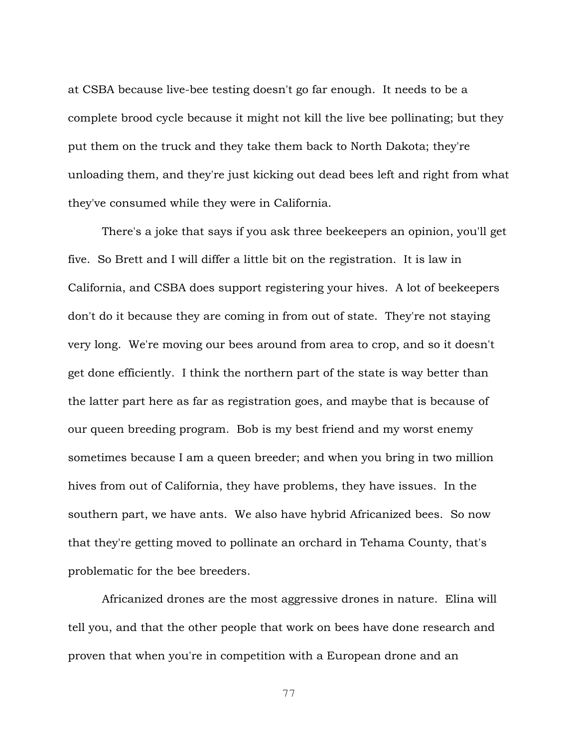at CSBA because live-bee testing doesn't go far enough. It needs to be a complete brood cycle because it might not kill the live bee pollinating; but they put them on the truck and they take them back to North Dakota; they're unloading them, and they're just kicking out dead bees left and right from what they've consumed while they were in California.

There's a joke that says if you ask three beekeepers an opinion, you'll get five. So Brett and I will differ a little bit on the registration. It is law in California, and CSBA does support registering your hives. A lot of beekeepers don't do it because they are coming in from out of state. They're not staying very long. We're moving our bees around from area to crop, and so it doesn't get done efficiently. I think the northern part of the state is way better than the latter part here as far as registration goes, and maybe that is because of our queen breeding program. Bob is my best friend and my worst enemy sometimes because I am a queen breeder; and when you bring in two million hives from out of California, they have problems, they have issues. In the southern part, we have ants. We also have hybrid Africanized bees. So now that they're getting moved to pollinate an orchard in Tehama County, that's problematic for the bee breeders.

Africanized drones are the most aggressive drones in nature. Elina will tell you, and that the other people that work on bees have done research and proven that when you're in competition with a European drone and an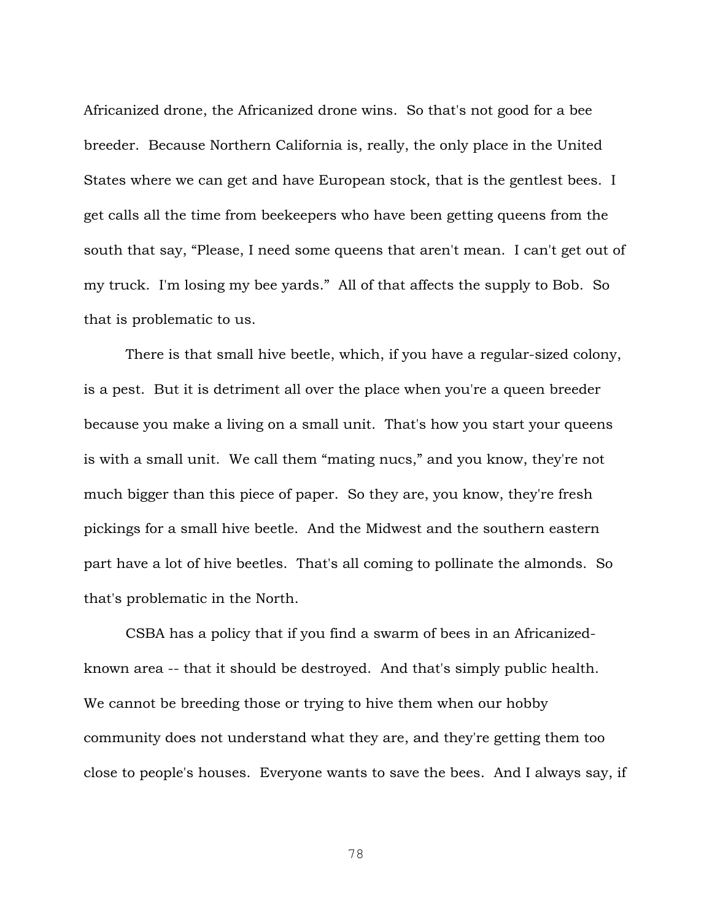Africanized drone, the Africanized drone wins. So that's not good for a bee breeder. Because Northern California is, really, the only place in the United States where we can get and have European stock, that is the gentlest bees. I get calls all the time from beekeepers who have been getting queens from the south that say, "Please, I need some queens that aren't mean. I can't get out of my truck. I'm losing my bee yards." All of that affects the supply to Bob. So that is problematic to us.

There is that small hive beetle, which, if you have a regular-sized colony, is a pest. But it is detriment all over the place when you're a queen breeder because you make a living on a small unit. That's how you start your queens is with a small unit. We call them "mating nucs," and you know, they're not much bigger than this piece of paper. So they are, you know, they're fresh pickings for a small hive beetle. And the Midwest and the southern eastern part have a lot of hive beetles. That's all coming to pollinate the almonds. So that's problematic in the North.

CSBA has a policy that if you find a swarm of bees in an Africanized-known area -- that it should be destroyed. And that's simply public health. We cannot be breeding those or trying to hive them when our hobby community does not understand what they are, and they're getting them too close to people's houses. Everyone wants to save the bees. And I always say, if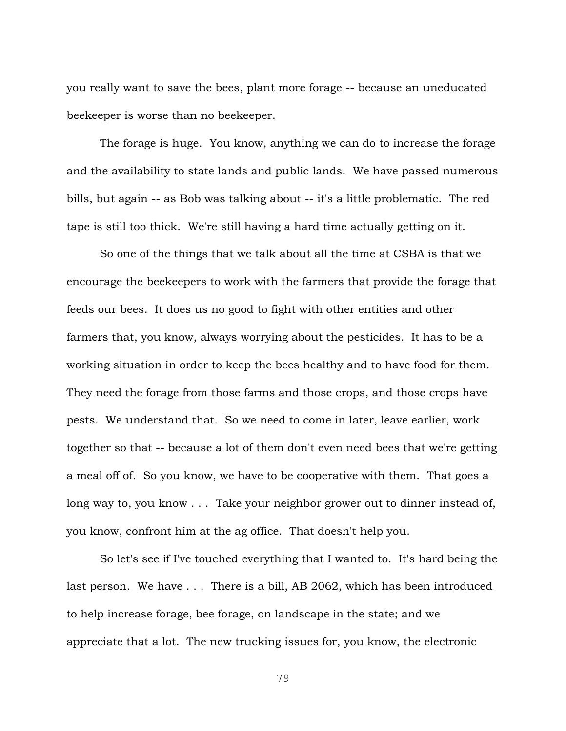you really want to save the bees, plant more forage -- because an uneducated beekeeper is worse than no beekeeper.

The forage is huge. You know, anything we can do to increase the forage and the availability to state lands and public lands. We have passed numerous bills, but again -- as Bob was talking about -- it's a little problematic. The red tape is still too thick. We're still having a hard time actually getting on it.

So one of the things that we talk about all the time at CSBA is that we encourage the beekeepers to work with the farmers that provide the forage that feeds our bees. It does us no good to fight with other entities and other farmers that, you know, always worrying about the pesticides. It has to be a working situation in order to keep the bees healthy and to have food for them. They need the forage from those farms and those crops, and those crops have pests. We understand that. So we need to come in later, leave earlier, work together so that -- because a lot of them don't even need bees that we're getting a meal off of. So you know, we have to be cooperative with them. That goes a long way to, you know . . . Take your neighbor grower out to dinner instead of, you know, confront him at the ag office. That doesn't help you.

So let's see if I've touched everything that I wanted to. It's hard being the last person. We have . . . There is a bill, AB 2062, which has been introduced to help increase forage, bee forage, on landscape in the state; and we appreciate that a lot. The new trucking issues for, you know, the electronic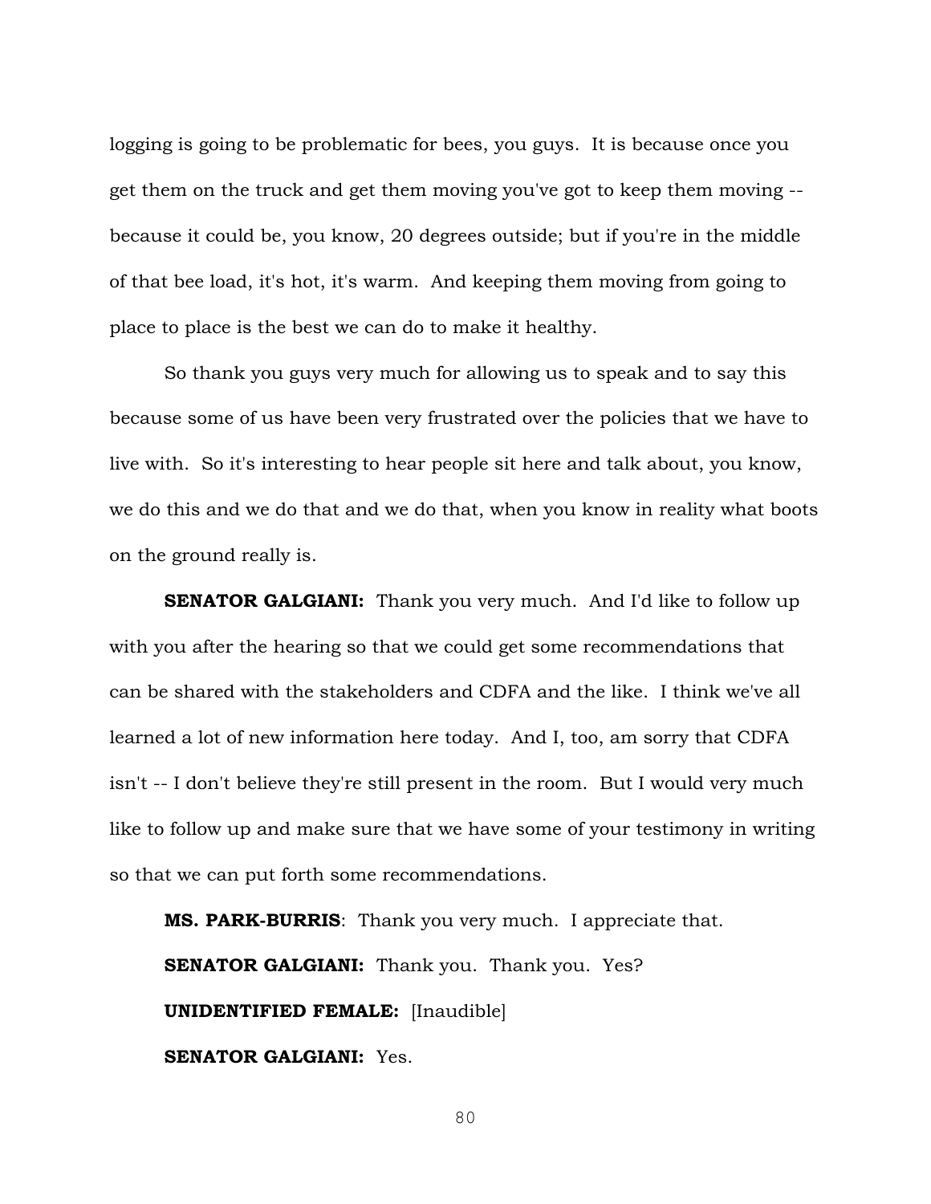logging is going to be problematic for bees, you guys. It is because once you get them on the truck and get them moving you've got to keep them moving -- because it could be, you know, 20 degrees outside; but if you're in the middle of that bee load, it's hot, it's warm. And keeping them moving from going to place to place is the best we can do to make it healthy.

So thank you guys very much for allowing us to speak and to say this because some of us have been very frustrated over the policies that we have to live with. So it's interesting to hear people sit here and talk about, you know, we do this and we do that and we do that, when you know in reality what boots on the ground really is.

**SENATOR GALGIANI:** Thank you very much. And I'd like to follow up with you after the hearing so that we could get some recommendations that can be shared with the stakeholders and CDFA and the like. I think we've all learned a lot of new information here today. And I, too, am sorry that CDFA isn't -- I don't believe they're still present in the room. But I would very much like to follow up and make sure that we have some of your testimony in writing so that we can put forth some recommendations.

**MS. PARK-BURRIS**: Thank you very much. I appreciate that.

**SENATOR GALGIANI:** Thank you. Thank you. Yes?

**UNIDENTIFIED FEMALE:** [Inaudible]

**SENATOR GALGIANI:** Yes.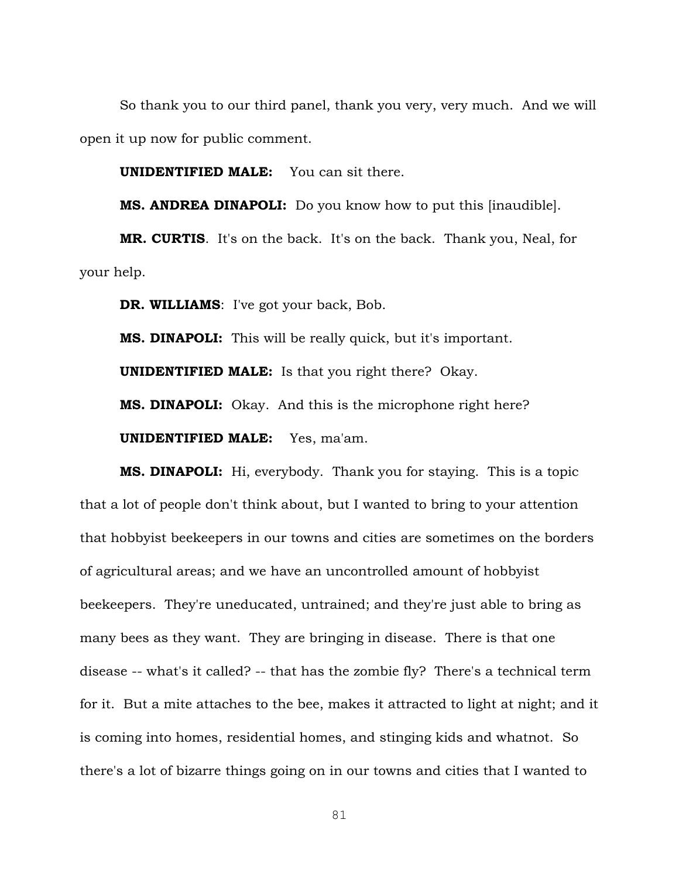So thank you to our third panel, thank you very, very much. And we will open it up now for public comment.

**UNIDENTIFIED MALE:** You can sit there.

**MS. ANDREA DINAPOLI:** Do you know how to put this [inaudible].

**MR. CURTIS**. It's on the back. It's on the back. Thank you, Neal, for your help.

**DR. WILLIAMS**: I've got your back, Bob.

**MS. DINAPOLI:** This will be really quick, but it's important.

**UNIDENTIFIED MALE:** Is that you right there? Okay.

**MS. DINAPOLI:** Okay. And this is the microphone right here?

**UNIDENTIFIED MALE:** Yes, ma'am.

**MS. DINAPOLI:** Hi, everybody. Thank you for staying. This is a topic that a lot of people don't think about, but I wanted to bring to your attention that hobbyist beekeepers in our towns and cities are sometimes on the borders of agricultural areas; and we have an uncontrolled amount of hobbyist beekeepers. They're uneducated, untrained; and they're just able to bring as many bees as they want. They are bringing in disease. There is that one disease -- what's it called? -- that has the zombie fly? There's a technical term for it. But a mite attaches to the bee, makes it attracted to light at night; and it is coming into homes, residential homes, and stinging kids and whatnot. So there's a lot of bizarre things going on in our towns and cities that I wanted to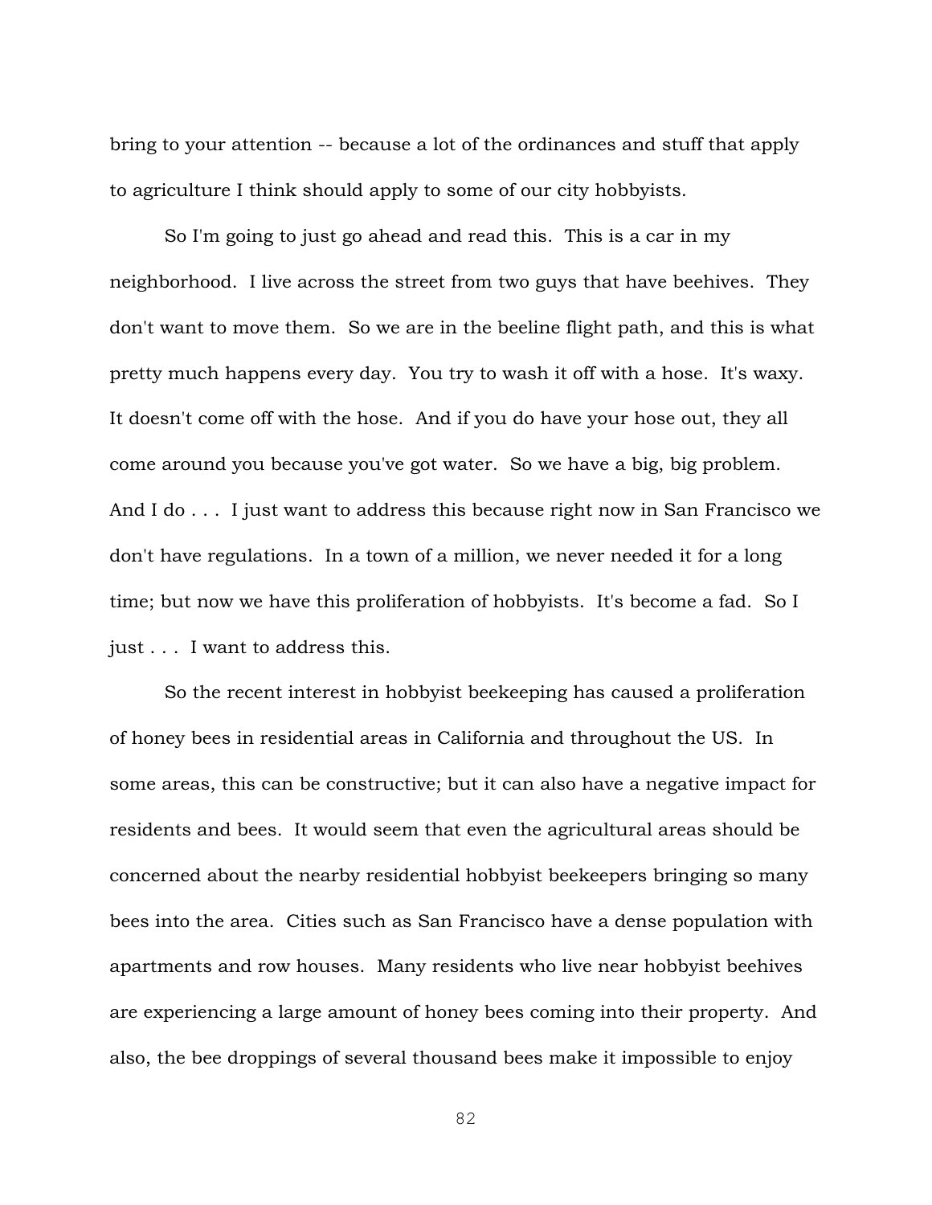bring to your attention -- because a lot of the ordinances and stuff that apply to agriculture I think should apply to some of our city hobbyists.

So I'm going to just go ahead and read this. This is a car in my neighborhood. I live across the street from two guys that have beehives. They don't want to move them. So we are in the beeline flight path, and this is what pretty much happens every day. You try to wash it off with a hose. It's waxy. It doesn't come off with the hose. And if you do have your hose out, they all come around you because you've got water. So we have a big, big problem. And I do . . . I just want to address this because right now in San Francisco we don't have regulations. In a town of a million, we never needed it for a long time; but now we have this proliferation of hobbyists. It's become a fad. So I just . . . I want to address this.

So the recent interest in hobbyist beekeeping has caused a proliferation of honey bees in residential areas in California and throughout the US. In some areas, this can be constructive; but it can also have a negative impact for residents and bees. It would seem that even the agricultural areas should be concerned about the nearby residential hobbyist beekeepers bringing so many bees into the area. Cities such as San Francisco have a dense population with apartments and row houses. Many residents who live near hobbyist beehives are experiencing a large amount of honey bees coming into their property. And also, the bee droppings of several thousand bees make it impossible to enjoy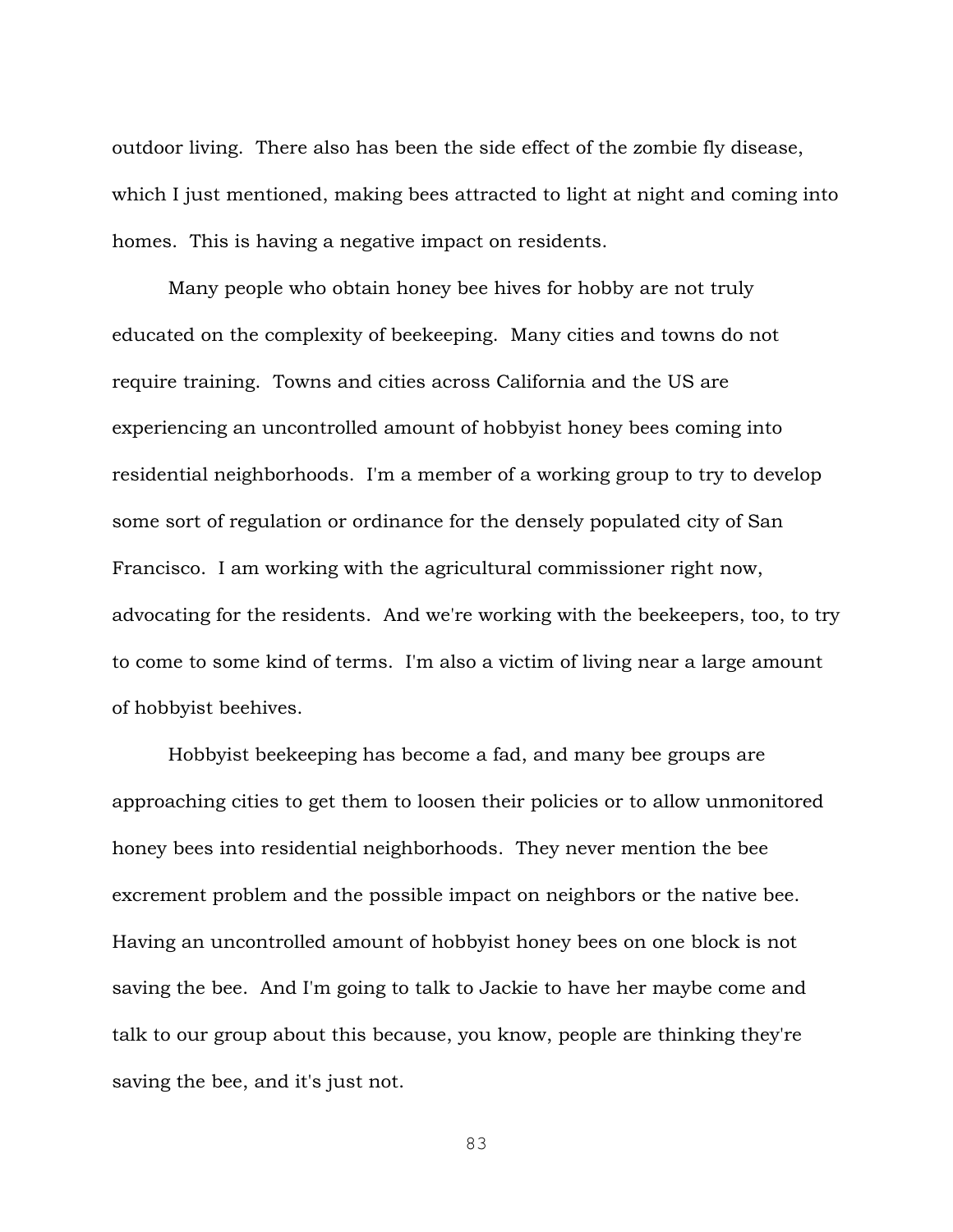outdoor living. There also has been the side effect of the zombie fly disease, which I just mentioned, making bees attracted to light at night and coming into homes. This is having a negative impact on residents.

Many people who obtain honey bee hives for hobby are not truly educated on the complexity of beekeeping. Many cities and towns do not require training. Towns and cities across California and the US are experiencing an uncontrolled amount of hobbyist honey bees coming into residential neighborhoods. I'm a member of a working group to try to develop some sort of regulation or ordinance for the densely populated city of San Francisco. I am working with the agricultural commissioner right now, advocating for the residents. And we're working with the beekeepers, too, to try to come to some kind of terms. I'm also a victim of living near a large amount of hobbyist beehives.

Hobbyist beekeeping has become a fad, and many bee groups are approaching cities to get them to loosen their policies or to allow unmonitored honey bees into residential neighborhoods. They never mention the bee excrement problem and the possible impact on neighbors or the native bee. Having an uncontrolled amount of hobbyist honey bees on one block is not saving the bee. And I'm going to talk to Jackie to have her maybe come and talk to our group about this because, you know, people are thinking they're saving the bee, and it's just not.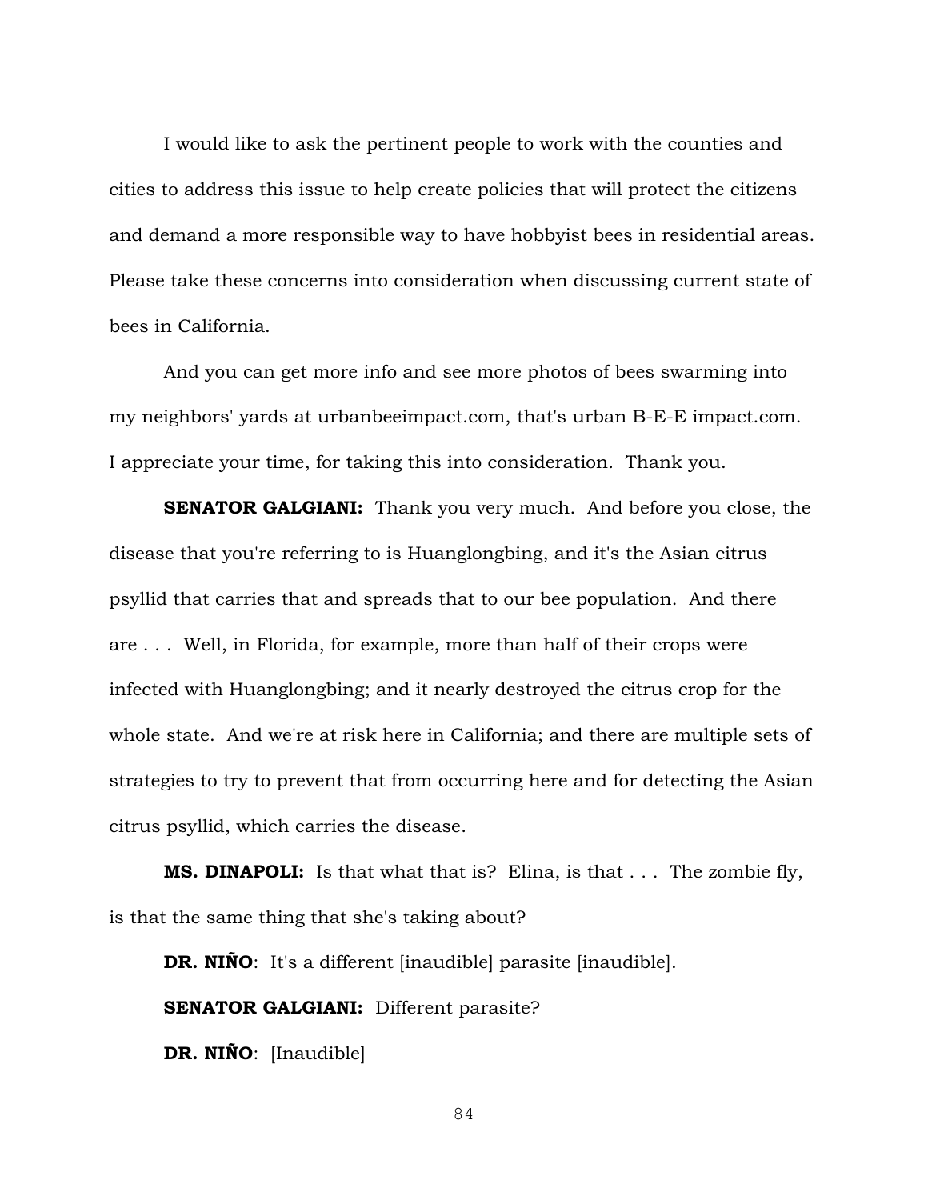I would like to ask the pertinent people to work with the counties and cities to address this issue to help create policies that will protect the citizens and demand a more responsible way to have hobbyist bees in residential areas. Please take these concerns into consideration when discussing current state of bees in California.

And you can get more info and see more photos of bees swarming into my neighbors' yards at urbanbeeimpact.com, that's urban B-E-E impact.com. I appreciate your time, for taking this into consideration. Thank you.

**SENATOR GALGIANI:** Thank you very much. And before you close, the disease that you're referring to is Huanglongbing, and it's the Asian citrus psyllid that carries that and spreads that to our bee population. And there are . . . Well, in Florida, for example, more than half of their crops were infected with Huanglongbing; and it nearly destroyed the citrus crop for the whole state. And we're at risk here in California; and there are multiple sets of strategies to try to prevent that from occurring here and for detecting the Asian citrus psyllid, which carries the disease.

**MS. DINAPOLI:** Is that what that is? Elina, is that . . . The zombie fly, is that the same thing that she's taking about?

**DR. NIÑO**: It's a different [inaudible] parasite [inaudible].

**SENATOR GALGIANI:** Different parasite?

**DR. NIÑO**: [Inaudible]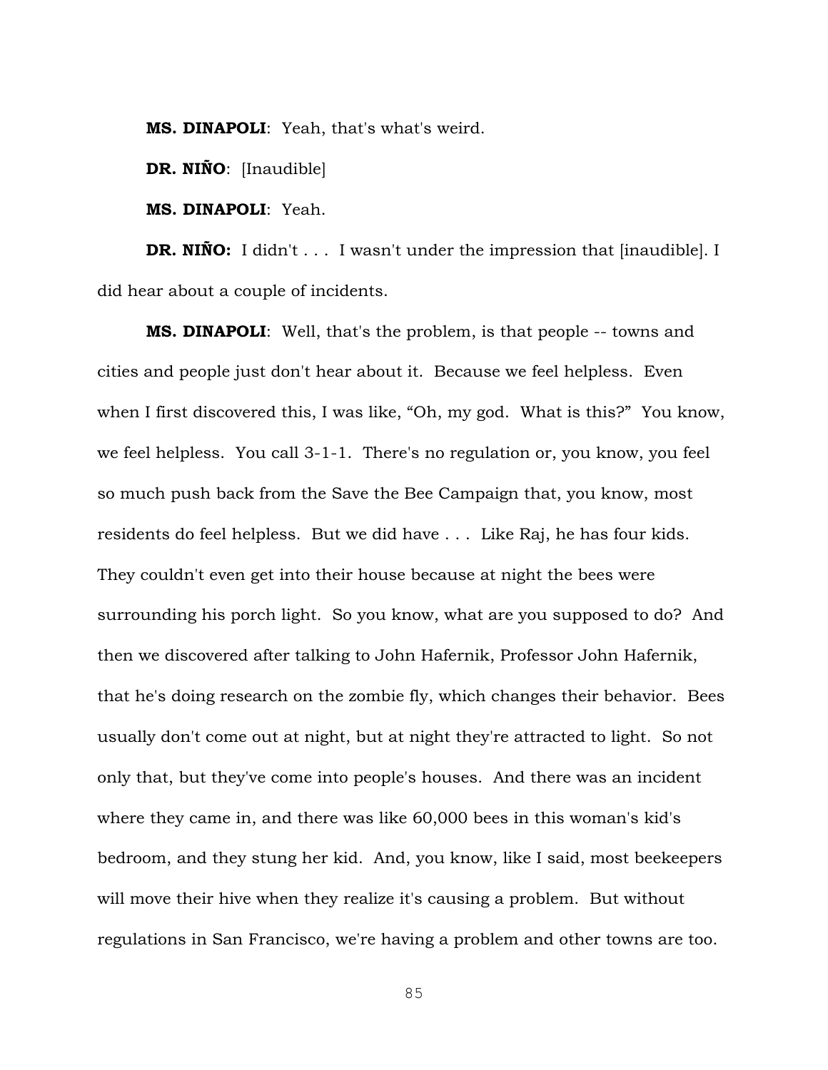**MS. DINAPOLI**: Yeah, that's what's weird.

**DR. NIÑO**: [Inaudible]

**MS. DINAPOLI**: Yeah.

**DR. NIÑO:** I didn't . . . I wasn't under the impression that [inaudible]. I did hear about a couple of incidents.

**MS. DINAPOLI**: Well, that's the problem, is that people -- towns and cities and people just don't hear about it. Because we feel helpless. Even when I first discovered this, I was like, "Oh, my god. What is this?" You know, we feel helpless. You call 3-1-1. There's no regulation or, you know, you feel so much push back from the Save the Bee Campaign that, you know, most residents do feel helpless. But we did have . . . Like Raj, he has four kids. They couldn't even get into their house because at night the bees were surrounding his porch light. So you know, what are you supposed to do? And then we discovered after talking to John Hafernik, Professor John Hafernik, that he's doing research on the zombie fly, which changes their behavior. Bees usually don't come out at night, but at night they're attracted to light. So not only that, but they've come into people's houses. And there was an incident where they came in, and there was like 60,000 bees in this woman's kid's bedroom, and they stung her kid. And, you know, like I said, most beekeepers will move their hive when they realize it's causing a problem. But without regulations in San Francisco, we're having a problem and other towns are too.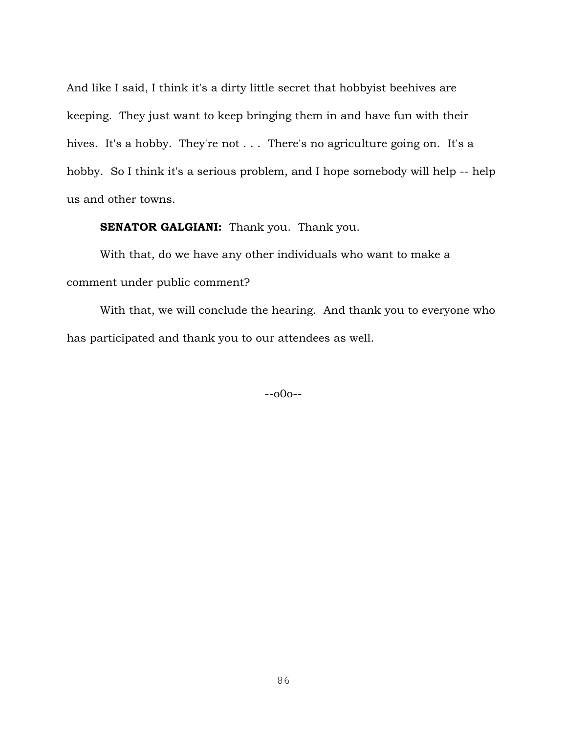And like I said, I think it's a dirty little secret that hobbyist beehives are keeping. They just want to keep bringing them in and have fun with their hives. It's a hobby. They're not . . . There's no agriculture going on. It's a hobby. So I think it's a serious problem, and I hope somebody will help -- help us and other towns.

**SENATOR GALGIANI:** Thank you. Thank you.

With that, do we have any other individuals who want to make a comment under public comment?

With that, we will conclude the hearing. And thank you to everyone who has participated and thank you to our attendees as well.

--o0o--